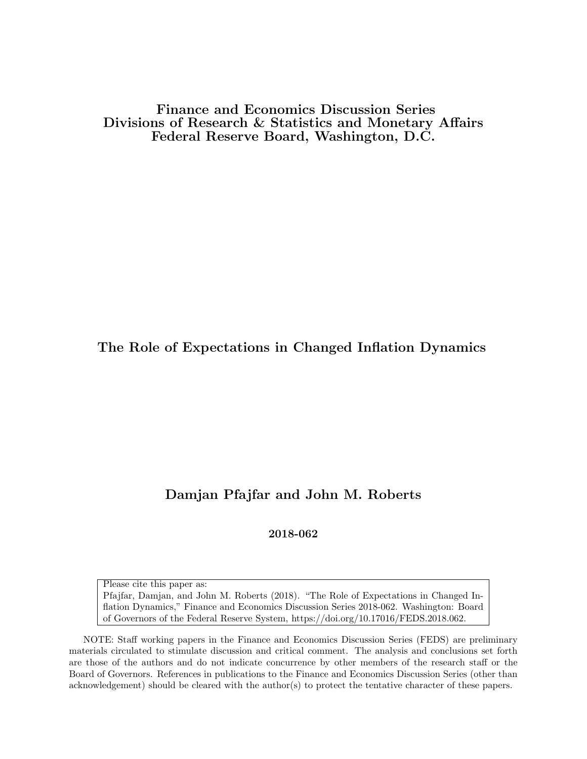**Finance and Economics Discussion Series**
**Divisions of Research & Statistics and Monetary Affairs**
**Federal Reserve Board, Washington, D.C.**

# The Role of Expectations in Changed Inflation Dynamics

**Damjan Pfajfar and John M. Roberts**

**2018-062**

Please cite this paper as:
Pfajfar, Damjan, and John M. Roberts (2018). "The Role of Expectations in Changed Inflation Dynamics," Finance and Economics Discussion Series 2018-062. Washington: Board of Governors of the Federal Reserve System, https://doi.org/10.17016/FEDS.2018.062.

NOTE: Staff working papers in the Finance and Economics Discussion Series (FEDS) are preliminary materials circulated to stimulate discussion and critical comment. The analysis and conclusions set forth are those of the authors and do not indicate concurrence by other members of the research staff or the Board of Governors. References in publications to the Finance and Economics Discussion Series (other than acknowledgement) should be cleared with the author(s) to protect the tentative character of these papers.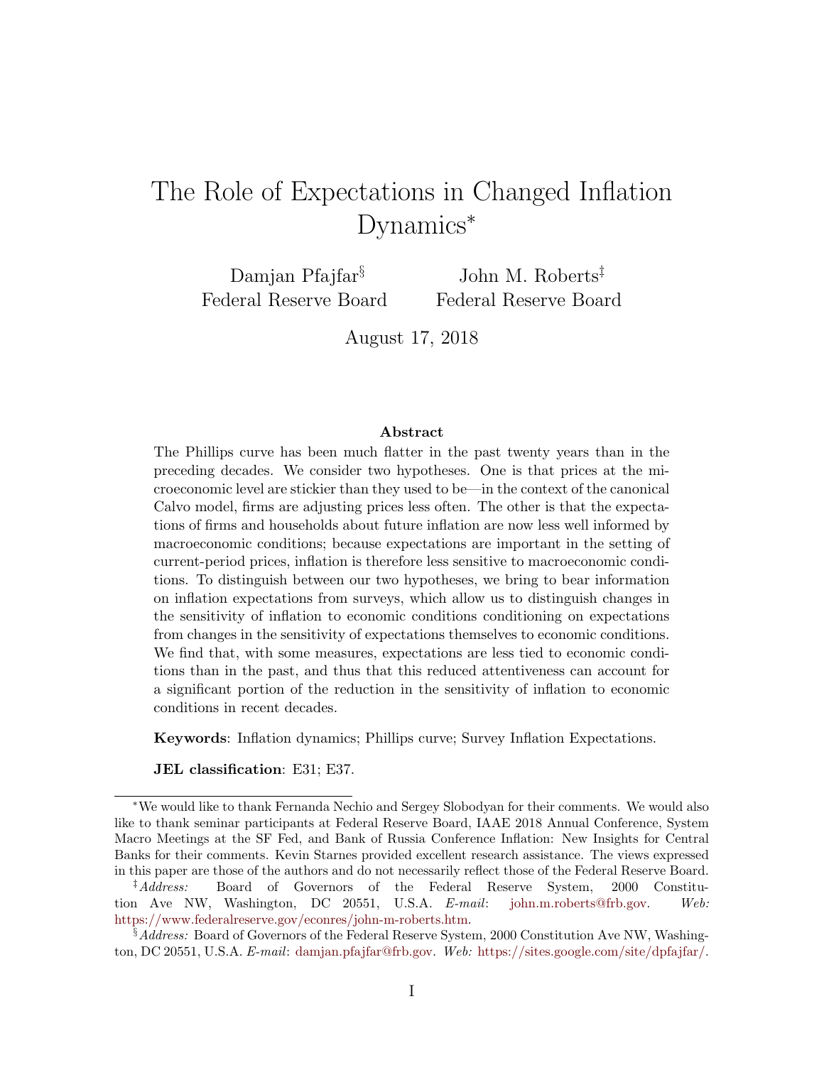# The Role of Expectations in Changed Inflation Dynamics*

Damjan Pfajfar[§]
Federal Reserve Board

John M. Roberts[‡]
Federal Reserve Board

August 17, 2018

### Abstract

The Phillips curve has been much flatter in the past twenty years than in the preceding decades. We consider two hypotheses. One is that prices at the microeconomic level are stickier than they used to be—in the context of the canonical Calvo model, firms are adjusting prices less often. The other is that the expectations of firms and households about future inflation are now less well informed by macroeconomic conditions; because expectations are important in the setting of current-period prices, inflation is therefore less sensitive to macroeconomic conditions. To distinguish between our two hypotheses, we bring to bear information on inflation expectations from surveys, which allow us to distinguish changes in the sensitivity of inflation to economic conditions conditioning on expectations from changes in the sensitivity of expectations themselves to economic conditions. We find that, with some measures, expectations are less tied to economic conditions than in the past, and thus that this reduced attentiveness can account for a significant portion of the reduction in the sensitivity of inflation to economic conditions in recent decades.

**Keywords**: Inflation dynamics; Phillips curve; Survey Inflation Expectations.

**JEL classification**: E31; E37.

---

*We would like to thank Fernanda Nechio and Sergey Slobodyan for their comments. We would also like to thank seminar participants at Federal Reserve Board, IAAE 2018 Annual Conference, System Macro Meetings at the SF Fed, and Bank of Russia Conference Inflation: New Insights for Central Banks for their comments. Kevin Starnes provided excellent research assistance. The views expressed in this paper are those of the authors and do not necessarily reflect those of the Federal Reserve Board.

[‡] *Address:* Board of Governors of the Federal Reserve System, 2000 Constitution Ave NW, Washington, DC 20551, U.S.A. *E-mail*: john.m.roberts@frb.gov. *Web:* https://www.federalreserve.gov/econres/john-m-roberts.htm.

[§] *Address:* Board of Governors of the Federal Reserve System, 2000 Constitution Ave NW, Washington, DC 20551, U.S.A. *E-mail*: damjan.pfajfar@frb.gov. *Web:* https://sites.google.com/site/dpfajfar/.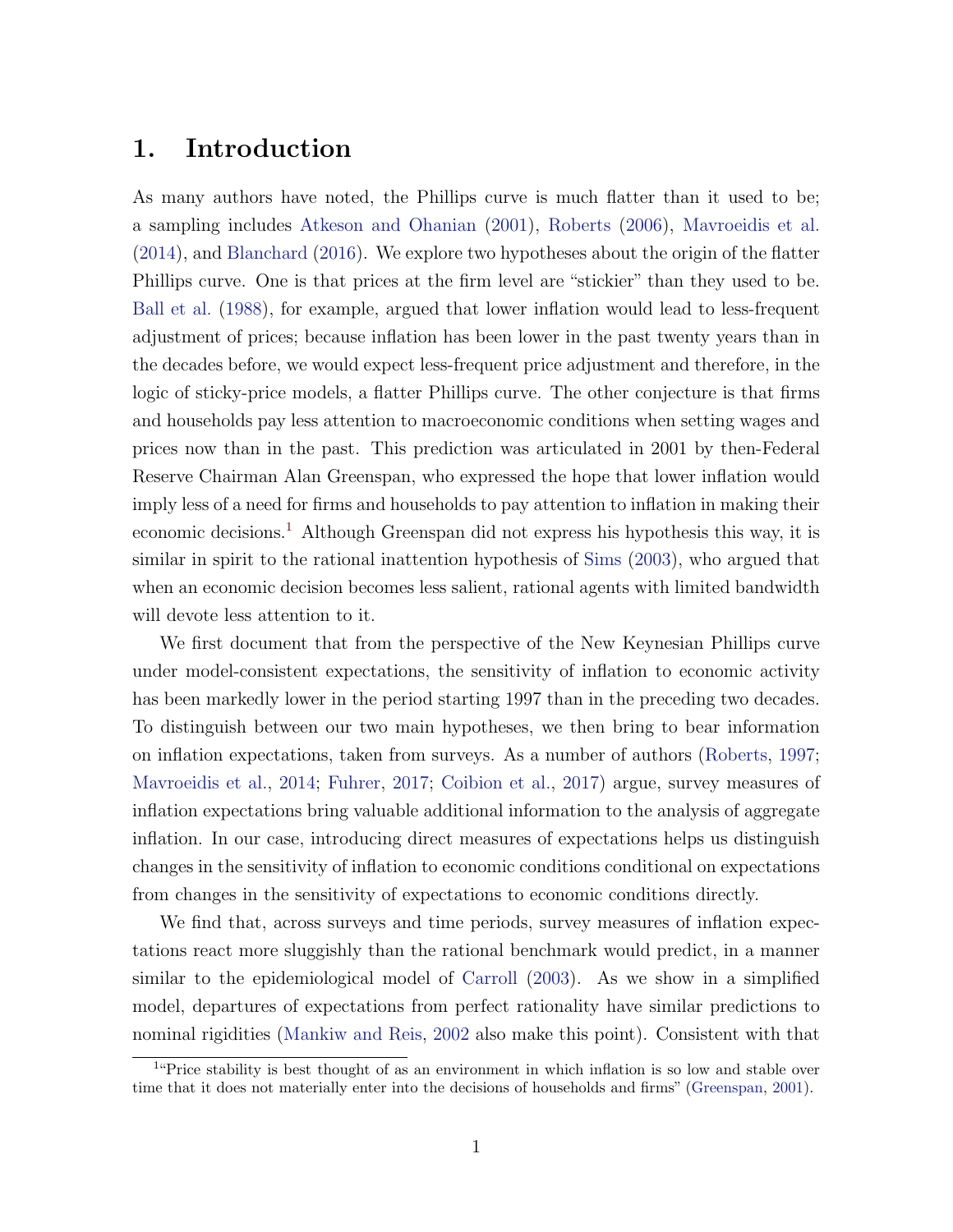# 1. Introduction

As many authors have noted, the Phillips curve is much flatter than it used to be; a sampling includes Atkeson and Ohanian (2001), Roberts (2006), Mavroeidis et al. (2014), and Blanchard (2016). We explore two hypotheses about the origin of the flatter Phillips curve. One is that prices at the firm level are "stickier" than they used to be. Ball et al. (1988), for example, argued that lower inflation would lead to less-frequent adjustment of prices; because inflation has been lower in the past twenty years than in the decades before, we would expect less-frequent price adjustment and therefore, in the logic of sticky-price models, a flatter Phillips curve. The other conjecture is that firms and households pay less attention to macroeconomic conditions when setting wages and prices now than in the past. This prediction was articulated in 2001 by then-Federal Reserve Chairman Alan Greenspan, who expressed the hope that lower inflation would imply less of a need for firms and households to pay attention to inflation in making their economic decisions.[1] Although Greenspan did not express his hypothesis this way, it is similar in spirit to the rational inattention hypothesis of Sims (2003), who argued that when an economic decision becomes less salient, rational agents with limited bandwidth will devote less attention to it.

We first document that from the perspective of the New Keynesian Phillips curve under model-consistent expectations, the sensitivity of inflation to economic activity has been markedly lower in the period starting 1997 than in the preceding two decades. To distinguish between our two main hypotheses, we then bring to bear information on inflation expectations, taken from surveys. As a number of authors (Roberts, 1997; Mavroeidis et al., 2014; Fuhrer, 2017; Coibion et al., 2017) argue, survey measures of inflation expectations bring valuable additional information to the analysis of aggregate inflation. In our case, introducing direct measures of expectations helps us distinguish changes in the sensitivity of inflation to economic conditions conditional on expectations from changes in the sensitivity of expectations to economic conditions directly.

We find that, across surveys and time periods, survey measures of inflation expectations react more sluggishly than the rational benchmark would predict, in a manner similar to the epidemiological model of Carroll (2003). As we show in a simplified model, departures of expectations from perfect rationality have similar predictions to nominal rigidities (Mankiw and Reis, 2002 also make this point). Consistent with that

[1] "Price stability is best thought of as an environment in which inflation is so low and stable over time that it does not materially enter into the decisions of households and firms" (Greenspan, 2001).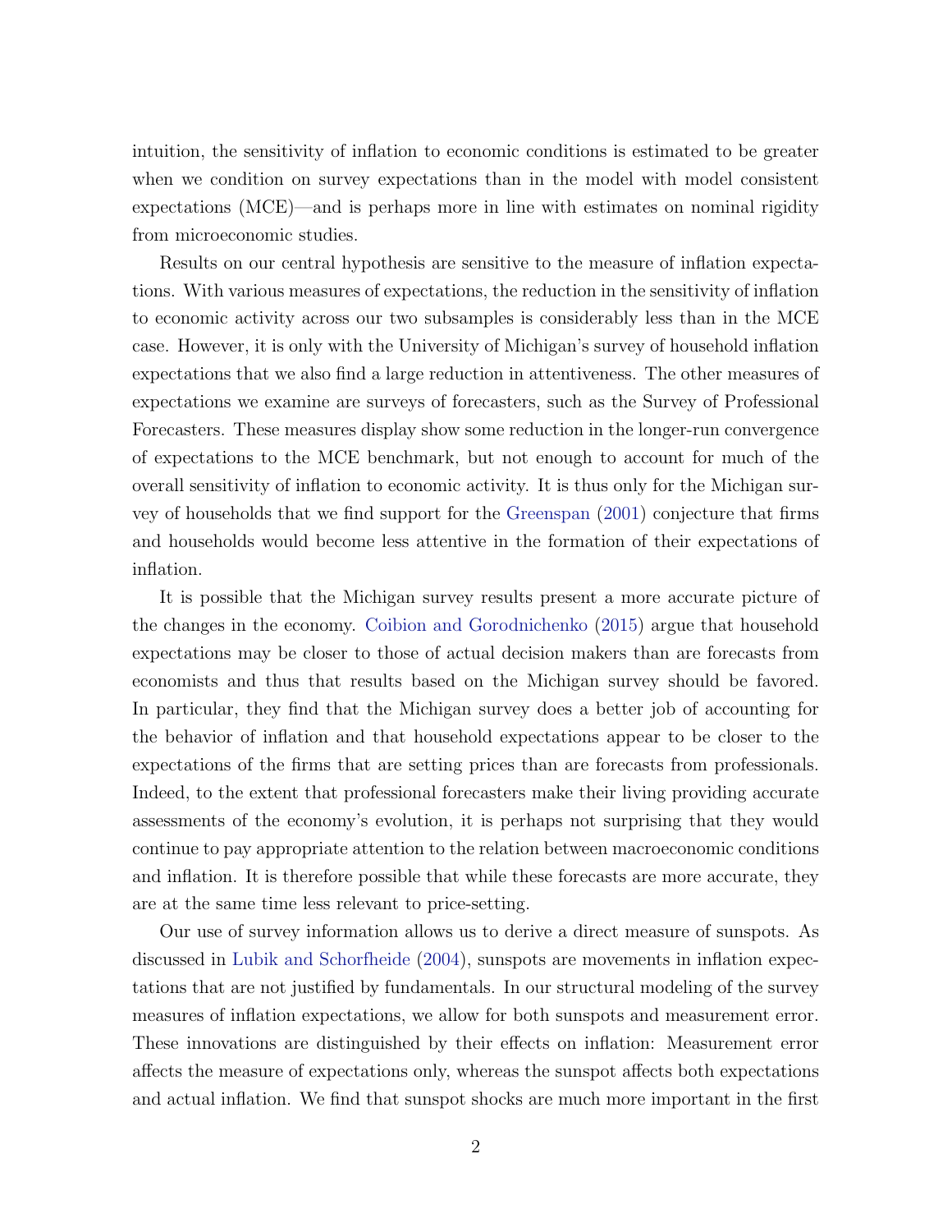intuition, the sensitivity of inflation to economic conditions is estimated to be greater when we condition on survey expectations than in the model with model consistent expectations (MCE)—and is perhaps more in line with estimates on nominal rigidity from microeconomic studies.

Results on our central hypothesis are sensitive to the measure of inflation expectations. With various measures of expectations, the reduction in the sensitivity of inflation to economic activity across our two subsamples is considerably less than in the MCE case. However, it is only with the University of Michigan's survey of household inflation expectations that we also find a large reduction in attentiveness. The other measures of expectations we examine are surveys of forecasters, such as the Survey of Professional Forecasters. These measures display show some reduction in the longer-run convergence of expectations to the MCE benchmark, but not enough to account for much of the overall sensitivity of inflation to economic activity. It is thus only for the Michigan survey of households that we find support for the Greenspan (2001) conjecture that firms and households would become less attentive in the formation of their expectations of inflation.

It is possible that the Michigan survey results present a more accurate picture of the changes in the economy. Coibion and Gorodnichenko (2015) argue that household expectations may be closer to those of actual decision makers than are forecasts from economists and thus that results based on the Michigan survey should be favored. In particular, they find that the Michigan survey does a better job of accounting for the behavior of inflation and that household expectations appear to be closer to the expectations of the firms that are setting prices than are forecasts from professionals. Indeed, to the extent that professional forecasters make their living providing accurate assessments of the economy's evolution, it is perhaps not surprising that they would continue to pay appropriate attention to the relation between macroeconomic conditions and inflation. It is therefore possible that while these forecasts are more accurate, they are at the same time less relevant to price-setting.

Our use of survey information allows us to derive a direct measure of sunspots. As discussed in Lubik and Schorfheide (2004), sunspots are movements in inflation expectations that are not justified by fundamentals. In our structural modeling of the survey measures of inflation expectations, we allow for both sunspots and measurement error. These innovations are distinguished by their effects on inflation: Measurement error affects the measure of expectations only, whereas the sunspot affects both expectations and actual inflation. We find that sunspot shocks are much more important in the first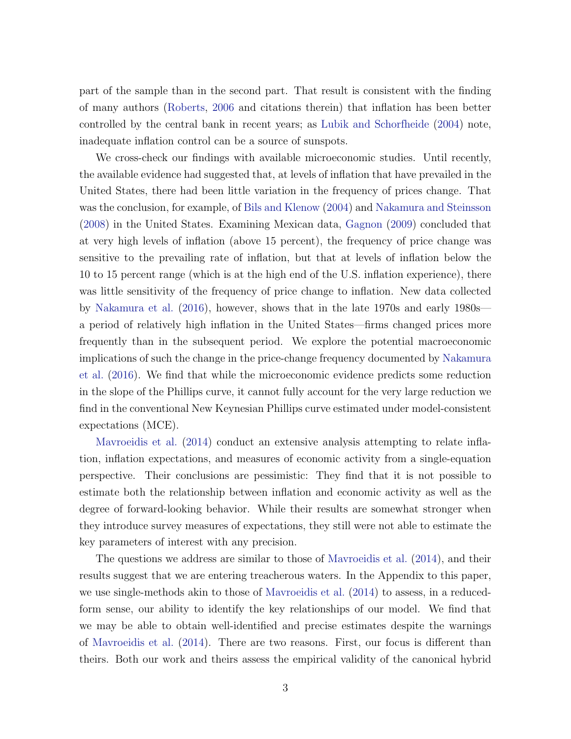part of the sample than in the second part. That result is consistent with the finding of many authors (Roberts, 2006 and citations therein) that inflation has been better controlled by the central bank in recent years; as Lubik and Schorfheide (2004) note, inadequate inflation control can be a source of sunspots.

We cross-check our findings with available microeconomic studies. Until recently, the available evidence had suggested that, at levels of inflation that have prevailed in the United States, there had been little variation in the frequency of prices change. That was the conclusion, for example, of Bils and Klenow (2004) and Nakamura and Steinsson (2008) in the United States. Examining Mexican data, Gagnon (2009) concluded that at very high levels of inflation (above 15 percent), the frequency of price change was sensitive to the prevailing rate of inflation, but that at levels of inflation below the 10 to 15 percent range (which is at the high end of the U.S. inflation experience), there was little sensitivity of the frequency of price change to inflation. New data collected by Nakamura et al. (2016), however, shows that in the late 1970s and early 1980s—a period of relatively high inflation in the United States—firms changed prices more frequently than in the subsequent period. We explore the potential macroeconomic implications of such the change in the price-change frequency documented by Nakamura et al. (2016). We find that while the microeconomic evidence predicts some reduction in the slope of the Phillips curve, it cannot fully account for the very large reduction we find in the conventional New Keynesian Phillips curve estimated under model-consistent expectations (MCE).

Mavroeidis et al. (2014) conduct an extensive analysis attempting to relate inflation, inflation expectations, and measures of economic activity from a single-equation perspective. Their conclusions are pessimistic: They find that it is not possible to estimate both the relationship between inflation and economic activity as well as the degree of forward-looking behavior. While their results are somewhat stronger when they introduce survey measures of expectations, they still were not able to estimate the key parameters of interest with any precision.

The questions we address are similar to those of Mavroeidis et al. (2014), and their results suggest that we are entering treacherous waters. In the Appendix to this paper, we use single-methods akin to those of Mavroeidis et al. (2014) to assess, in a reduced-form sense, our ability to identify the key relationships of our model. We find that we may be able to obtain well-identified and precise estimates despite the warnings of Mavroeidis et al. (2014). There are two reasons. First, our focus is different than theirs. Both our work and theirs assess the empirical validity of the canonical hybrid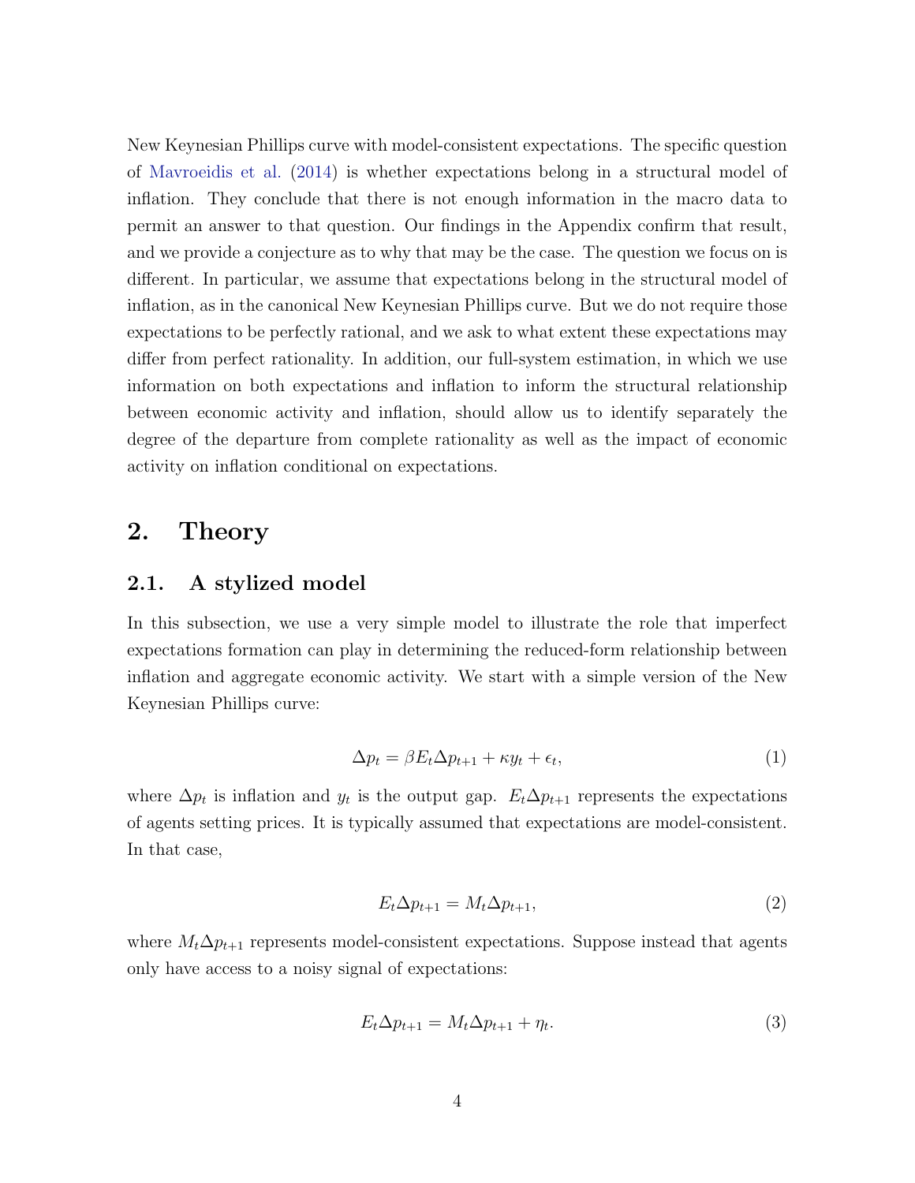New Keynesian Phillips curve with model-consistent expectations. The specific question of Mavroeidis et al. (2014) is whether expectations belong in a structural model of inflation. They conclude that there is not enough information in the macro data to permit an answer to that question. Our findings in the Appendix confirm that result, and we provide a conjecture as to why that may be the case. The question we focus on is different. In particular, we assume that expectations belong in the structural model of inflation, as in the canonical New Keynesian Phillips curve. But we do not require those expectations to be perfectly rational, and we ask to what extent these expectations may differ from perfect rationality. In addition, our full-system estimation, in which we use information on both expectations and inflation to inform the structural relationship between economic activity and inflation, should allow us to identify separately the degree of the departure from complete rationality as well as the impact of economic activity on inflation conditional on expectations.

## 2. Theory

### 2.1. A stylized model

In this subsection, we use a very simple model to illustrate the role that imperfect expectations formation can play in determining the reduced-form relationship between inflation and aggregate economic activity. We start with a simple version of the New Keynesian Phillips curve:

$$\Delta p_t = \beta E_t \Delta p_{t+1} + \kappa y_t + \epsilon_t, \tag{1}$$

where $\Delta p_t$ is inflation and $y_t$ is the output gap. $E_t \Delta p_{t+1}$ represents the expectations of agents setting prices. It is typically assumed that expectations are model-consistent. In that case,

$$E_t \Delta p_{t+1} = M_t \Delta p_{t+1}, \tag{2}$$

where $M_t \Delta p_{t+1}$ represents model-consistent expectations. Suppose instead that agents only have access to a noisy signal of expectations:

$$E_t \Delta p_{t+1} = M_t \Delta p_{t+1} + \eta_t. \tag{3}$$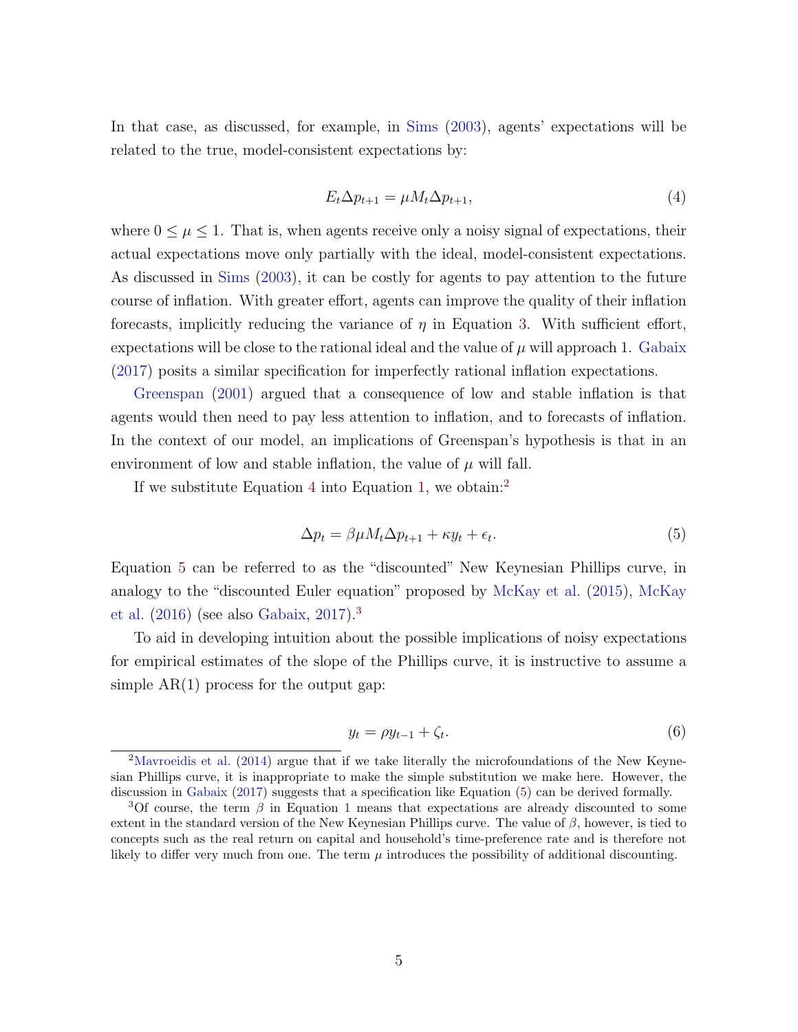In that case, as discussed, for example, in Sims (2003), agents' expectations will be related to the true, model-consistent expectations by:

$$E_t \Delta p_{t+1} = \mu M_t \Delta p_{t+1}, \tag{4}$$

where $0 \leq \mu \leq 1$. That is, when agents receive only a noisy signal of expectations, their actual expectations move only partially with the ideal, model-consistent expectations. As discussed in Sims (2003), it can be costly for agents to pay attention to the future course of inflation. With greater effort, agents can improve the quality of their inflation forecasts, implicitly reducing the variance of $\eta$ in Equation 3. With sufficient effort, expectations will be close to the rational ideal and the value of $\mu$ will approach 1. Gabaix (2017) posits a similar specification for imperfectly rational inflation expectations.

Greenspan (2001) argued that a consequence of low and stable inflation is that agents would then need to pay less attention to inflation, and to forecasts of inflation. In the context of our model, an implications of Greenspan's hypothesis is that in an environment of low and stable inflation, the value of $\mu$ will fall.

If we substitute Equation 4 into Equation 1, we obtain:[2]

$$\Delta p_t = \beta \mu M_t \Delta p_{t+1} + \kappa y_t + \epsilon_t. \tag{5}$$

Equation 5 can be referred to as the "discounted" New Keynesian Phillips curve, in analogy to the "discounted Euler equation" proposed by McKay et al. (2015), McKay et al. (2016) (see also Gabaix, 2017).[3]

To aid in developing intuition about the possible implications of noisy expectations for empirical estimates of the slope of the Phillips curve, it is instructive to assume a simple AR(1) process for the output gap:

$$y_t = \rho y_{t-1} + \zeta_t. \tag{6}$$

[2] Mavroeidis et al. (2014) argue that if we take literally the microfoundations of the New Keynesian Phillips curve, it is inappropriate to make the simple substitution we make here. However, the discussion in Gabaix (2017) suggests that a specification like Equation (5) can be derived formally.

[3] Of course, the term $\beta$ in Equation 1 means that expectations are already discounted to some extent in the standard version of the New Keynesian Phillips curve. The value of $\beta$, however, is tied to concepts such as the real return on capital and household's time-preference rate and is therefore not likely to differ very much from one. The term $\mu$ introduces the possibility of additional discounting.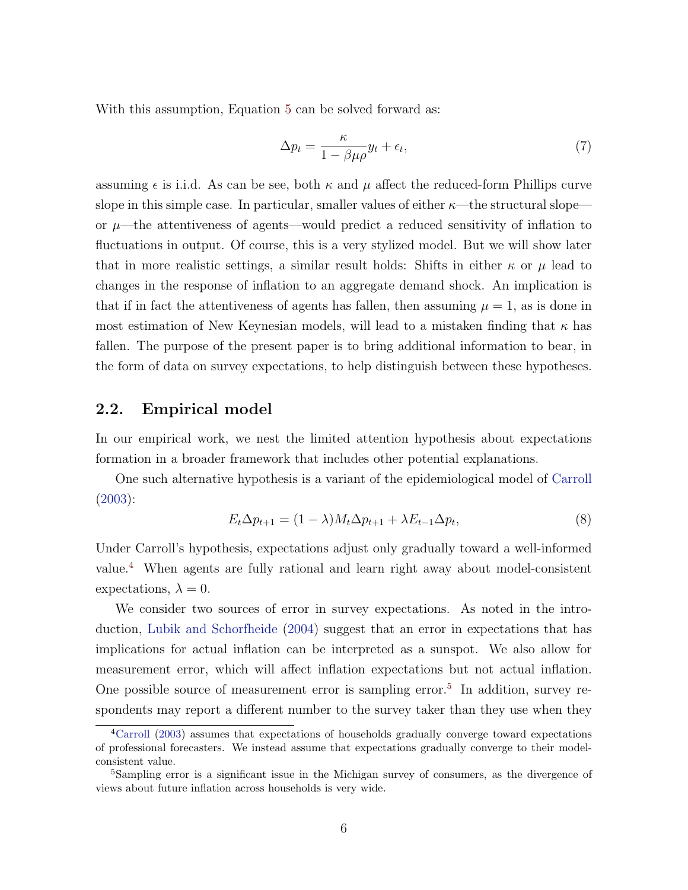With this assumption, Equation 5 can be solved forward as:

$$\Delta p_t = \frac{\kappa}{1 - \beta\mu\rho} y_t + \epsilon_t, \tag{7}$$

assuming $\epsilon$ is i.i.d. As can be see, both $\kappa$ and $\mu$ affect the reduced-form Phillips curve slope in this simple case. In particular, smaller values of either $\kappa$—the structural slope—or $\mu$—the attentiveness of agents—would predict a reduced sensitivity of inflation to fluctuations in output. Of course, this is a very stylized model. But we will show later that in more realistic settings, a similar result holds: Shifts in either $\kappa$ or $\mu$ lead to changes in the response of inflation to an aggregate demand shock. An implication is that if in fact the attentiveness of agents has fallen, then assuming $\mu = 1$, as is done in most estimation of New Keynesian models, will lead to a mistaken finding that $\kappa$ has fallen. The purpose of the present paper is to bring additional information to bear, in the form of data on survey expectations, to help distinguish between these hypotheses.

## 2.2. Empirical model

In our empirical work, we nest the limited attention hypothesis about expectations formation in a broader framework that includes other potential explanations.

One such alternative hypothesis is a variant of the epidemiological model of Carroll (2003):

$$E_t \Delta p_{t+1} = (1 - \lambda) M_t \Delta p_{t+1} + \lambda E_{t-1} \Delta p_t, \tag{8}$$

Under Carroll's hypothesis, expectations adjust only gradually toward a well-informed value.[4] When agents are fully rational and learn right away about model-consistent expectations, $\lambda = 0$.

We consider two sources of error in survey expectations. As noted in the introduction, Lubik and Schorfheide (2004) suggest that an error in expectations that has implications for actual inflation can be interpreted as a sunspot. We also allow for measurement error, which will affect inflation expectations but not actual inflation. One possible source of measurement error is sampling error.[5] In addition, survey respondents may report a different number to the survey taker than they use when they

[4] Carroll (2003) assumes that expectations of households gradually converge toward expectations of professional forecasters. We instead assume that expectations gradually converge to their model-consistent value.

[5] Sampling error is a significant issue in the Michigan survey of consumers, as the divergence of views about future inflation across households is very wide.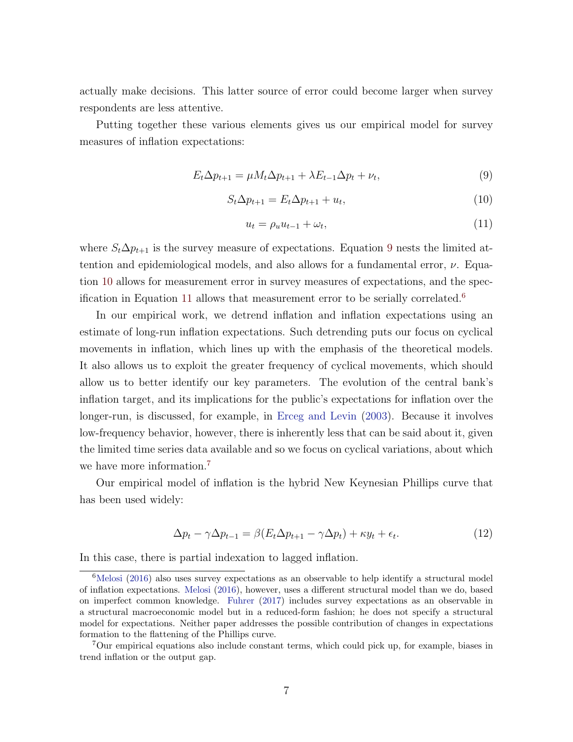actually make decisions. This latter source of error could become larger when survey respondents are less attentive.

Putting together these various elements gives us our empirical model for survey measures of inflation expectations:

$$E_t \Delta p_{t+1} = \mu M_t \Delta p_{t+1} + \lambda E_{t-1} \Delta p_t + \nu_t, \tag{9}$$

$$S_t \Delta p_{t+1} = E_t \Delta p_{t+1} + u_t, \tag{10}$$

$$u_t = \rho_u u_{t-1} + \omega_t, \tag{11}$$

where $S_t \Delta p_{t+1}$ is the survey measure of expectations. Equation 9 nests the limited attention and epidemiological models, and also allows for a fundamental error, $\nu$. Equation 10 allows for measurement error in survey measures of expectations, and the specification in Equation 11 allows that measurement error to be serially correlated.[6]

In our empirical work, we detrend inflation and inflation expectations using an estimate of long-run inflation expectations. Such detrending puts our focus on cyclical movements in inflation, which lines up with the emphasis of the theoretical models. It also allows us to exploit the greater frequency of cyclical movements, which should allow us to better identify our key parameters. The evolution of the central bank's inflation target, and its implications for the public's expectations for inflation over the longer-run, is discussed, for example, in Erceg and Levin (2003). Because it involves low-frequency behavior, however, there is inherently less that can be said about it, given the limited time series data available and so we focus on cyclical variations, about which we have more information.[7]

Our empirical model of inflation is the hybrid New Keynesian Phillips curve that has been used widely:

$$\Delta p_t - \gamma \Delta p_{t-1} = \beta (E_t \Delta p_{t+1} - \gamma \Delta p_t) + \kappa y_t + \epsilon_t. \tag{12}$$

In this case, there is partial indexation to lagged inflation.

[6] Melosi (2016) also uses survey expectations as an observable to help identify a structural model of inflation expectations. Melosi (2016), however, uses a different structural model than we do, based on imperfect common knowledge. Fuhrer (2017) includes survey expectations as an observable in a structural macroeconomic model but in a reduced-form fashion; he does not specify a structural model for expectations. Neither paper addresses the possible contribution of changes in expectations formation to the flattening of the Phillips curve.

[7] Our empirical equations also include constant terms, which could pick up, for example, biases in trend inflation or the output gap.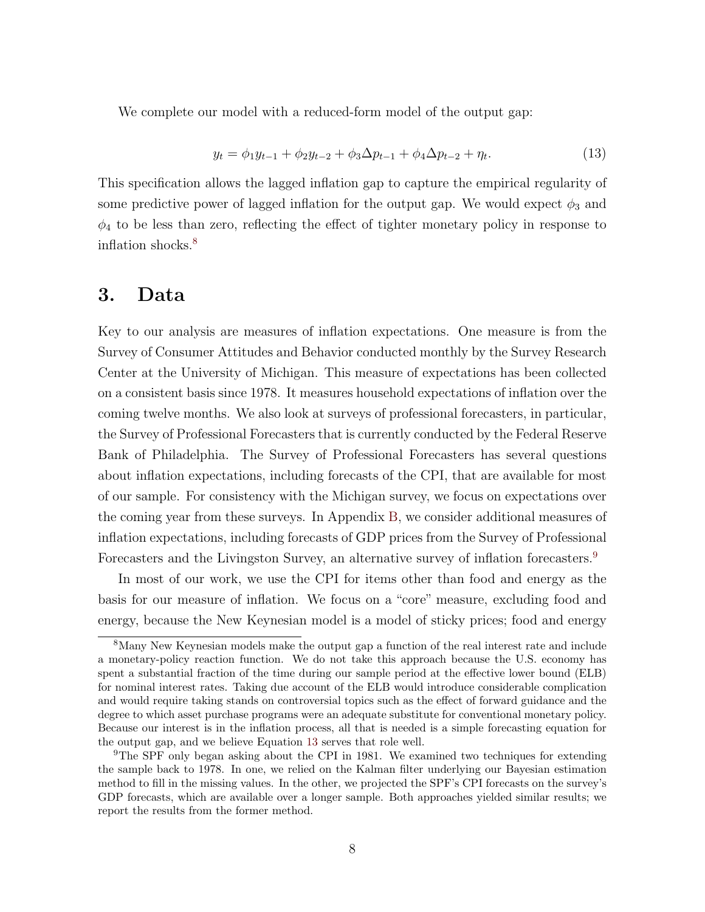We complete our model with a reduced-form model of the output gap:

$$y_t = \phi_1 y_{t-1} + \phi_2 y_{t-2} + \phi_3 \Delta p_{t-1} + \phi_4 \Delta p_{t-2} + \eta_t. \tag{13}$$

This specification allows the lagged inflation gap to capture the empirical regularity of some predictive power of lagged inflation for the output gap. We would expect $\phi_3$ and $\phi_4$ to be less than zero, reflecting the effect of tighter monetary policy in response to inflation shocks.[8]

## 3. Data

Key to our analysis are measures of inflation expectations. One measure is from the Survey of Consumer Attitudes and Behavior conducted monthly by the Survey Research Center at the University of Michigan. This measure of expectations has been collected on a consistent basis since 1978. It measures household expectations of inflation over the coming twelve months. We also look at surveys of professional forecasters, in particular, the Survey of Professional Forecasters that is currently conducted by the Federal Reserve Bank of Philadelphia. The Survey of Professional Forecasters has several questions about inflation expectations, including forecasts of the CPI, that are available for most of our sample. For consistency with the Michigan survey, we focus on expectations over the coming year from these surveys. In Appendix B, we consider additional measures of inflation expectations, including forecasts of GDP prices from the Survey of Professional Forecasters and the Livingston Survey, an alternative survey of inflation forecasters.[9]

In most of our work, we use the CPI for items other than food and energy as the basis for our measure of inflation. We focus on a "core" measure, excluding food and energy, because the New Keynesian model is a model of sticky prices; food and energy

[8] Many New Keynesian models make the output gap a function of the real interest rate and include a monetary-policy reaction function. We do not take this approach because the U.S. economy has spent a substantial fraction of the time during our sample period at the effective lower bound (ELB) for nominal interest rates. Taking due account of the ELB would introduce considerable complication and would require taking stands on controversial topics such as the effect of forward guidance and the degree to which asset purchase programs were an adequate substitute for conventional monetary policy. Because our interest is in the inflation process, all that is needed is a simple forecasting equation for the output gap, and we believe Equation 13 serves that role well.

[9] The SPF only began asking about the CPI in 1981. We examined two techniques for extending the sample back to 1978. In one, we relied on the Kalman filter underlying our Bayesian estimation method to fill in the missing values. In the other, we projected the SPF's CPI forecasts on the survey's GDP forecasts, which are available over a longer sample. Both approaches yielded similar results; we report the results from the former method.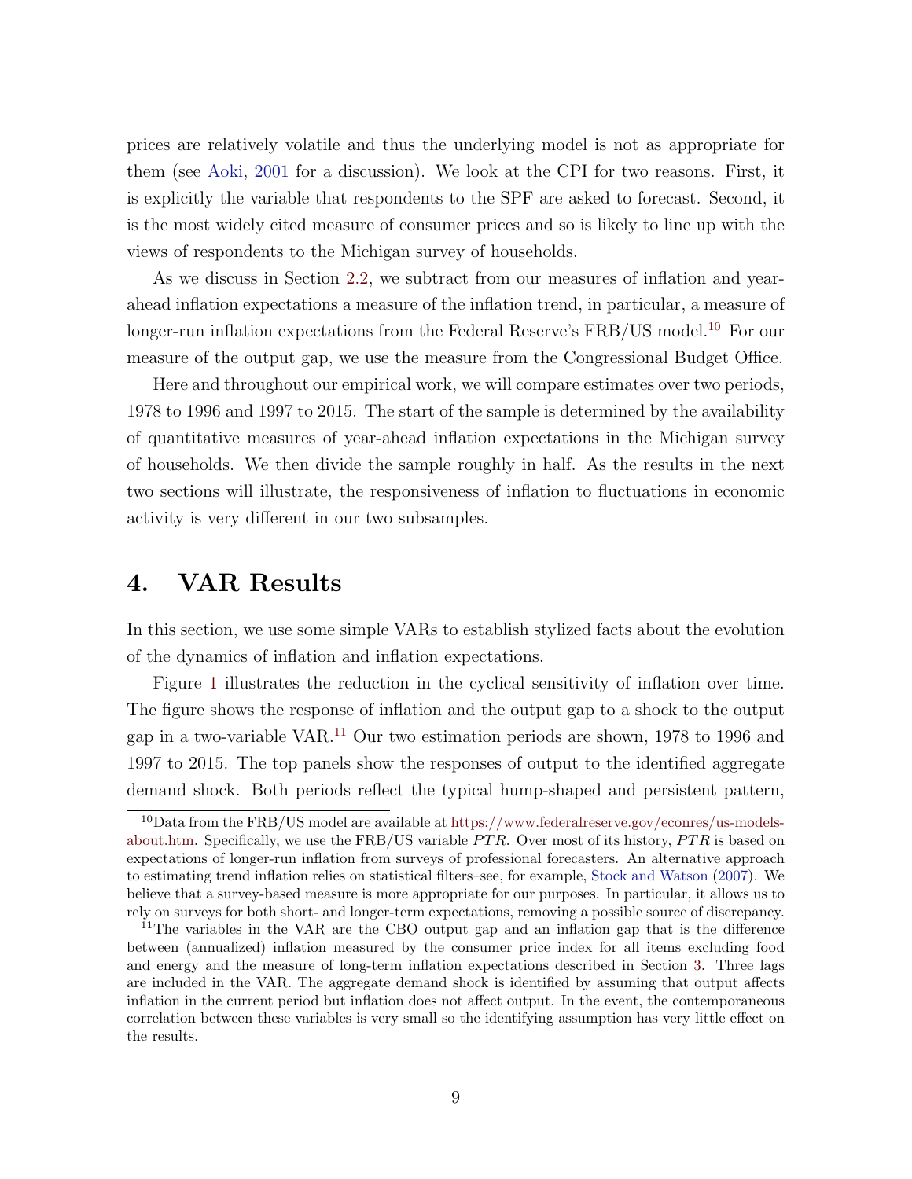prices are relatively volatile and thus the underlying model is not as appropriate for them (see Aoki, 2001 for a discussion). We look at the CPI for two reasons. First, it is explicitly the variable that respondents to the SPF are asked to forecast. Second, it is the most widely cited measure of consumer prices and so is likely to line up with the views of respondents to the Michigan survey of households.

As we discuss in Section 2.2, we subtract from our measures of inflation and year-ahead inflation expectations a measure of the inflation trend, in particular, a measure of longer-run inflation expectations from the Federal Reserve's FRB/US model.[10] For our measure of the output gap, we use the measure from the Congressional Budget Office.

Here and throughout our empirical work, we will compare estimates over two periods, 1978 to 1996 and 1997 to 2015. The start of the sample is determined by the availability of quantitative measures of year-ahead inflation expectations in the Michigan survey of households. We then divide the sample roughly in half. As the results in the next two sections will illustrate, the responsiveness of inflation to fluctuations in economic activity is very different in our two subsamples.

# 4. VAR Results

In this section, we use some simple VARs to establish stylized facts about the evolution of the dynamics of inflation and inflation expectations.

Figure 1 illustrates the reduction in the cyclical sensitivity of inflation over time. The figure shows the response of inflation and the output gap to a shock to the output gap in a two-variable VAR.[11] Our two estimation periods are shown, 1978 to 1996 and 1997 to 2015. The top panels show the responses of output to the identified aggregate demand shock. Both periods reflect the typical hump-shaped and persistent pattern,

[10] Data from the FRB/US model are available at https://www.federalreserve.gov/econres/us-models-about.htm. Specifically, we use the FRB/US variable $PTR$. Over most of its history, $PTR$ is based on expectations of longer-run inflation from surveys of professional forecasters. An alternative approach to estimating trend inflation relies on statistical filters–see, for example, Stock and Watson (2007). We believe that a survey-based measure is more appropriate for our purposes. In particular, it allows us to rely on surveys for both short- and longer-term expectations, removing a possible source of discrepancy.

[11] The variables in the VAR are the CBO output gap and an inflation gap that is the difference between (annualized) inflation measured by the consumer price index for all items excluding food and energy and the measure of long-term inflation expectations described in Section 3. Three lags are included in the VAR. The aggregate demand shock is identified by assuming that output affects inflation in the current period but inflation does not affect output. In the event, the contemporaneous correlation between these variables is very small so the identifying assumption has very little effect on the results.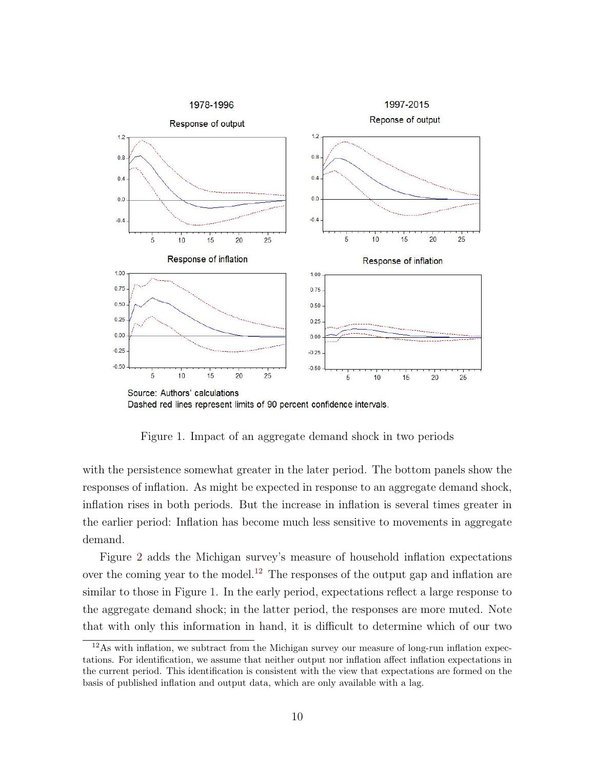Figure 1. Impact of an aggregate demand shock in two periods

with the persistence somewhat greater in the later period. The bottom panels show the responses of inflation. As might be expected in response to an aggregate demand shock, inflation rises in both periods. But the increase in inflation is several times greater in the earlier period: Inflation has become much less sensitive to movements in aggregate demand.

Figure 2 adds the Michigan survey's measure of household inflation expectations over the coming year to the model.[12] The responses of the output gap and inflation are similar to those in Figure 1. In the early period, expectations reflect a large response to the aggregate demand shock; in the latter period, the responses are more muted. Note that with only this information in hand, it is difficult to determine which of our two

[12] As with inflation, we subtract from the Michigan survey our measure of long-run inflation expectations. For identification, we assume that neither output nor inflation affect inflation expectations in the current period. This identification is consistent with the view that expectations are formed on the basis of published inflation and output data, which are only available with a lag.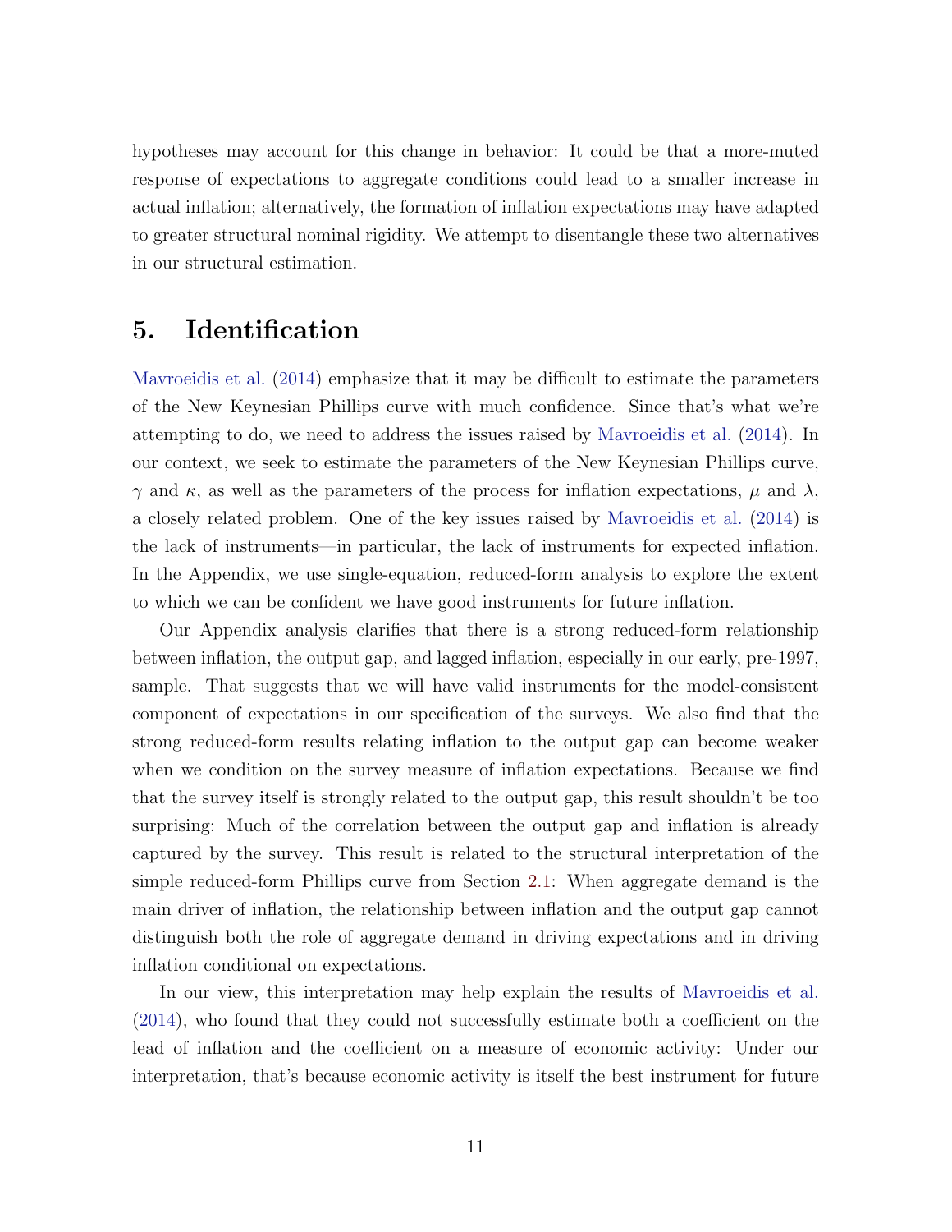hypotheses may account for this change in behavior: It could be that a more-muted response of expectations to aggregate conditions could lead to a smaller increase in actual inflation; alternatively, the formation of inflation expectations may have adapted to greater structural nominal rigidity. We attempt to disentangle these two alternatives in our structural estimation.

## 5. Identification

Mavroeidis et al. (2014) emphasize that it may be difficult to estimate the parameters of the New Keynesian Phillips curve with much confidence. Since that's what we're attempting to do, we need to address the issues raised by Mavroeidis et al. (2014). In our context, we seek to estimate the parameters of the New Keynesian Phillips curve, $\gamma$ and $\kappa$, as well as the parameters of the process for inflation expectations, $\mu$ and $\lambda$, a closely related problem. One of the key issues raised by Mavroeidis et al. (2014) is the lack of instruments—in particular, the lack of instruments for expected inflation. In the Appendix, we use single-equation, reduced-form analysis to explore the extent to which we can be confident we have good instruments for future inflation.

Our Appendix analysis clarifies that there is a strong reduced-form relationship between inflation, the output gap, and lagged inflation, especially in our early, pre-1997, sample. That suggests that we will have valid instruments for the model-consistent component of expectations in our specification of the surveys. We also find that the strong reduced-form results relating inflation to the output gap can become weaker when we condition on the survey measure of inflation expectations. Because we find that the survey itself is strongly related to the output gap, this result shouldn't be too surprising: Much of the correlation between the output gap and inflation is already captured by the survey. This result is related to the structural interpretation of the simple reduced-form Phillips curve from Section 2.1: When aggregate demand is the main driver of inflation, the relationship between inflation and the output gap cannot distinguish both the role of aggregate demand in driving expectations and in driving inflation conditional on expectations.

In our view, this interpretation may help explain the results of Mavroeidis et al. (2014), who found that they could not successfully estimate both a coefficient on the lead of inflation and the coefficient on a measure of economic activity: Under our interpretation, that's because economic activity is itself the best instrument for future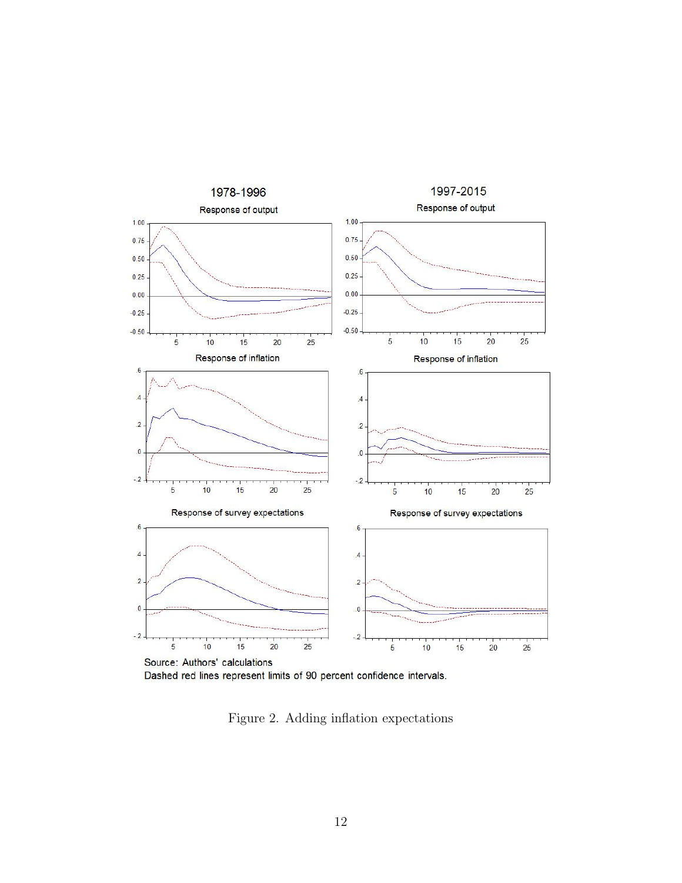Source: Authors' calculations

Dashed red lines represent limits of 90 percent confidence intervals.

Figure 2. Adding inflation expectations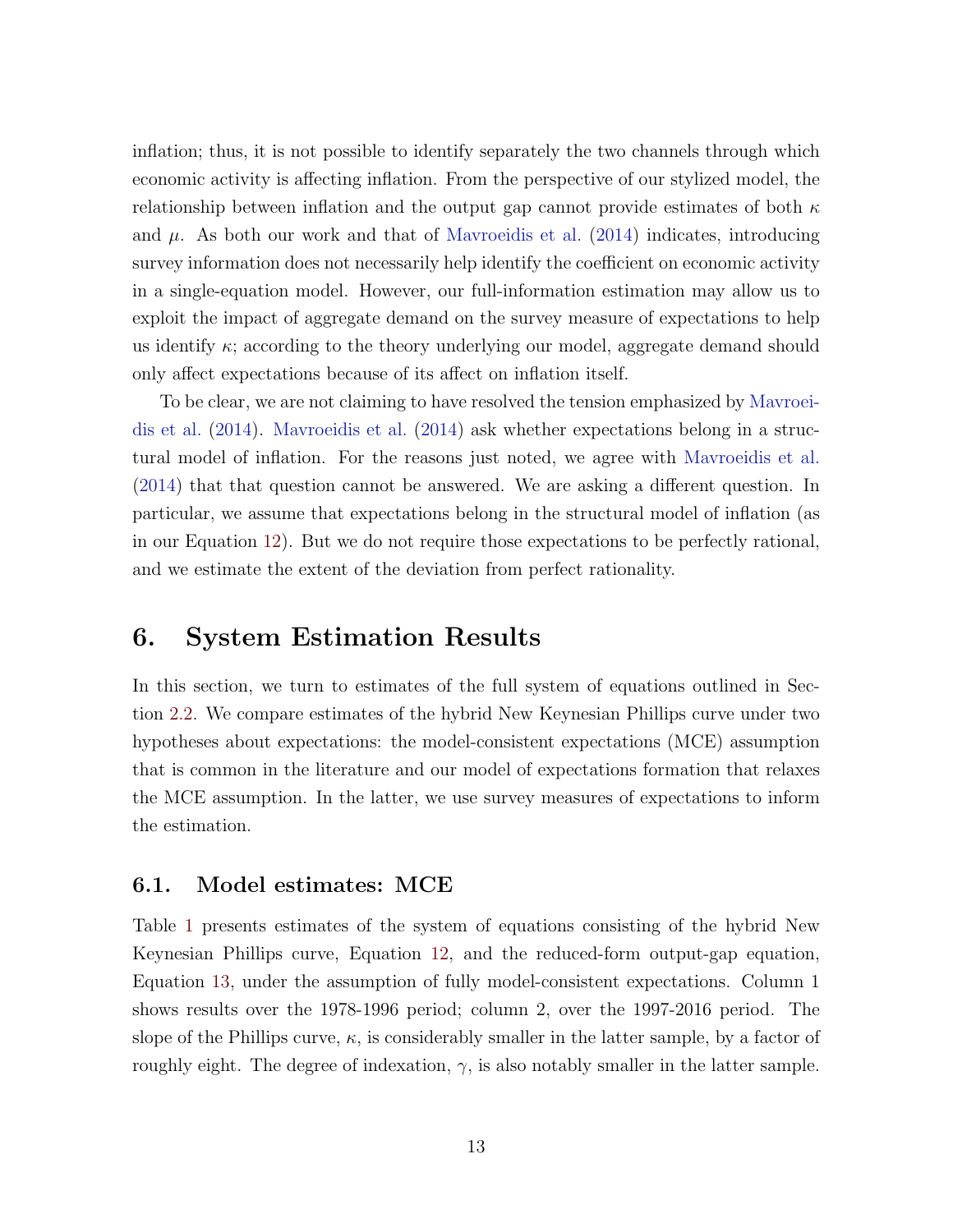inflation; thus, it is not possible to identify separately the two channels through which economic activity is affecting inflation. From the perspective of our stylized model, the relationship between inflation and the output gap cannot provide estimates of both $\kappa$ and $\mu$. As both our work and that of Mavroeidis et al. (2014) indicates, introducing survey information does not necessarily help identify the coefficient on economic activity in a single-equation model. However, our full-information estimation may allow us to exploit the impact of aggregate demand on the survey measure of expectations to help us identify $\kappa$; according to the theory underlying our model, aggregate demand should only affect expectations because of its affect on inflation itself.

To be clear, we are not claiming to have resolved the tension emphasized by Mavroeidis et al. (2014). Mavroeidis et al. (2014) ask whether expectations belong in a structural model of inflation. For the reasons just noted, we agree with Mavroeidis et al. (2014) that that question cannot be answered. We are asking a different question. In particular, we assume that expectations belong in the structural model of inflation (as in our Equation 12). But we do not require those expectations to be perfectly rational, and we estimate the extent of the deviation from perfect rationality.

# 6. System Estimation Results

In this section, we turn to estimates of the full system of equations outlined in Section 2.2. We compare estimates of the hybrid New Keynesian Phillips curve under two hypotheses about expectations: the model-consistent expectations (MCE) assumption that is common in the literature and our model of expectations formation that relaxes the MCE assumption. In the latter, we use survey measures of expectations to inform the estimation.

## 6.1. Model estimates: MCE

Table 1 presents estimates of the system of equations consisting of the hybrid New Keynesian Phillips curve, Equation 12, and the reduced-form output-gap equation, Equation 13, under the assumption of fully model-consistent expectations. Column 1 shows results over the 1978-1996 period; column 2, over the 1997-2016 period. The slope of the Phillips curve, $\kappa$, is considerably smaller in the latter sample, by a factor of roughly eight. The degree of indexation, $\gamma$, is also notably smaller in the latter sample.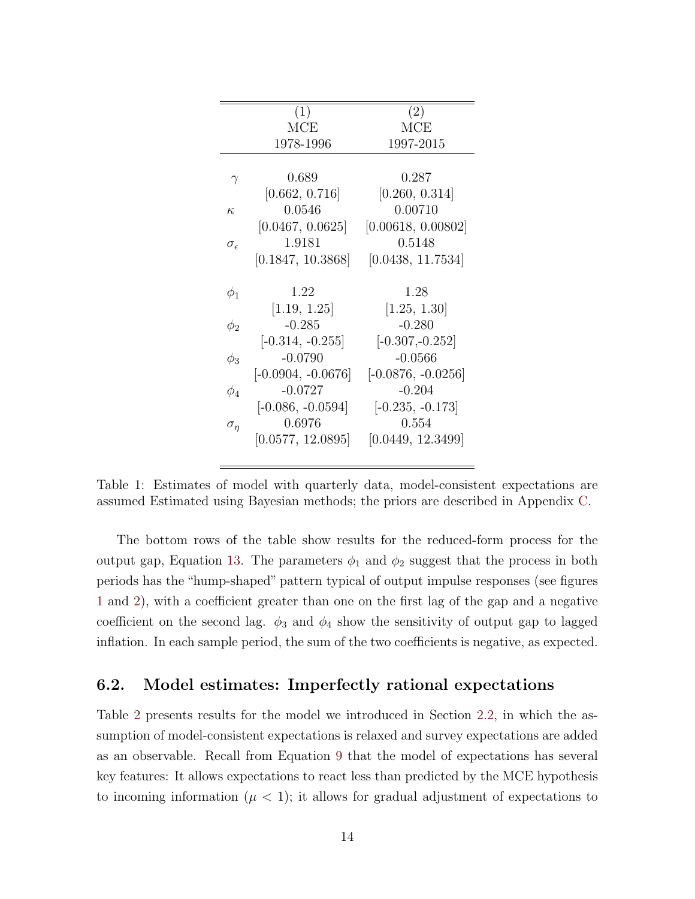| | (1) | (2) |
|---|---|---|
| | MCE | MCE |
| | 1978-1996 | 1997-2015 |
| $\gamma$ | 0.689 | 0.287 |
| | [0.662, 0.716] | [0.260, 0.314] |
| $\kappa$ | 0.0546 | 0.00710 |
| | [0.0467, 0.0625] | [0.00618, 0.00802] |
| $\sigma_\epsilon$ | 1.9181 | 0.5148 |
| | [0.1847, 10.3868] | [0.0438, 11.7534] |
| $\phi_1$ | 1.22 | 1.28 |
| | [1.19, 1.25] | [1.25, 1.30] |
| $\phi_2$ | -0.285 | -0.280 |
| | [-0.314, -0.255] | [-0.307,-0.252] |
| $\phi_3$ | -0.0790 | -0.0566 |
| | [-0.0904, -0.0676] | [-0.0876, -0.0256] |
| $\phi_4$ | -0.0727 | -0.204 |
| | [-0.086, -0.0594] | [-0.235, -0.173] |
| $\sigma_\eta$ | 0.6976 | 0.554 |
| | [0.0577, 12.0895] | [0.0449, 12.3499] |

Table 1: Estimates of model with quarterly data, model-consistent expectations are assumed Estimated using Bayesian methods; the priors are described in Appendix C.

The bottom rows of the table show results for the reduced-form process for the output gap, Equation 13. The parameters $\phi_1$ and $\phi_2$ suggest that the process in both periods has the "hump-shaped" pattern typical of output impulse responses (see figures 1 and 2), with a coefficient greater than one on the first lag of the gap and a negative coefficient on the second lag. $\phi_3$ and $\phi_4$ show the sensitivity of output gap to lagged inflation. In each sample period, the sum of the two coefficients is negative, as expected.

## 6.2. Model estimates: Imperfectly rational expectations

Table 2 presents results for the model we introduced in Section 2.2, in which the assumption of model-consistent expectations is relaxed and survey expectations are added as an observable. Recall from Equation 9 that the model of expectations has several key features: It allows expectations to react less than predicted by the MCE hypothesis to incoming information ($\mu < 1$); it allows for gradual adjustment of expectations to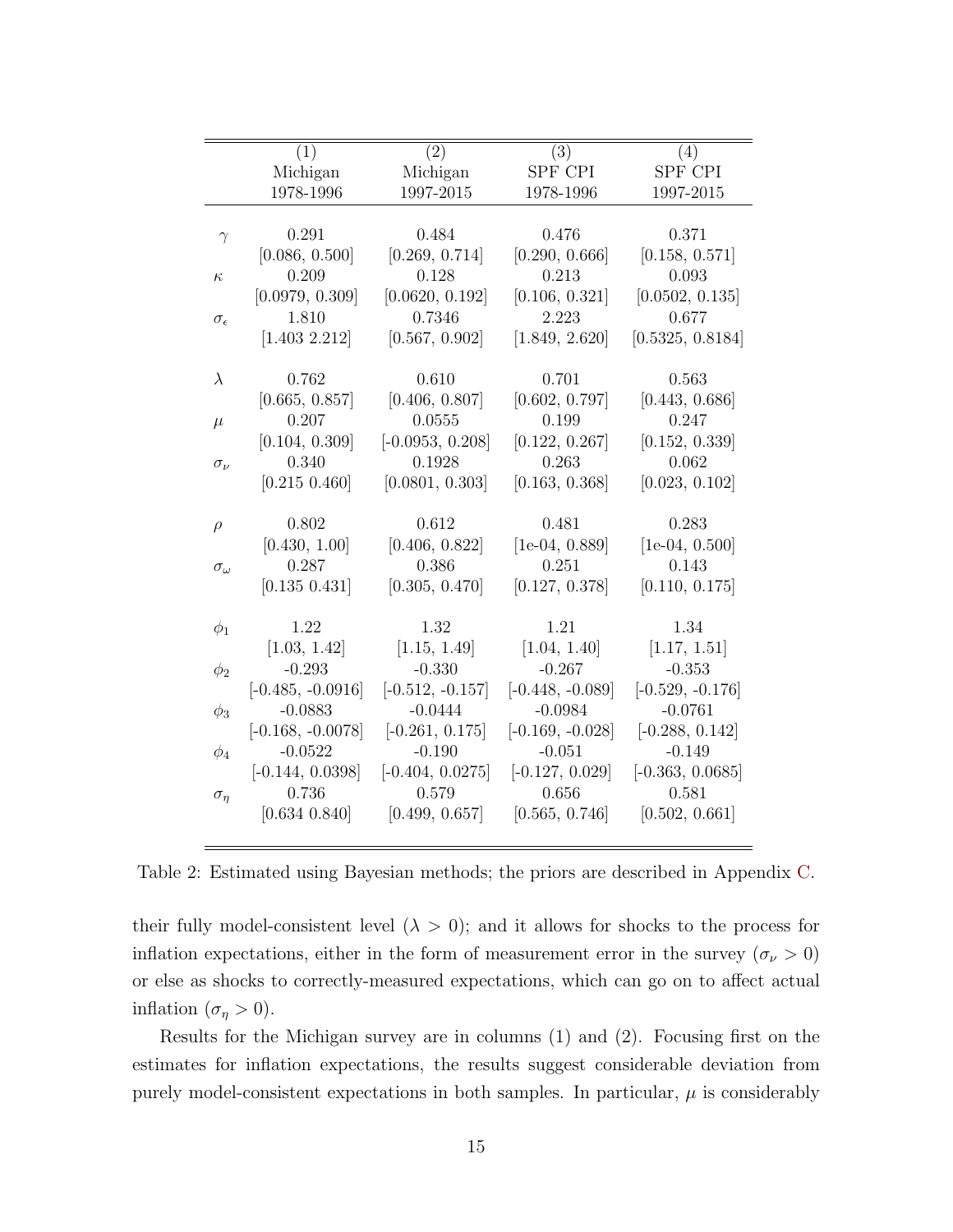| | (1) Michigan 1978-1996 | (2) Michigan 1997-2015 | (3) SPF CPI 1978-1996 | (4) SPF CPI 1997-2015 |
|---|---|---|---|---|
| $\gamma$ | 0.291 | 0.484 | 0.476 | 0.371 |
| | [0.086, 0.500] | [0.269, 0.714] | [0.290, 0.666] | [0.158, 0.571] |
| $\kappa$ | 0.209 | 0.128 | 0.213 | 0.093 |
| | [0.0979, 0.309] | [0.0620, 0.192] | [0.106, 0.321] | [0.0502, 0.135] |
| $\sigma_\epsilon$ | 1.810 | 0.7346 | 2.223 | 0.677 |
| | [1.403 2.212] | [0.567, 0.902] | [1.849, 2.620] | [0.5325, 0.8184] |
| $\lambda$ | 0.762 | 0.610 | 0.701 | 0.563 |
| | [0.665, 0.857] | [0.406, 0.807] | [0.602, 0.797] | [0.443, 0.686] |
| $\mu$ | 0.207 | 0.0555 | 0.199 | 0.247 |
| | [0.104, 0.309] | [-0.0953, 0.208] | [0.122, 0.267] | [0.152, 0.339] |
| $\sigma_\nu$ | 0.340 | 0.1928 | 0.263 | 0.062 |
| | [0.215 0.460] | [0.0801, 0.303] | [0.163, 0.368] | [0.023, 0.102] |
| $\rho$ | 0.802 | 0.612 | 0.481 | 0.283 |
| | [0.430, 1.00] | [0.406, 0.822] | [1e-04, 0.889] | [1e-04, 0.500] |
| $\sigma_\omega$ | 0.287 | 0.386 | 0.251 | 0.143 |
| | [0.135 0.431] | [0.305, 0.470] | [0.127, 0.378] | [0.110, 0.175] |
| $\phi_1$ | 1.22 | 1.32 | 1.21 | 1.34 |
| | [1.03, 1.42] | [1.15, 1.49] | [1.04, 1.40] | [1.17, 1.51] |
| $\phi_2$ | -0.293 | -0.330 | -0.267 | -0.353 |
| | [-0.485, -0.0916] | [-0.512, -0.157] | [-0.448, -0.089] | [-0.529, -0.176] |
| $\phi_3$ | -0.0883 | -0.0444 | -0.0984 | -0.0761 |
| | [-0.168, -0.0078] | [-0.261, 0.175] | [-0.169, -0.028] | [-0.288, 0.142] |
| $\phi_4$ | -0.0522 | -0.190 | -0.051 | -0.149 |
| | [-0.144, 0.0398] | [-0.404, 0.0275] | [-0.127, 0.029] | [-0.363, 0.0685] |
| $\sigma_\eta$ | 0.736 | 0.579 | 0.656 | 0.581 |
| | [0.634 0.840] | [0.499, 0.657] | [0.565, 0.746] | [0.502, 0.661] |

Table 2: Estimated using Bayesian methods; the priors are described in Appendix C.

their fully model-consistent level ($\lambda > 0$); and it allows for shocks to the process for inflation expectations, either in the form of measurement error in the survey ($\sigma_\nu > 0$) or else as shocks to correctly-measured expectations, which can go on to affect actual inflation ($\sigma_\eta > 0$).

Results for the Michigan survey are in columns (1) and (2). Focusing first on the estimates for inflation expectations, the results suggest considerable deviation from purely model-consistent expectations in both samples. In particular, $\mu$ is considerably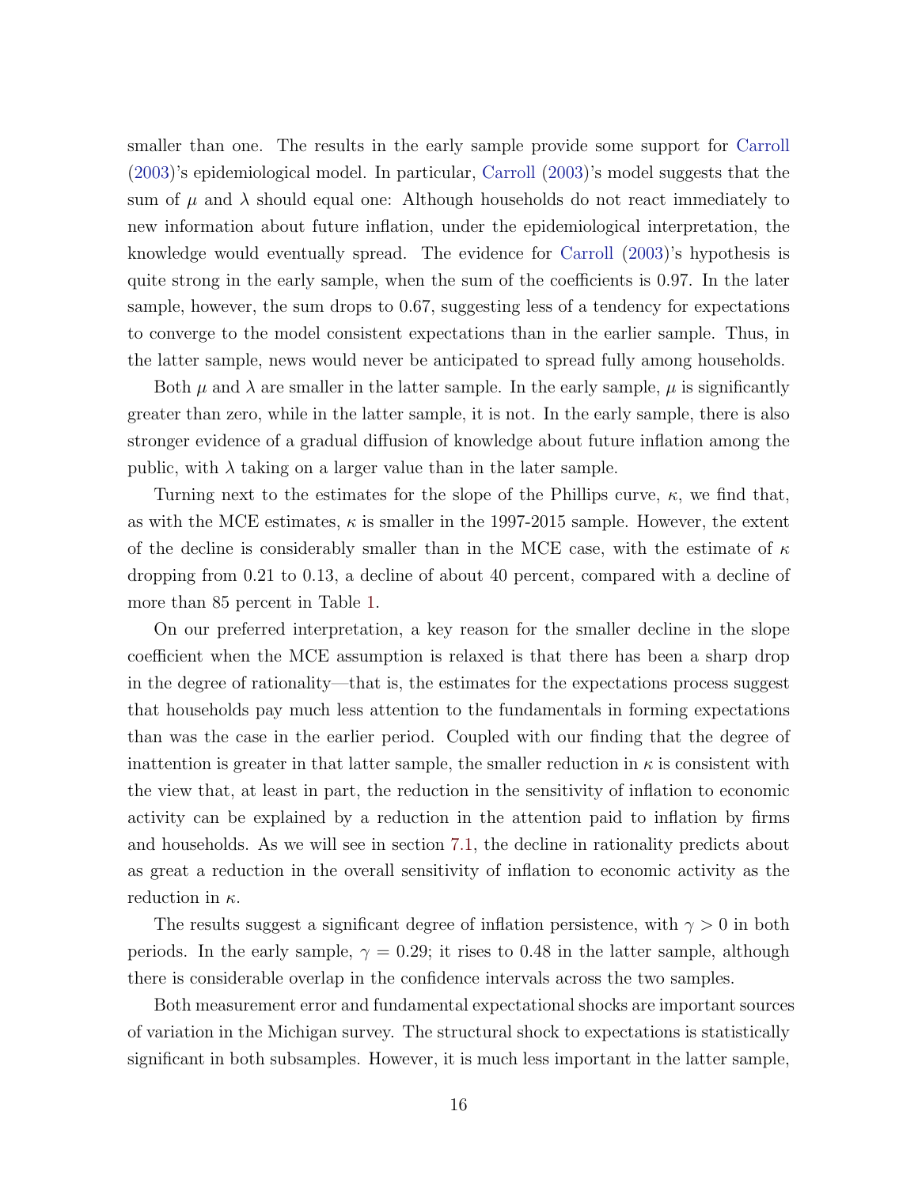smaller than one. The results in the early sample provide some support for Carroll (2003)'s epidemiological model. In particular, Carroll (2003)'s model suggests that the sum of $\mu$ and $\lambda$ should equal one: Although households do not react immediately to new information about future inflation, under the epidemiological interpretation, the knowledge would eventually spread. The evidence for Carroll (2003)'s hypothesis is quite strong in the early sample, when the sum of the coefficients is 0.97. In the later sample, however, the sum drops to 0.67, suggesting less of a tendency for expectations to converge to the model consistent expectations than in the earlier sample. Thus, in the latter sample, news would never be anticipated to spread fully among households.

Both $\mu$ and $\lambda$ are smaller in the latter sample. In the early sample, $\mu$ is significantly greater than zero, while in the latter sample, it is not. In the early sample, there is also stronger evidence of a gradual diffusion of knowledge about future inflation among the public, with $\lambda$ taking on a larger value than in the later sample.

Turning next to the estimates for the slope of the Phillips curve, $\kappa$, we find that, as with the MCE estimates, $\kappa$ is smaller in the 1997-2015 sample. However, the extent of the decline is considerably smaller than in the MCE case, with the estimate of $\kappa$ dropping from 0.21 to 0.13, a decline of about 40 percent, compared with a decline of more than 85 percent in Table 1.

On our preferred interpretation, a key reason for the smaller decline in the slope coefficient when the MCE assumption is relaxed is that there has been a sharp drop in the degree of rationality—that is, the estimates for the expectations process suggest that households pay much less attention to the fundamentals in forming expectations than was the case in the earlier period. Coupled with our finding that the degree of inattention is greater in that latter sample, the smaller reduction in $\kappa$ is consistent with the view that, at least in part, the reduction in the sensitivity of inflation to economic activity can be explained by a reduction in the attention paid to inflation by firms and households. As we will see in section 7.1, the decline in rationality predicts about as great a reduction in the overall sensitivity of inflation to economic activity as the reduction in $\kappa$.

The results suggest a significant degree of inflation persistence, with $\gamma > 0$ in both periods. In the early sample, $\gamma = 0.29$; it rises to 0.48 in the latter sample, although there is considerable overlap in the confidence intervals across the two samples.

Both measurement error and fundamental expectational shocks are important sources of variation in the Michigan survey. The structural shock to expectations is statistically significant in both subsamples. However, it is much less important in the latter sample,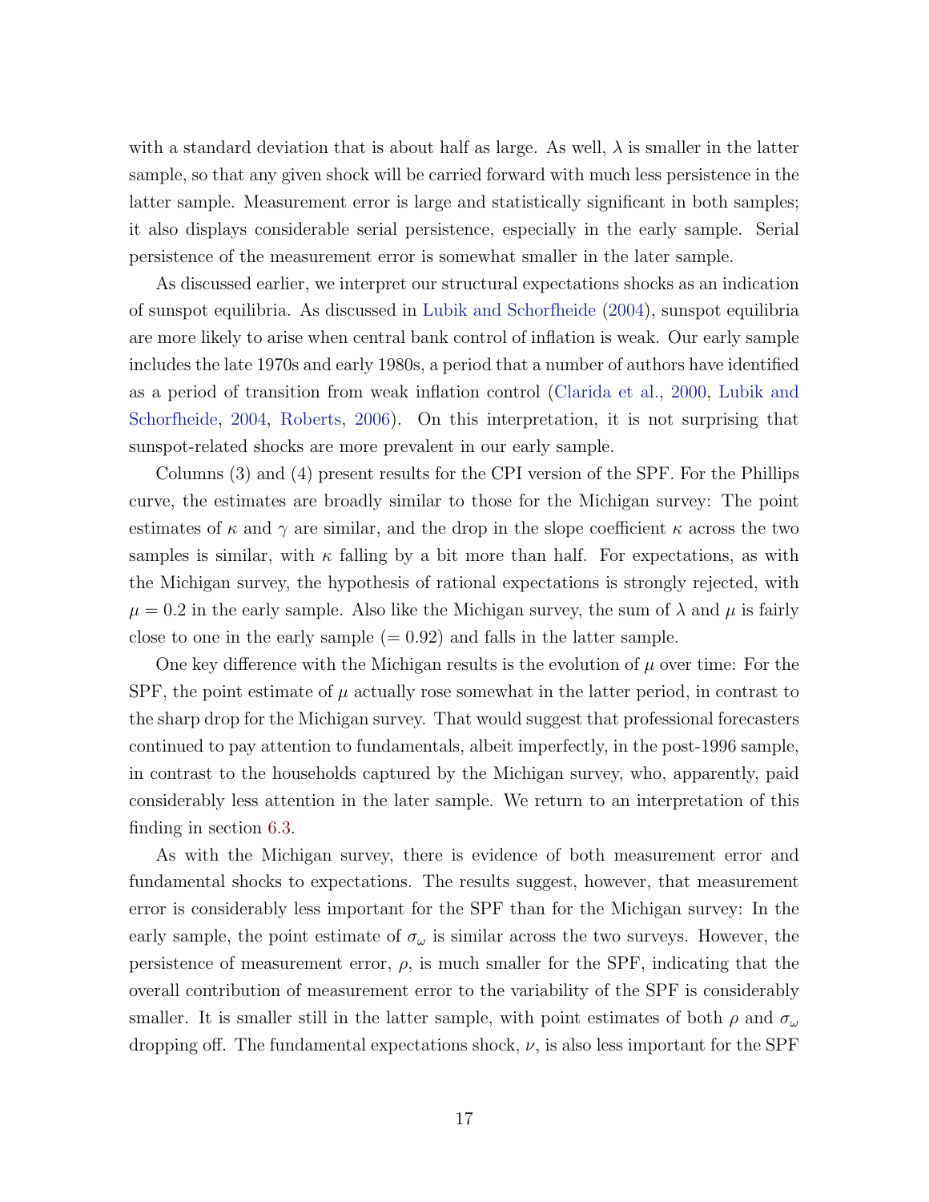with a standard deviation that is about half as large. As well, $\lambda$ is smaller in the latter sample, so that any given shock will be carried forward with much less persistence in the latter sample. Measurement error is large and statistically significant in both samples; it also displays considerable serial persistence, especially in the early sample. Serial persistence of the measurement error is somewhat smaller in the later sample.

As discussed earlier, we interpret our structural expectations shocks as an indication of sunspot equilibria. As discussed in Lubik and Schorfheide (2004), sunspot equilibria are more likely to arise when central bank control of inflation is weak. Our early sample includes the late 1970s and early 1980s, a period that a number of authors have identified as a period of transition from weak inflation control (Clarida et al., 2000, Lubik and Schorfheide, 2004, Roberts, 2006). On this interpretation, it is not surprising that sunspot-related shocks are more prevalent in our early sample.

Columns (3) and (4) present results for the CPI version of the SPF. For the Phillips curve, the estimates are broadly similar to those for the Michigan survey: The point estimates of $\kappa$ and $\gamma$ are similar, and the drop in the slope coefficient $\kappa$ across the two samples is similar, with $\kappa$ falling by a bit more than half. For expectations, as with the Michigan survey, the hypothesis of rational expectations is strongly rejected, with $\mu = 0.2$ in the early sample. Also like the Michigan survey, the sum of $\lambda$ and $\mu$ is fairly close to one in the early sample ($= 0.92$) and falls in the latter sample.

One key difference with the Michigan results is the evolution of $\mu$ over time: For the SPF, the point estimate of $\mu$ actually rose somewhat in the latter period, in contrast to the sharp drop for the Michigan survey. That would suggest that professional forecasters continued to pay attention to fundamentals, albeit imperfectly, in the post-1996 sample, in contrast to the households captured by the Michigan survey, who, apparently, paid considerably less attention in the later sample. We return to an interpretation of this finding in section 6.3.

As with the Michigan survey, there is evidence of both measurement error and fundamental shocks to expectations. The results suggest, however, that measurement error is considerably less important for the SPF than for the Michigan survey: In the early sample, the point estimate of $\sigma_\omega$ is similar across the two surveys. However, the persistence of measurement error, $\rho$, is much smaller for the SPF, indicating that the overall contribution of measurement error to the variability of the SPF is considerably smaller. It is smaller still in the latter sample, with point estimates of both $\rho$ and $\sigma_\omega$ dropping off. The fundamental expectations shock, $\nu$, is also less important for the SPF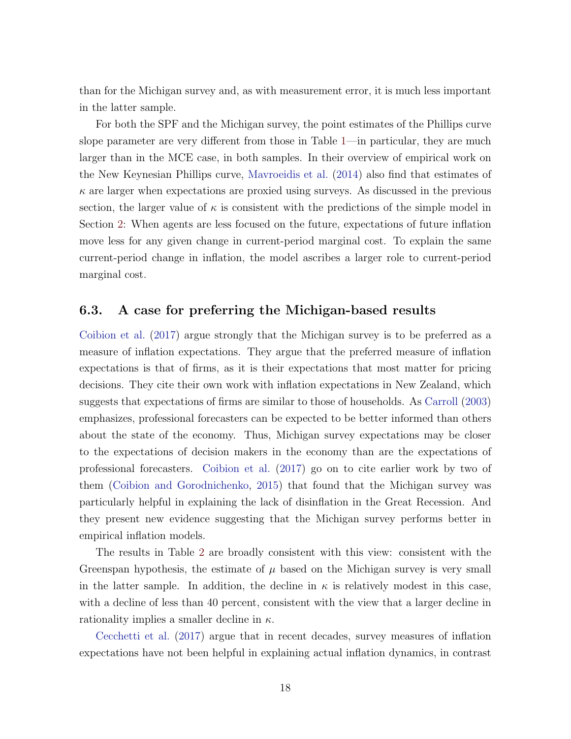than for the Michigan survey and, as with measurement error, it is much less important in the latter sample.

For both the SPF and the Michigan survey, the point estimates of the Phillips curve slope parameter are very different from those in Table 1—in particular, they are much larger than in the MCE case, in both samples. In their overview of empirical work on the New Keynesian Phillips curve, Mavroeidis et al. (2014) also find that estimates of $\kappa$ are larger when expectations are proxied using surveys. As discussed in the previous section, the larger value of $\kappa$ is consistent with the predictions of the simple model in Section 2: When agents are less focused on the future, expectations of future inflation move less for any given change in current-period marginal cost. To explain the same current-period change in inflation, the model ascribes a larger role to current-period marginal cost.

## 6.3. A case for preferring the Michigan-based results

Coibion et al. (2017) argue strongly that the Michigan survey is to be preferred as a measure of inflation expectations. They argue that the preferred measure of inflation expectations is that of firms, as it is their expectations that most matter for pricing decisions. They cite their own work with inflation expectations in New Zealand, which suggests that expectations of firms are similar to those of households. As Carroll (2003) emphasizes, professional forecasters can be expected to be better informed than others about the state of the economy. Thus, Michigan survey expectations may be closer to the expectations of decision makers in the economy than are the expectations of professional forecasters. Coibion et al. (2017) go on to cite earlier work by two of them (Coibion and Gorodnichenko, 2015) that found that the Michigan survey was particularly helpful in explaining the lack of disinflation in the Great Recession. And they present new evidence suggesting that the Michigan survey performs better in empirical inflation models.

The results in Table 2 are broadly consistent with this view: consistent with the Greenspan hypothesis, the estimate of $\mu$ based on the Michigan survey is very small in the latter sample. In addition, the decline in $\kappa$ is relatively modest in this case, with a decline of less than 40 percent, consistent with the view that a larger decline in rationality implies a smaller decline in $\kappa$.

Cecchetti et al. (2017) argue that in recent decades, survey measures of inflation expectations have not been helpful in explaining actual inflation dynamics, in contrast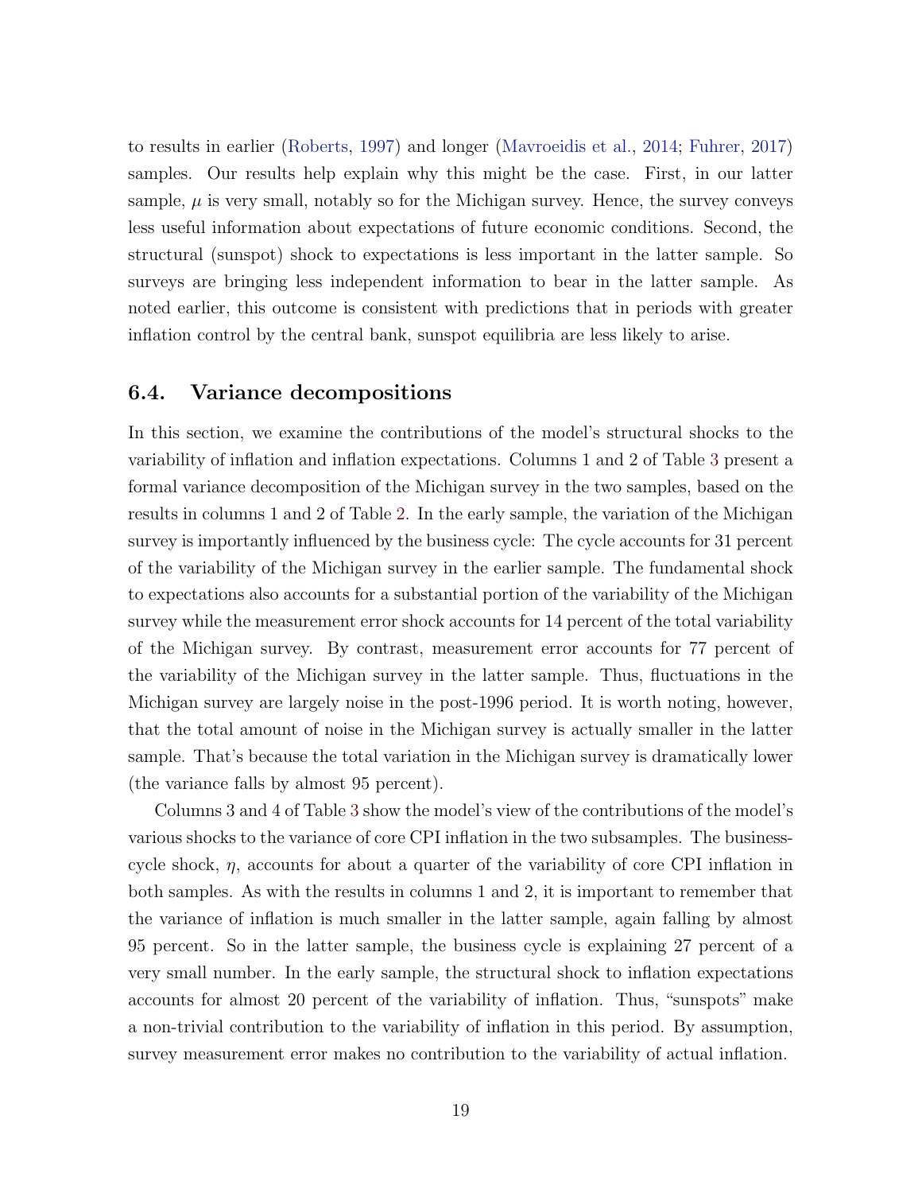to results in earlier (Roberts, 1997) and longer (Mavroeidis et al., 2014; Fuhrer, 2017) samples. Our results help explain why this might be the case. First, in our latter sample, $\mu$ is very small, notably so for the Michigan survey. Hence, the survey conveys less useful information about expectations of future economic conditions. Second, the structural (sunspot) shock to expectations is less important in the latter sample. So surveys are bringing less independent information to bear in the latter sample. As noted earlier, this outcome is consistent with predictions that in periods with greater inflation control by the central bank, sunspot equilibria are less likely to arise.

## 6.4. Variance decompositions

In this section, we examine the contributions of the model's structural shocks to the variability of inflation and inflation expectations. Columns 1 and 2 of Table 3 present a formal variance decomposition of the Michigan survey in the two samples, based on the results in columns 1 and 2 of Table 2. In the early sample, the variation of the Michigan survey is importantly influenced by the business cycle: The cycle accounts for 31 percent of the variability of the Michigan survey in the earlier sample. The fundamental shock to expectations also accounts for a substantial portion of the variability of the Michigan survey while the measurement error shock accounts for 14 percent of the total variability of the Michigan survey. By contrast, measurement error accounts for 77 percent of the variability of the Michigan survey in the latter sample. Thus, fluctuations in the Michigan survey are largely noise in the post-1996 period. It is worth noting, however, that the total amount of noise in the Michigan survey is actually smaller in the latter sample. That's because the total variation in the Michigan survey is dramatically lower (the variance falls by almost 95 percent).

Columns 3 and 4 of Table 3 show the model's view of the contributions of the model's various shocks to the variance of core CPI inflation in the two subsamples. The business-cycle shock, $\eta$, accounts for about a quarter of the variability of core CPI inflation in both samples. As with the results in columns 1 and 2, it is important to remember that the variance of inflation is much smaller in the latter sample, again falling by almost 95 percent. So in the latter sample, the business cycle is explaining 27 percent of a very small number. In the early sample, the structural shock to inflation expectations accounts for almost 20 percent of the variability of inflation. Thus, "sunspots" make a non-trivial contribution to the variability of inflation in this period. By assumption, survey measurement error makes no contribution to the variability of actual inflation.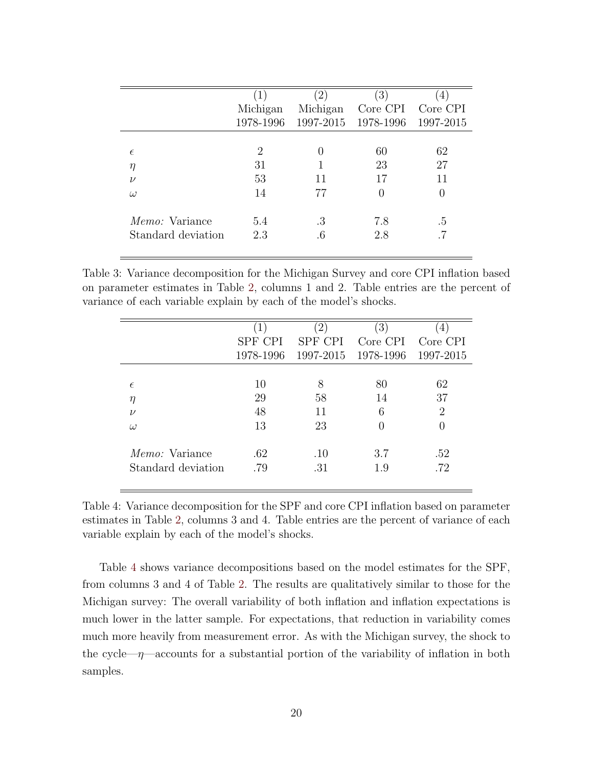| | (1) | (2) | (3) | (4) |
|---|---|---|---|---|
| | Michigan | Michigan | Core CPI | Core CPI |
| | 1978-1996 | 1997-2015 | 1978-1996 | 1997-2015 |
| $\epsilon$ | 2 | 0 | 60 | 62 |
| $\eta$ | 31 | 1 | 23 | 27 |
| $\nu$ | 53 | 11 | 17 | 11 |
| $\omega$ | 14 | 77 | 0 | 0 |
| *Memo:* Variance | 5.4 | .3 | 7.8 | .5 |
| Standard deviation | 2.3 | .6 | 2.8 | .7 |

Table 3: Variance decomposition for the Michigan Survey and core CPI inflation based on parameter estimates in Table 2, columns 1 and 2. Table entries are the percent of variance of each variable explain by each of the model's shocks.

| | (1) | (2) | (3) | (4) |
|---|---|---|---|---|
| | SPF CPI | SPF CPI | Core CPI | Core CPI |
| | 1978-1996 | 1997-2015 | 1978-1996 | 1997-2015 |
| $\epsilon$ | 10 | 8 | 80 | 62 |
| $\eta$ | 29 | 58 | 14 | 37 |
| $\nu$ | 48 | 11 | 6 | 2 |
| $\omega$ | 13 | 23 | 0 | 0 |
| *Memo:* Variance | .62 | .10 | 3.7 | .52 |
| Standard deviation | .79 | .31 | 1.9 | .72 |

Table 4: Variance decomposition for the SPF and core CPI inflation based on parameter estimates in Table 2, columns 3 and 4. Table entries are the percent of variance of each variable explain by each of the model's shocks.

Table 4 shows variance decompositions based on the model estimates for the SPF, from columns 3 and 4 of Table 2. The results are qualitatively similar to those for the Michigan survey: The overall variability of both inflation and inflation expectations is much lower in the latter sample. For expectations, that reduction in variability comes much more heavily from measurement error. As with the Michigan survey, the shock to the cycle—$\eta$—accounts for a substantial portion of the variability of inflation in both samples.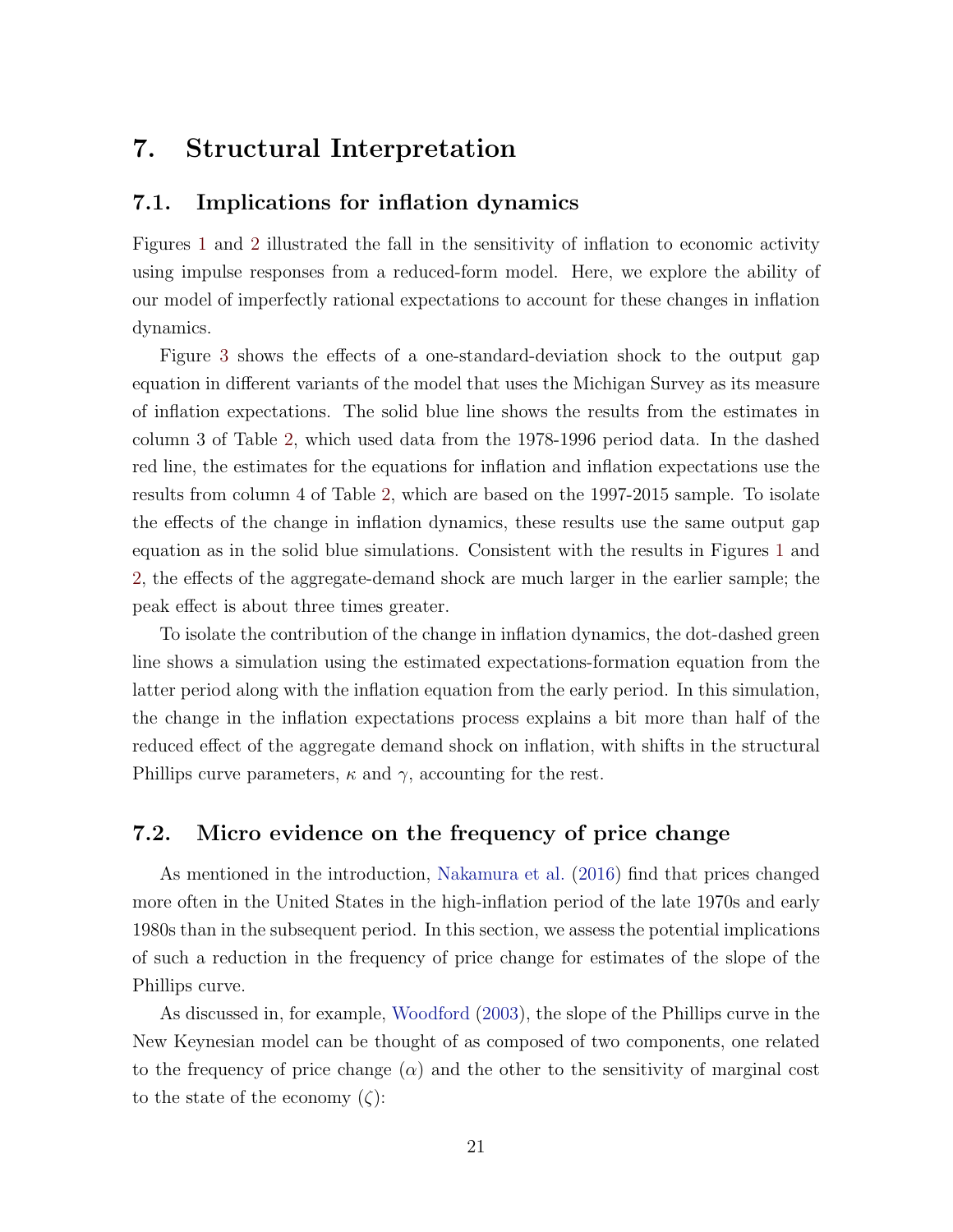# 7. Structural Interpretation

## 7.1. Implications for inflation dynamics

Figures 1 and 2 illustrated the fall in the sensitivity of inflation to economic activity using impulse responses from a reduced-form model. Here, we explore the ability of our model of imperfectly rational expectations to account for these changes in inflation dynamics.

Figure 3 shows the effects of a one-standard-deviation shock to the output gap equation in different variants of the model that uses the Michigan Survey as its measure of inflation expectations. The solid blue line shows the results from the estimates in column 3 of Table 2, which used data from the 1978-1996 period data. In the dashed red line, the estimates for the equations for inflation and inflation expectations use the results from column 4 of Table 2, which are based on the 1997-2015 sample. To isolate the effects of the change in inflation dynamics, these results use the same output gap equation as in the solid blue simulations. Consistent with the results in Figures 1 and 2, the effects of the aggregate-demand shock are much larger in the earlier sample; the peak effect is about three times greater.

To isolate the contribution of the change in inflation dynamics, the dot-dashed green line shows a simulation using the estimated expectations-formation equation from the latter period along with the inflation equation from the early period. In this simulation, the change in the inflation expectations process explains a bit more than half of the reduced effect of the aggregate demand shock on inflation, with shifts in the structural Phillips curve parameters, $\kappa$ and $\gamma$, accounting for the rest.

## 7.2. Micro evidence on the frequency of price change

As mentioned in the introduction, Nakamura et al. (2016) find that prices changed more often in the United States in the high-inflation period of the late 1970s and early 1980s than in the subsequent period. In this section, we assess the potential implications of such a reduction in the frequency of price change for estimates of the slope of the Phillips curve.

As discussed in, for example, Woodford (2003), the slope of the Phillips curve in the New Keynesian model can be thought of as composed of two components, one related to the frequency of price change ($\alpha$) and the other to the sensitivity of marginal cost to the state of the economy ($\zeta$):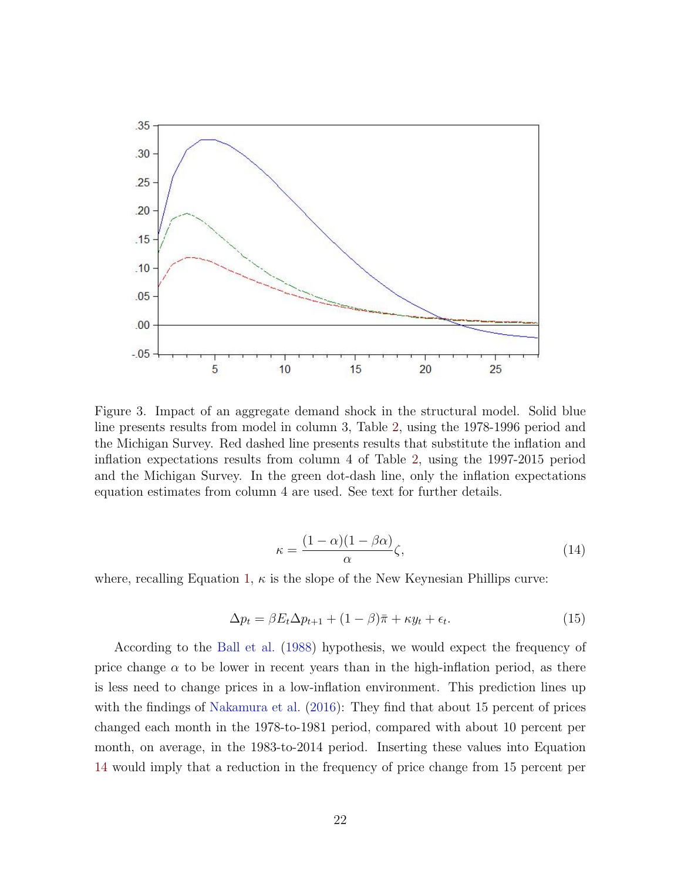Figure 3. Impact of an aggregate demand shock in the structural model. Solid blue line presents results from model in column 3, Table 2, using the 1978-1996 period and the Michigan Survey. Red dashed line presents results that substitute the inflation and inflation expectations results from column 4 of Table 2, using the 1997-2015 period and the Michigan Survey. In the green dot-dash line, only the inflation expectations equation estimates from column 4 are used. See text for further details.

$$\kappa = \frac{(1-\alpha)(1-\beta\alpha)}{\alpha}\zeta, \tag{14}$$

where, recalling Equation 1, $\kappa$ is the slope of the New Keynesian Phillips curve:

$$\Delta p_t = \beta E_t \Delta p_{t+1} + (1-\beta)\bar{\pi} + \kappa y_t + \epsilon_t. \tag{15}$$

According to the Ball et al. (1988) hypothesis, we would expect the frequency of price change $\alpha$ to be lower in recent years than in the high-inflation period, as there is less need to change prices in a low-inflation environment. This prediction lines up with the findings of Nakamura et al. (2016): They find that about 15 percent of prices changed each month in the 1978-to-1981 period, compared with about 10 percent per month, on average, in the 1983-to-2014 period. Inserting these values into Equation 14 would imply that a reduction in the frequency of price change from 15 percent per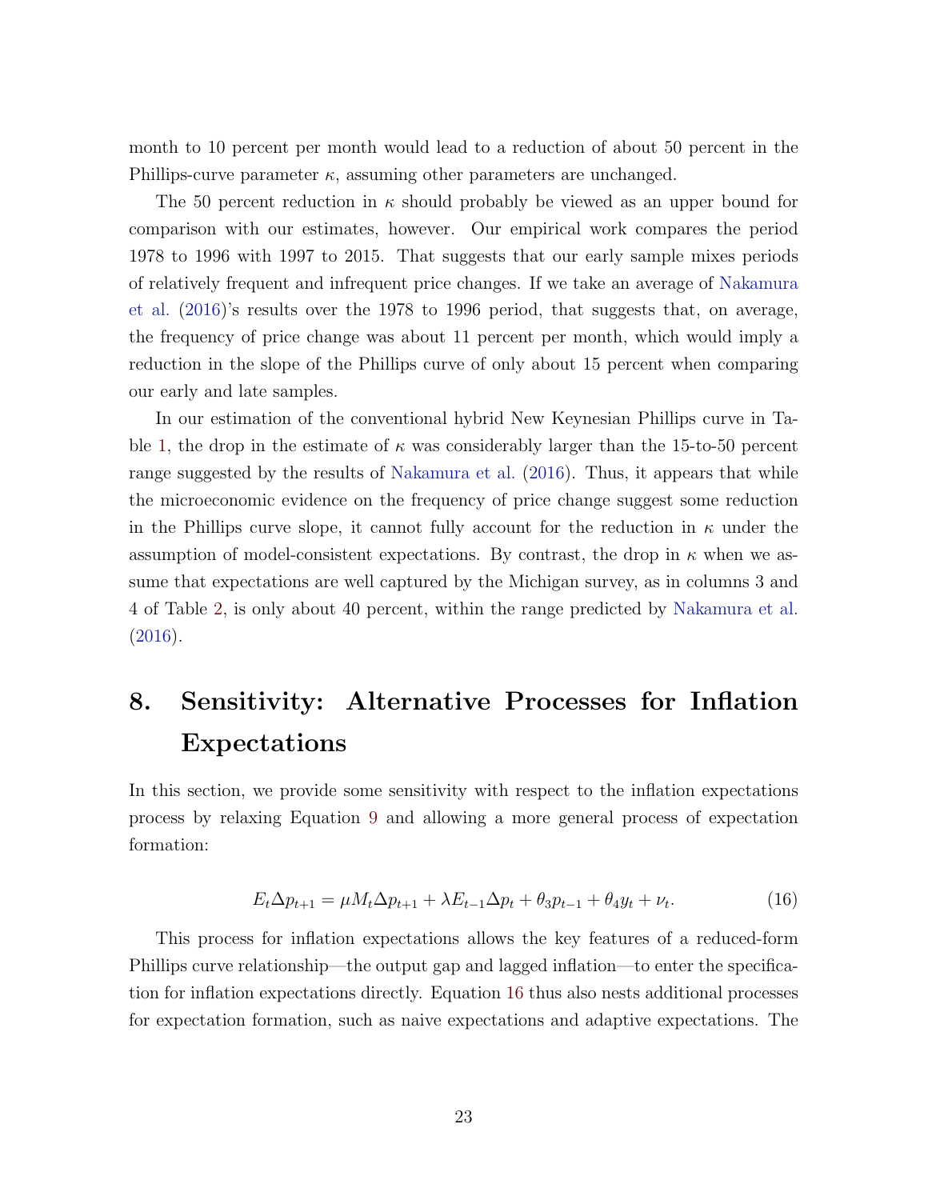month to 10 percent per month would lead to a reduction of about 50 percent in the Phillips-curve parameter $\kappa$, assuming other parameters are unchanged.

The 50 percent reduction in $\kappa$ should probably be viewed as an upper bound for comparison with our estimates, however. Our empirical work compares the period 1978 to 1996 with 1997 to 2015. That suggests that our early sample mixes periods of relatively frequent and infrequent price changes. If we take an average of Nakamura et al. (2016)'s results over the 1978 to 1996 period, that suggests that, on average, the frequency of price change was about 11 percent per month, which would imply a reduction in the slope of the Phillips curve of only about 15 percent when comparing our early and late samples.

In our estimation of the conventional hybrid New Keynesian Phillips curve in Table 1, the drop in the estimate of $\kappa$ was considerably larger than the 15-to-50 percent range suggested by the results of Nakamura et al. (2016). Thus, it appears that while the microeconomic evidence on the frequency of price change suggest some reduction in the Phillips curve slope, it cannot fully account for the reduction in $\kappa$ under the assumption of model-consistent expectations. By contrast, the drop in $\kappa$ when we assume that expectations are well captured by the Michigan survey, as in columns 3 and 4 of Table 2, is only about 40 percent, within the range predicted by Nakamura et al. (2016).

# 8. Sensitivity: Alternative Processes for Inflation Expectations

In this section, we provide some sensitivity with respect to the inflation expectations process by relaxing Equation 9 and allowing a more general process of expectation formation:

$$E_t \Delta p_{t+1} = \mu M_t \Delta p_{t+1} + \lambda E_{t-1} \Delta p_t + \theta_3 p_{t-1} + \theta_4 y_t + \nu_t. \tag{16}$$

This process for inflation expectations allows the key features of a reduced-form Phillips curve relationship—the output gap and lagged inflation—to enter the specification for inflation expectations directly. Equation 16 thus also nests additional processes for expectation formation, such as naive expectations and adaptive expectations. The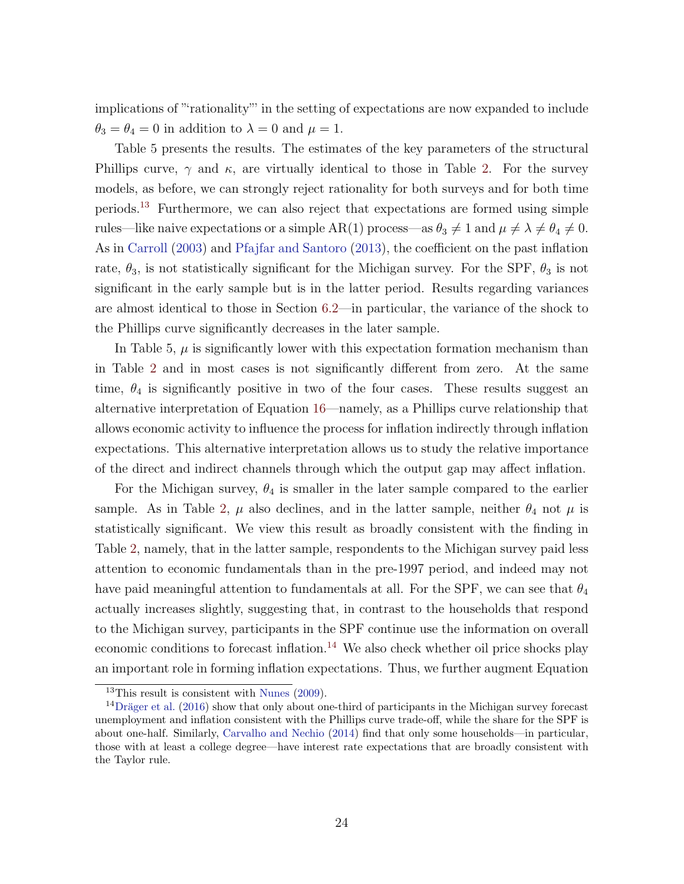implications of "'rationality"' in the setting of expectations are now expanded to include $\theta_3 = \theta_4 = 0$ in addition to $\lambda = 0$ and $\mu = 1$.

Table 5 presents the results. The estimates of the key parameters of the structural Phillips curve, $\gamma$ and $\kappa$, are virtually identical to those in Table 2. For the survey models, as before, we can strongly reject rationality for both surveys and for both time periods.[13] Furthermore, we can also reject that expectations are formed using simple rules—like naive expectations or a simple AR(1) process—as $\theta_3 \neq 1$ and $\mu \neq \lambda \neq \theta_4 \neq 0$. As in Carroll (2003) and Pfajfar and Santoro (2013), the coefficient on the past inflation rate, $\theta_3$, is not statistically significant for the Michigan survey. For the SPF, $\theta_3$ is not significant in the early sample but is in the latter period. Results regarding variances are almost identical to those in Section 6.2—in particular, the variance of the shock to the Phillips curve significantly decreases in the later sample.

In Table 5, $\mu$ is significantly lower with this expectation formation mechanism than in Table 2 and in most cases is not significantly different from zero. At the same time, $\theta_4$ is significantly positive in two of the four cases. These results suggest an alternative interpretation of Equation 16—namely, as a Phillips curve relationship that allows economic activity to influence the process for inflation indirectly through inflation expectations. This alternative interpretation allows us to study the relative importance of the direct and indirect channels through which the output gap may affect inflation.

For the Michigan survey, $\theta_4$ is smaller in the later sample compared to the earlier sample. As in Table 2, $\mu$ also declines, and in the latter sample, neither $\theta_4$ not $\mu$ is statistically significant. We view this result as broadly consistent with the finding in Table 2, namely, that in the latter sample, respondents to the Michigan survey paid less attention to economic fundamentals than in the pre-1997 period, and indeed may not have paid meaningful attention to fundamentals at all. For the SPF, we can see that $\theta_4$ actually increases slightly, suggesting that, in contrast to the households that respond to the Michigan survey, participants in the SPF continue use the information on overall economic conditions to forecast inflation.[14] We also check whether oil price shocks play an important role in forming inflation expectations. Thus, we further augment Equation

[13] This result is consistent with Nunes (2009).

[14] Dräger et al. (2016) show that only about one-third of participants in the Michigan survey forecast unemployment and inflation consistent with the Phillips curve trade-off, while the share for the SPF is about one-half. Similarly, Carvalho and Nechio (2014) find that only some households—in particular, those with at least a college degree—have interest rate expectations that are broadly consistent with the Taylor rule.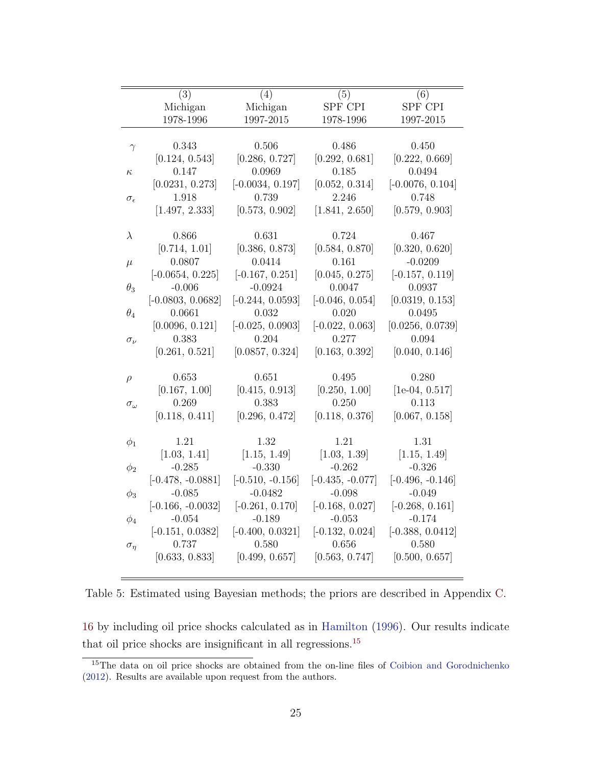| | (3) Michigan 1978-1996 | (4) Michigan 1997-2015 | (5) SPF CPI 1978-1996 | (6) SPF CPI 1997-2015 |
|---|---|---|---|---|
| $\gamma$ | 0.343 | 0.506 | 0.486 | 0.450 |
| | [0.124, 0.543] | [0.286, 0.727] | [0.292, 0.681] | [0.222, 0.669] |
| $\kappa$ | 0.147 | 0.0969 | 0.185 | 0.0494 |
| | [0.0231, 0.273] | [-0.0034, 0.197] | [0.052, 0.314] | [-0.0076, 0.104] |
| $\sigma_\epsilon$ | 1.918 | 0.739 | 2.246 | 0.748 |
| | [1.497, 2.333] | [0.573, 0.902] | [1.841, 2.650] | [0.579, 0.903] |
| $\lambda$ | 0.866 | 0.631 | 0.724 | 0.467 |
| | [0.714, 1.01] | [0.386, 0.873] | [0.584, 0.870] | [0.320, 0.620] |
| $\mu$ | 0.0807 | 0.0414 | 0.161 | -0.0209 |
| | [-0.0654, 0.225] | [-0.167, 0.251] | [0.045, 0.275] | [-0.157, 0.119] |
| $\theta_3$ | -0.006 | -0.0924 | 0.0047 | 0.0937 |
| | [-0.0803, 0.0682] | [-0.244, 0.0593] | [-0.046, 0.054] | [0.0319, 0.153] |
| $\theta_4$ | 0.0661 | 0.032 | 0.020 | 0.0495 |
| | [0.0096, 0.121] | [-0.025, 0.0903] | [-0.022, 0.063] | [0.0256, 0.0739] |
| $\sigma_\nu$ | 0.383 | 0.204 | 0.277 | 0.094 |
| | [0.261, 0.521] | [0.0857, 0.324] | [0.163, 0.392] | [0.040, 0.146] |
| $\rho$ | 0.653 | 0.651 | 0.495 | 0.280 |
| | [0.167, 1.00] | [0.415, 0.913] | [0.250, 1.00] | [1e-04, 0.517] |
| $\sigma_\omega$ | 0.269 | 0.383 | 0.250 | 0.113 |
| | [0.118, 0.411] | [0.296, 0.472] | [0.118, 0.376] | [0.067, 0.158] |
| $\phi_1$ | 1.21 | 1.32 | 1.21 | 1.31 |
| | [1.03, 1.41] | [1.15, 1.49] | [1.03, 1.39] | [1.15, 1.49] |
| $\phi_2$ | -0.285 | -0.330 | -0.262 | -0.326 |
| | [-0.478, -0.0881] | [-0.510, -0.156] | [-0.435, -0.077] | [-0.496, -0.146] |
| $\phi_3$ | -0.085 | -0.0482 | -0.098 | -0.049 |
| | [-0.166, -0.0032] | [-0.261, 0.170] | [-0.168, 0.027] | [-0.268, 0.161] |
| $\phi_4$ | -0.054 | -0.189 | -0.053 | -0.174 |
| | [-0.151, 0.0382] | [-0.400, 0.0321] | [-0.132, 0.024] | [-0.388, 0.0412] |
| $\sigma_\eta$ | 0.737 | 0.580 | 0.656 | 0.580 |
| | [0.633, 0.833] | [0.499, 0.657] | [0.563, 0.747] | [0.500, 0.657] |

Table 5: Estimated using Bayesian methods; the priors are described in Appendix C.

16 by including oil price shocks calculated as in Hamilton (1996). Our results indicate that oil price shocks are insignificant in all regressions.[15]

[15] The data on oil price shocks are obtained from the on-line files of Coibion and Gorodnichenko (2012). Results are available upon request from the authors.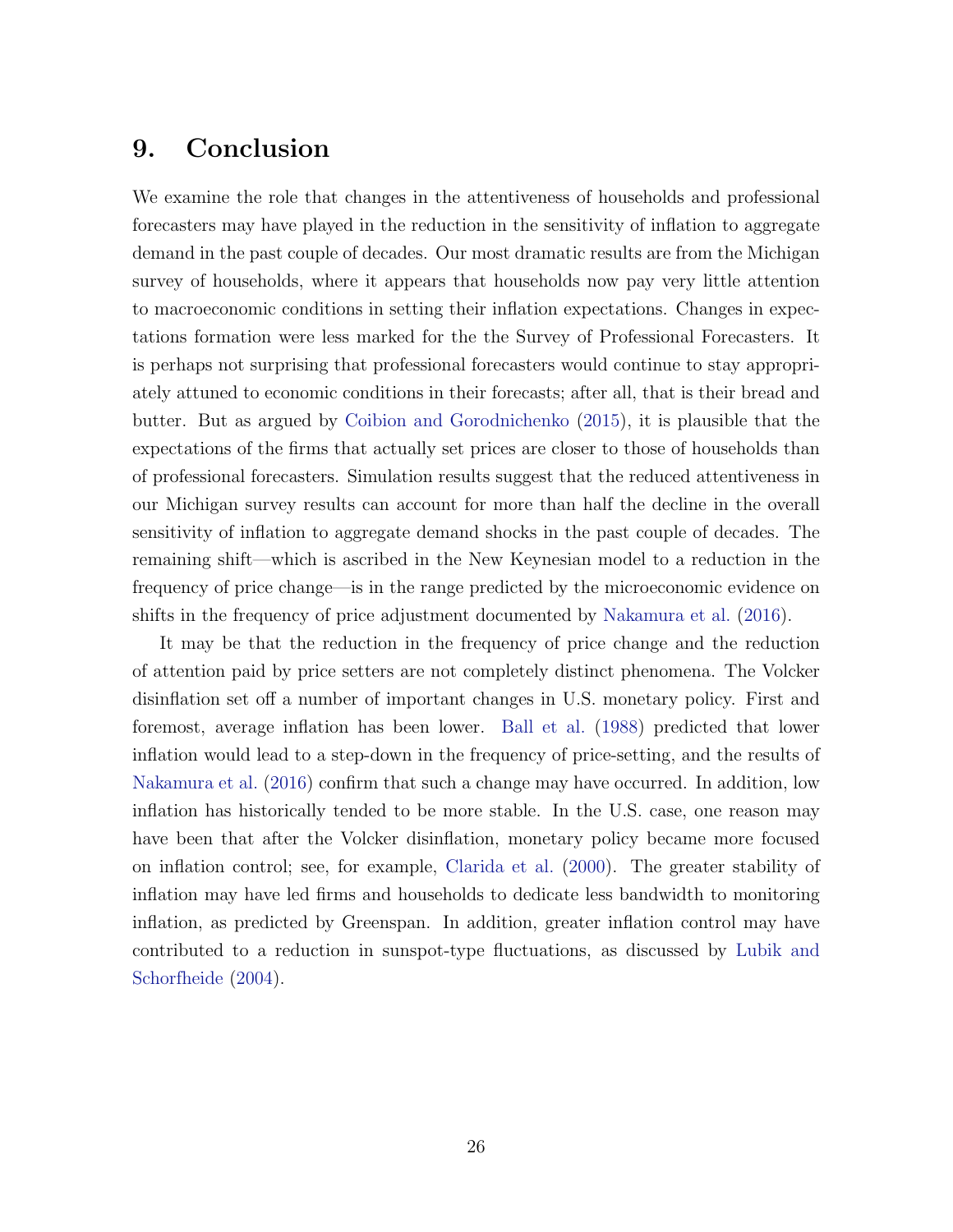# 9. Conclusion

We examine the role that changes in the attentiveness of households and professional forecasters may have played in the reduction in the sensitivity of inflation to aggregate demand in the past couple of decades. Our most dramatic results are from the Michigan survey of households, where it appears that households now pay very little attention to macroeconomic conditions in setting their inflation expectations. Changes in expectations formation were less marked for the the Survey of Professional Forecasters. It is perhaps not surprising that professional forecasters would continue to stay appropriately attuned to economic conditions in their forecasts; after all, that is their bread and butter. But as argued by Coibion and Gorodnichenko (2015), it is plausible that the expectations of the firms that actually set prices are closer to those of households than of professional forecasters. Simulation results suggest that the reduced attentiveness in our Michigan survey results can account for more than half the decline in the overall sensitivity of inflation to aggregate demand shocks in the past couple of decades. The remaining shift—which is ascribed in the New Keynesian model to a reduction in the frequency of price change—is in the range predicted by the microeconomic evidence on shifts in the frequency of price adjustment documented by Nakamura et al. (2016).

It may be that the reduction in the frequency of price change and the reduction of attention paid by price setters are not completely distinct phenomena. The Volcker disinflation set off a number of important changes in U.S. monetary policy. First and foremost, average inflation has been lower. Ball et al. (1988) predicted that lower inflation would lead to a step-down in the frequency of price-setting, and the results of Nakamura et al. (2016) confirm that such a change may have occurred. In addition, low inflation has historically tended to be more stable. In the U.S. case, one reason may have been that after the Volcker disinflation, monetary policy became more focused on inflation control; see, for example, Clarida et al. (2000). The greater stability of inflation may have led firms and households to dedicate less bandwidth to monitoring inflation, as predicted by Greenspan. In addition, greater inflation control may have contributed to a reduction in sunspot-type fluctuations, as discussed by Lubik and Schorfheide (2004).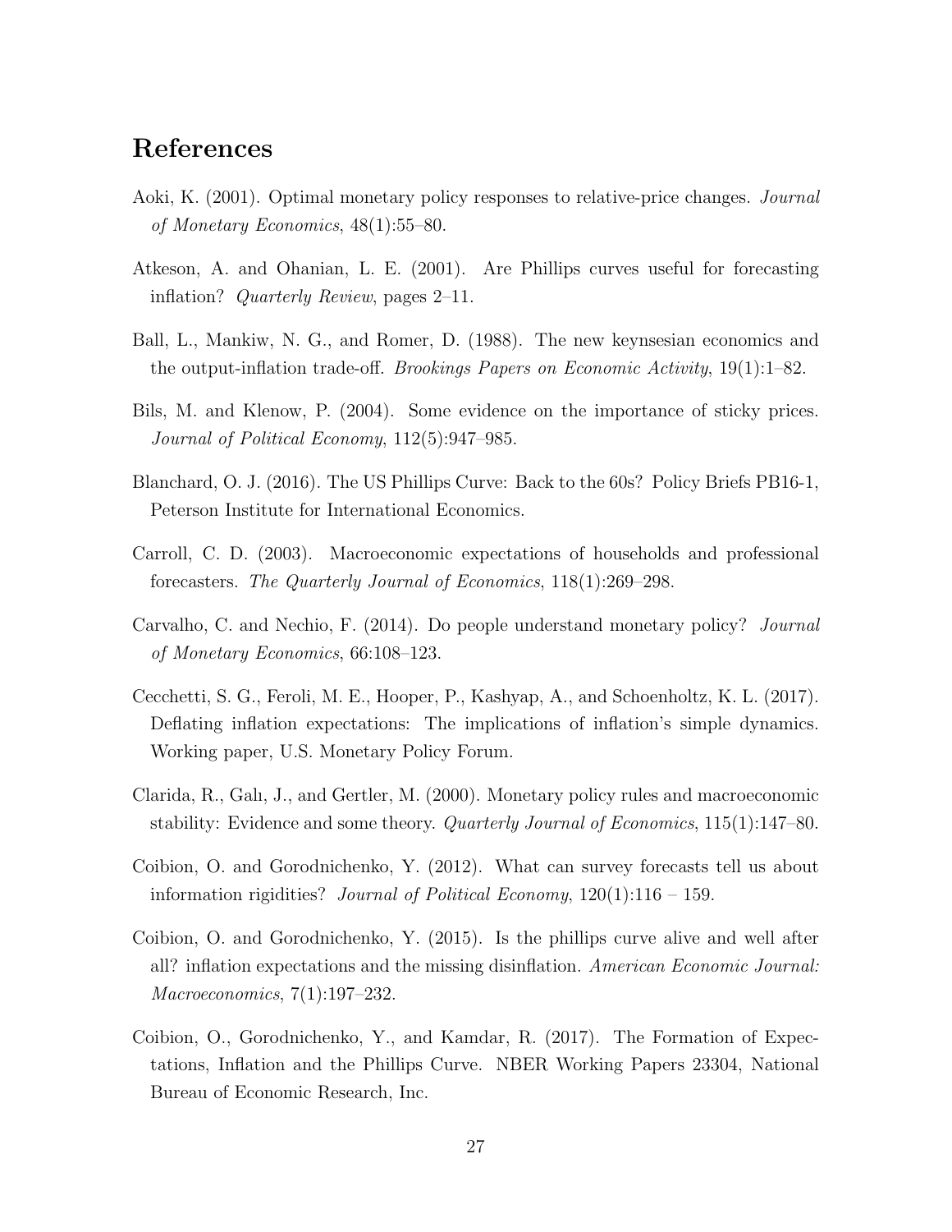## References

Aoki, K. (2001). Optimal monetary policy responses to relative-price changes. *Journal of Monetary Economics*, 48(1):55–80.

Atkeson, A. and Ohanian, L. E. (2001). Are Phillips curves useful for forecasting inflation? *Quarterly Review*, pages 2–11.

Ball, L., Mankiw, N. G., and Romer, D. (1988). The new keynsesian economics and the output-inflation trade-off. *Brookings Papers on Economic Activity*, 19(1):1–82.

Bils, M. and Klenow, P. (2004). Some evidence on the importance of sticky prices. *Journal of Political Economy*, 112(5):947–985.

Blanchard, O. J. (2016). The US Phillips Curve: Back to the 60s? Policy Briefs PB16-1, Peterson Institute for International Economics.

Carroll, C. D. (2003). Macroeconomic expectations of households and professional forecasters. *The Quarterly Journal of Economics*, 118(1):269–298.

Carvalho, C. and Nechio, F. (2014). Do people understand monetary policy? *Journal of Monetary Economics*, 66:108–123.

Cecchetti, S. G., Feroli, M. E., Hooper, P., Kashyap, A., and Schoenholtz, K. L. (2017). Deflating inflation expectations: The implications of inflation's simple dynamics. Working paper, U.S. Monetary Policy Forum.

Clarida, R., Galı, J., and Gertler, M. (2000). Monetary policy rules and macroeconomic stability: Evidence and some theory. *Quarterly Journal of Economics*, 115(1):147–80.

Coibion, O. and Gorodnichenko, Y. (2012). What can survey forecasts tell us about information rigidities? *Journal of Political Economy*, 120(1):116 – 159.

Coibion, O. and Gorodnichenko, Y. (2015). Is the phillips curve alive and well after all? inflation expectations and the missing disinflation. *American Economic Journal: Macroeconomics*, 7(1):197–232.

Coibion, O., Gorodnichenko, Y., and Kamdar, R. (2017). The Formation of Expectations, Inflation and the Phillips Curve. NBER Working Papers 23304, National Bureau of Economic Research, Inc.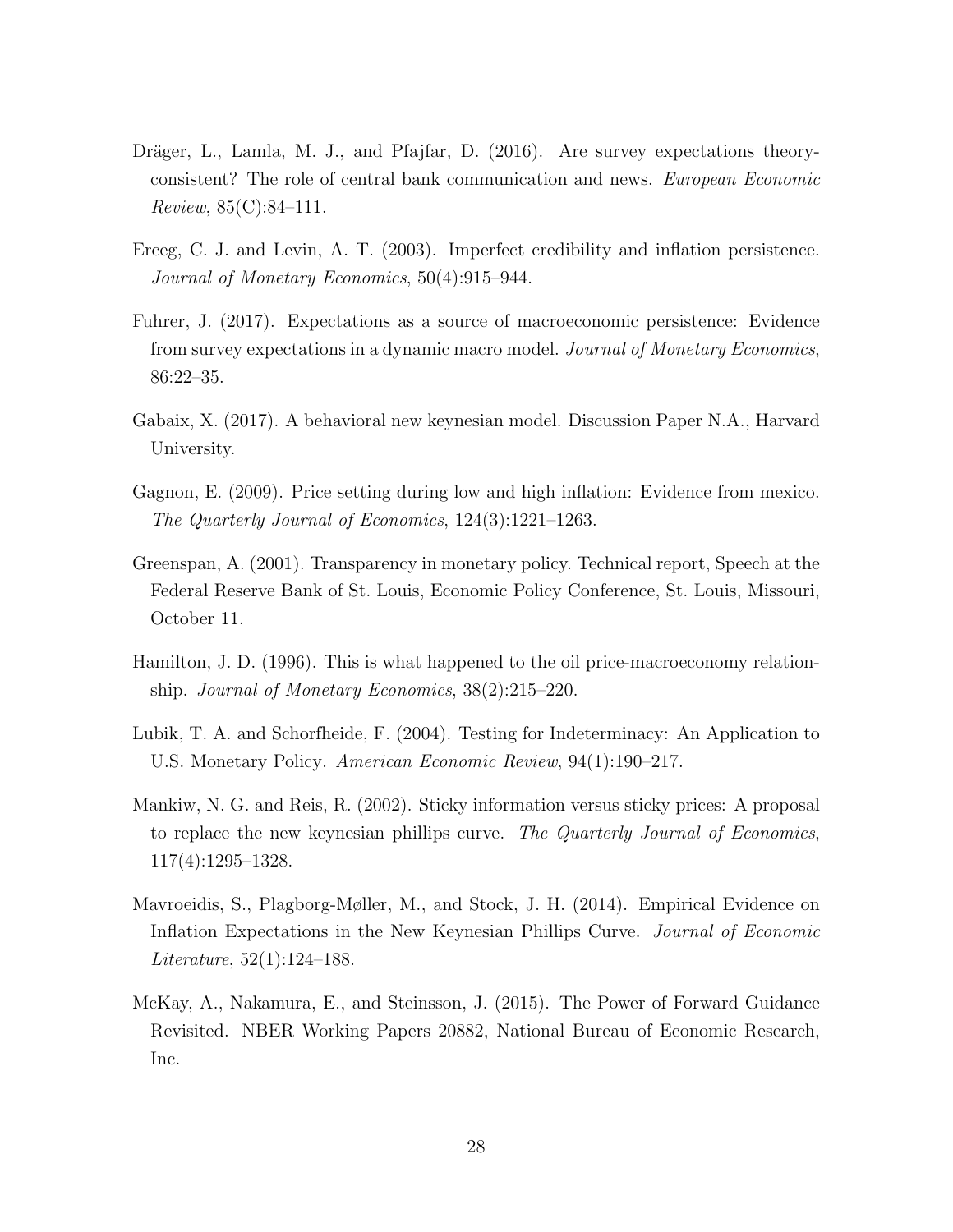Dräger, L., Lamla, M. J., and Pfajfar, D. (2016). Are survey expectations theory-consistent? The role of central bank communication and news. *European Economic Review*, 85(C):84–111.

Erceg, C. J. and Levin, A. T. (2003). Imperfect credibility and inflation persistence. *Journal of Monetary Economics*, 50(4):915–944.

Fuhrer, J. (2017). Expectations as a source of macroeconomic persistence: Evidence from survey expectations in a dynamic macro model. *Journal of Monetary Economics*, 86:22–35.

Gabaix, X. (2017). A behavioral new keynesian model. Discussion Paper N.A., Harvard University.

Gagnon, E. (2009). Price setting during low and high inflation: Evidence from mexico. *The Quarterly Journal of Economics*, 124(3):1221–1263.

Greenspan, A. (2001). Transparency in monetary policy. Technical report, Speech at the Federal Reserve Bank of St. Louis, Economic Policy Conference, St. Louis, Missouri, October 11.

Hamilton, J. D. (1996). This is what happened to the oil price-macroeconomy relationship. *Journal of Monetary Economics*, 38(2):215–220.

Lubik, T. A. and Schorfheide, F. (2004). Testing for Indeterminacy: An Application to U.S. Monetary Policy. *American Economic Review*, 94(1):190–217.

Mankiw, N. G. and Reis, R. (2002). Sticky information versus sticky prices: A proposal to replace the new keynesian phillips curve. *The Quarterly Journal of Economics*, 117(4):1295–1328.

Mavroeidis, S., Plagborg-Møller, M., and Stock, J. H. (2014). Empirical Evidence on Inflation Expectations in the New Keynesian Phillips Curve. *Journal of Economic Literature*, 52(1):124–188.

McKay, A., Nakamura, E., and Steinsson, J. (2015). The Power of Forward Guidance Revisited. NBER Working Papers 20882, National Bureau of Economic Research, Inc.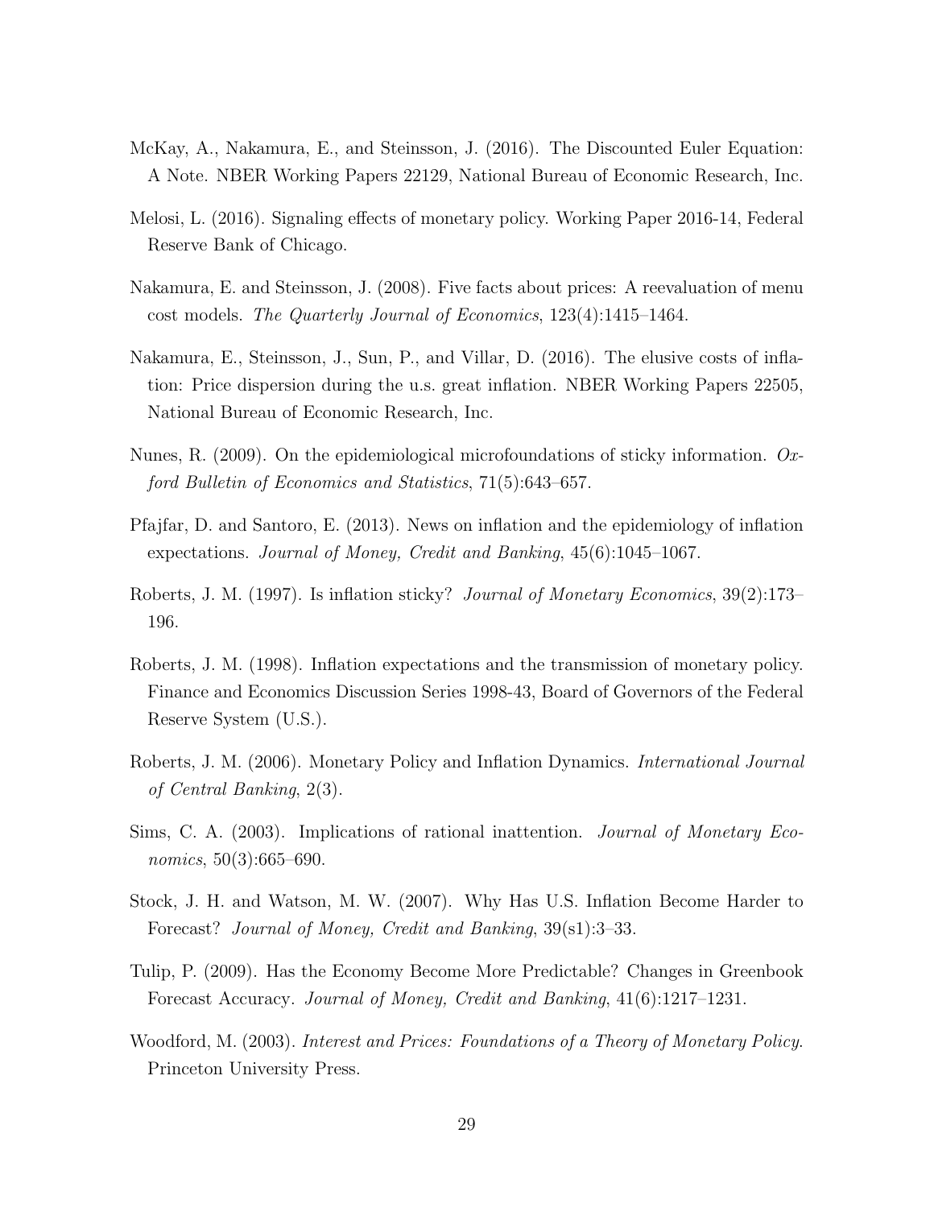McKay, A., Nakamura, E., and Steinsson, J. (2016). The Discounted Euler Equation: A Note. NBER Working Papers 22129, National Bureau of Economic Research, Inc.

Melosi, L. (2016). Signaling effects of monetary policy. Working Paper 2016-14, Federal Reserve Bank of Chicago.

Nakamura, E. and Steinsson, J. (2008). Five facts about prices: A reevaluation of menu cost models. *The Quarterly Journal of Economics*, 123(4):1415–1464.

Nakamura, E., Steinsson, J., Sun, P., and Villar, D. (2016). The elusive costs of inflation: Price dispersion during the u.s. great inflation. NBER Working Papers 22505, National Bureau of Economic Research, Inc.

Nunes, R. (2009). On the epidemiological microfoundations of sticky information. *Oxford Bulletin of Economics and Statistics*, 71(5):643–657.

Pfajfar, D. and Santoro, E. (2013). News on inflation and the epidemiology of inflation expectations. *Journal of Money, Credit and Banking*, 45(6):1045–1067.

Roberts, J. M. (1997). Is inflation sticky? *Journal of Monetary Economics*, 39(2):173–196.

Roberts, J. M. (1998). Inflation expectations and the transmission of monetary policy. Finance and Economics Discussion Series 1998-43, Board of Governors of the Federal Reserve System (U.S.).

Roberts, J. M. (2006). Monetary Policy and Inflation Dynamics. *International Journal of Central Banking*, 2(3).

Sims, C. A. (2003). Implications of rational inattention. *Journal of Monetary Economics*, 50(3):665–690.

Stock, J. H. and Watson, M. W. (2007). Why Has U.S. Inflation Become Harder to Forecast? *Journal of Money, Credit and Banking*, 39(s1):3–33.

Tulip, P. (2009). Has the Economy Become More Predictable? Changes in Greenbook Forecast Accuracy. *Journal of Money, Credit and Banking*, 41(6):1217–1231.

Woodford, M. (2003). *Interest and Prices: Foundations of a Theory of Monetary Policy*. Princeton University Press.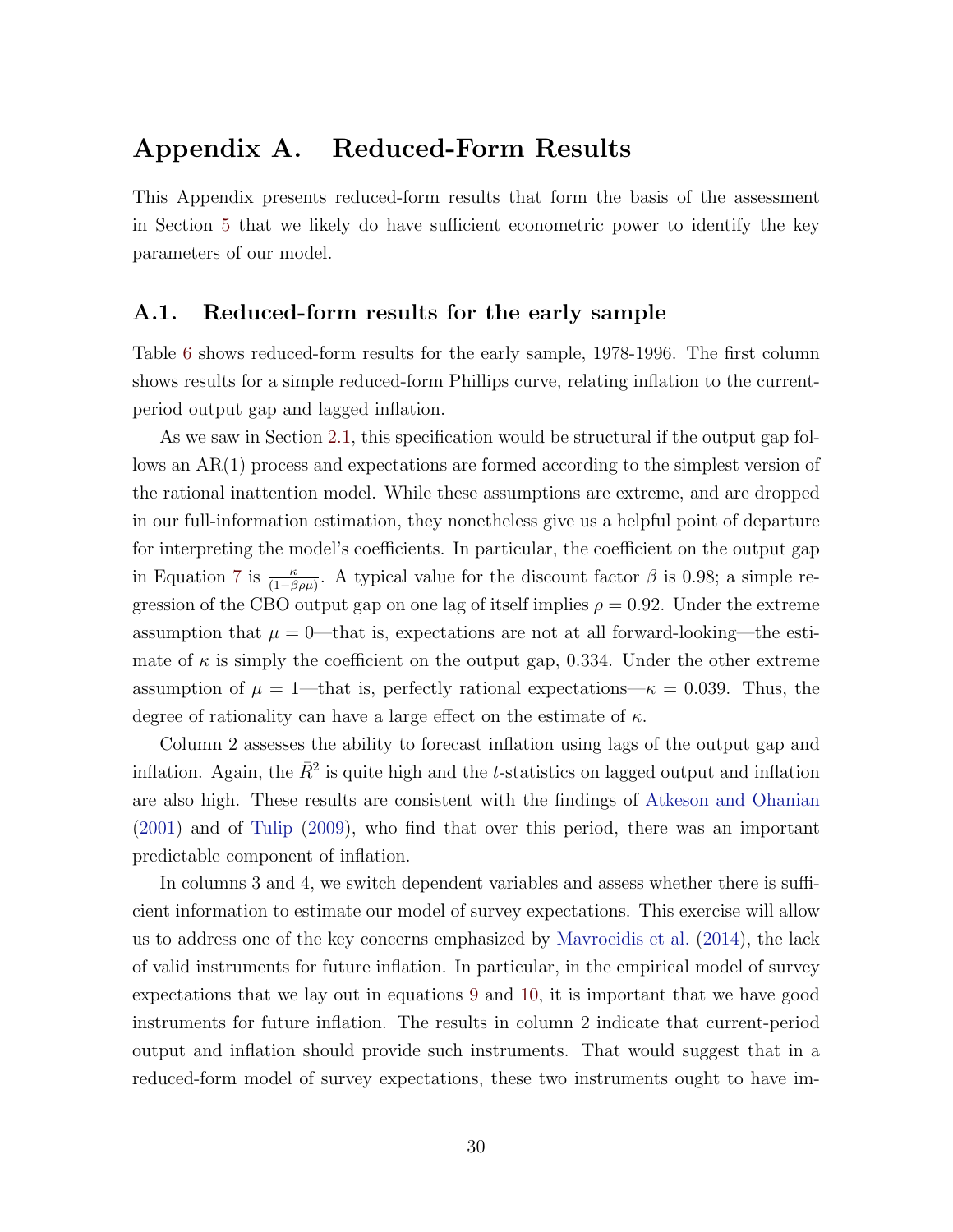# Appendix A. Reduced-Form Results

This Appendix presents reduced-form results that form the basis of the assessment in Section 5 that we likely do have sufficient econometric power to identify the key parameters of our model.

## A.1. Reduced-form results for the early sample

Table 6 shows reduced-form results for the early sample, 1978-1996. The first column shows results for a simple reduced-form Phillips curve, relating inflation to the current-period output gap and lagged inflation.

As we saw in Section 2.1, this specification would be structural if the output gap follows an AR(1) process and expectations are formed according to the simplest version of the rational inattention model. While these assumptions are extreme, and are dropped in our full-information estimation, they nonetheless give us a helpful point of departure for interpreting the model's coefficients. In particular, the coefficient on the output gap in Equation 7 is $\frac{\kappa}{(1-\beta\rho\mu)}$. A typical value for the discount factor $\beta$ is 0.98; a simple regression of the CBO output gap on one lag of itself implies $\rho = 0.92$. Under the extreme assumption that $\mu = 0$—that is, expectations are not at all forward-looking—the estimate of $\kappa$ is simply the coefficient on the output gap, 0.334. Under the other extreme assumption of $\mu = 1$—that is, perfectly rational expectations—$\kappa = 0.039$. Thus, the degree of rationality can have a large effect on the estimate of $\kappa$.

Column 2 assesses the ability to forecast inflation using lags of the output gap and inflation. Again, the $\bar{R}^2$ is quite high and the $t$-statistics on lagged output and inflation are also high. These results are consistent with the findings of Atkeson and Ohanian (2001) and of Tulip (2009), who find that over this period, there was an important predictable component of inflation.

In columns 3 and 4, we switch dependent variables and assess whether there is sufficient information to estimate our model of survey expectations. This exercise will allow us to address one of the key concerns emphasized by Mavroeidis et al. (2014), the lack of valid instruments for future inflation. In particular, in the empirical model of survey expectations that we lay out in equations 9 and 10, it is important that we have good instruments for future inflation. The results in column 2 indicate that current-period output and inflation should provide such instruments. That would suggest that in a reduced-form model of survey expectations, these two instruments ought to have im-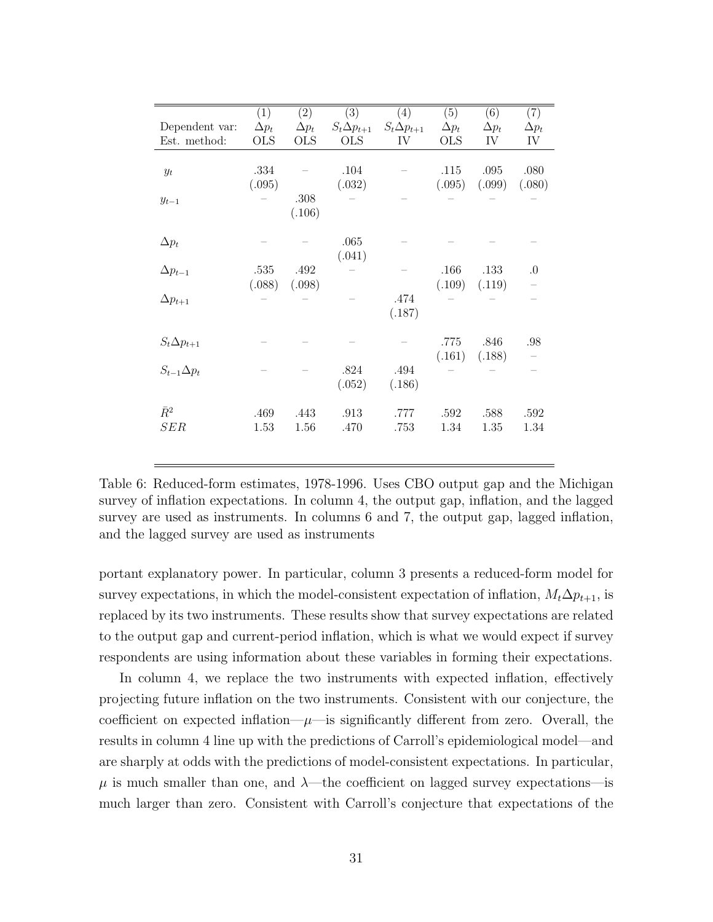| | (1) | (2) | (3) | (4) | (5) | (6) | (7) |
|---|---|---|---|---|---|---|---|
| Dependent var: | $\Delta p_t$ | $\Delta p_t$ | $S_t \Delta p_{t+1}$ | $S_t \Delta p_{t+1}$ | $\Delta p_t$ | $\Delta p_t$ | $\Delta p_t$ |
| Est. method: | OLS | OLS | OLS | IV | OLS | IV | IV |
| $y_t$ | .334 | – | .104 | – | .115 | .095 | .080 |
| | (.095) | | (.032) | | (.095) | (.099) | (.080) |
| $y_{t-1}$ | – | .308 | – | – | – | – | – |
| | | (.106) | | | | | |
| $\Delta p_t$ | – | – | .065 | – | – | – | – |
| | | | (.041) | | | | |
| $\Delta p_{t-1}$ | .535 | .492 | – | – | .166 | .133 | .0 |
| | (.088) | (.098) | | | (.109) | (.119) | – |
| $\Delta p_{t+1}$ | – | – | – | .474 | – | – | – |
| | | | | (.187) | | | |
| $S_t \Delta p_{t+1}$ | – | – | – | – | .775 | .846 | .98 |
| | | | | | (.161) | (.188) | – |
| $S_{t-1} \Delta p_t$ | – | – | .824 | .494 | – | – | – |
| | | | (.052) | (.186) | | | |
| $\bar{R}^2$ | .469 | .443 | .913 | .777 | .592 | .588 | .592 |
| $SER$ | 1.53 | 1.56 | .470 | .753 | 1.34 | 1.35 | 1.34 |

Table 6: Reduced-form estimates, 1978-1996. Uses CBO output gap and the Michigan survey of inflation expectations. In column 4, the output gap, inflation, and the lagged survey are used as instruments. In columns 6 and 7, the output gap, lagged inflation, and the lagged survey are used as instruments

portant explanatory power. In particular, column 3 presents a reduced-form model for survey expectations, in which the model-consistent expectation of inflation, $M_t \Delta p_{t+1}$, is replaced by its two instruments. These results show that survey expectations are related to the output gap and current-period inflation, which is what we would expect if survey respondents are using information about these variables in forming their expectations.

In column 4, we replace the two instruments with expected inflation, effectively projecting future inflation on the two instruments. Consistent with our conjecture, the coefficient on expected inflation—$\mu$—is significantly different from zero. Overall, the results in column 4 line up with the predictions of Carroll's epidemiological model—and are sharply at odds with the predictions of model-consistent expectations. In particular, $\mu$ is much smaller than one, and $\lambda$—the coefficient on lagged survey expectations—is much larger than zero. Consistent with Carroll's conjecture that expectations of the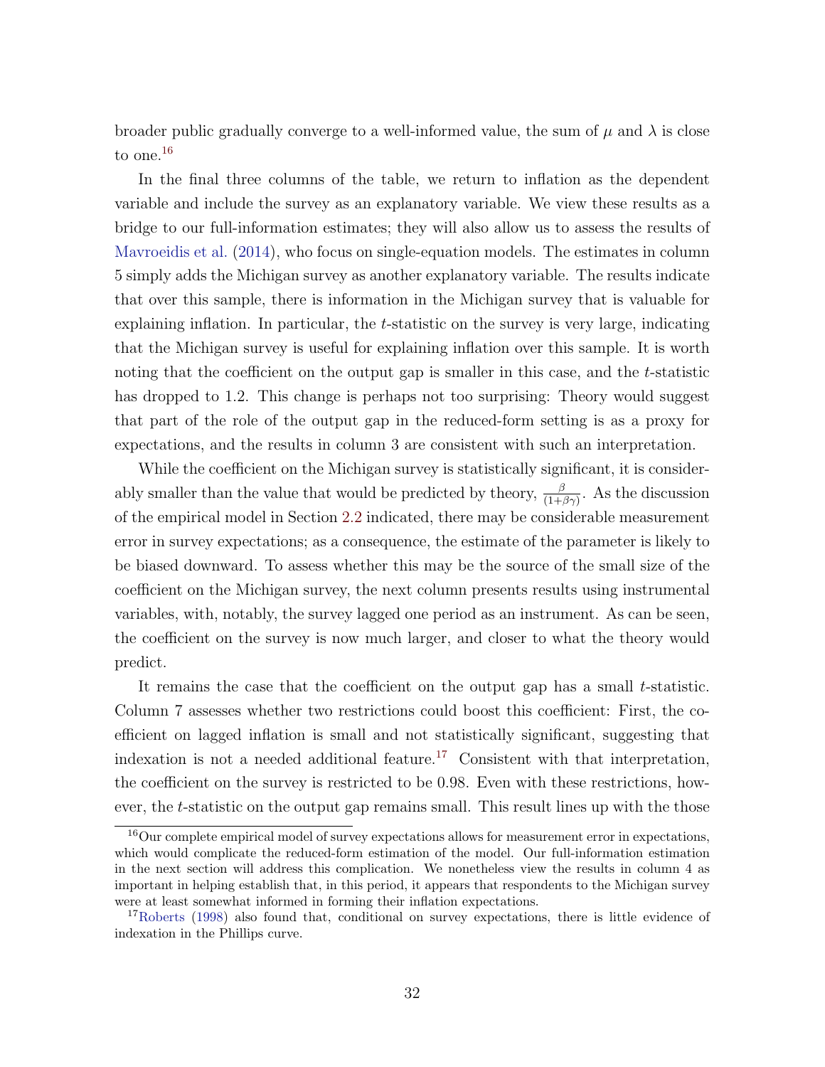broader public gradually converge to a well-informed value, the sum of $\mu$ and $\lambda$ is close to one.[16]

In the final three columns of the table, we return to inflation as the dependent variable and include the survey as an explanatory variable. We view these results as a bridge to our full-information estimates; they will also allow us to assess the results of Mavroeidis et al. (2014), who focus on single-equation models. The estimates in column 5 simply adds the Michigan survey as another explanatory variable. The results indicate that over this sample, there is information in the Michigan survey that is valuable for explaining inflation. In particular, the $t$-statistic on the survey is very large, indicating that the Michigan survey is useful for explaining inflation over this sample. It is worth noting that the coefficient on the output gap is smaller in this case, and the $t$-statistic has dropped to 1.2. This change is perhaps not too surprising: Theory would suggest that part of the role of the output gap in the reduced-form setting is as a proxy for expectations, and the results in column 3 are consistent with such an interpretation.

While the coefficient on the Michigan survey is statistically significant, it is considerably smaller than the value that would be predicted by theory, $\frac{\beta}{(1+\beta\gamma)}$. As the discussion of the empirical model in Section 2.2 indicated, there may be considerable measurement error in survey expectations; as a consequence, the estimate of the parameter is likely to be biased downward. To assess whether this may be the source of the small size of the coefficient on the Michigan survey, the next column presents results using instrumental variables, with, notably, the survey lagged one period as an instrument. As can be seen, the coefficient on the survey is now much larger, and closer to what the theory would predict.

It remains the case that the coefficient on the output gap has a small $t$-statistic. Column 7 assesses whether two restrictions could boost this coefficient: First, the coefficient on lagged inflation is small and not statistically significant, suggesting that indexation is not a needed additional feature.[17] Consistent with that interpretation, the coefficient on the survey is restricted to be 0.98. Even with these restrictions, however, the $t$-statistic on the output gap remains small. This result lines up with the those

[16] Our complete empirical model of survey expectations allows for measurement error in expectations, which would complicate the reduced-form estimation of the model. Our full-information estimation in the next section will address this complication. We nonetheless view the results in column 4 as important in helping establish that, in this period, it appears that respondents to the Michigan survey were at least somewhat informed in forming their inflation expectations.

[17] Roberts (1998) also found that, conditional on survey expectations, there is little evidence of indexation in the Phillips curve.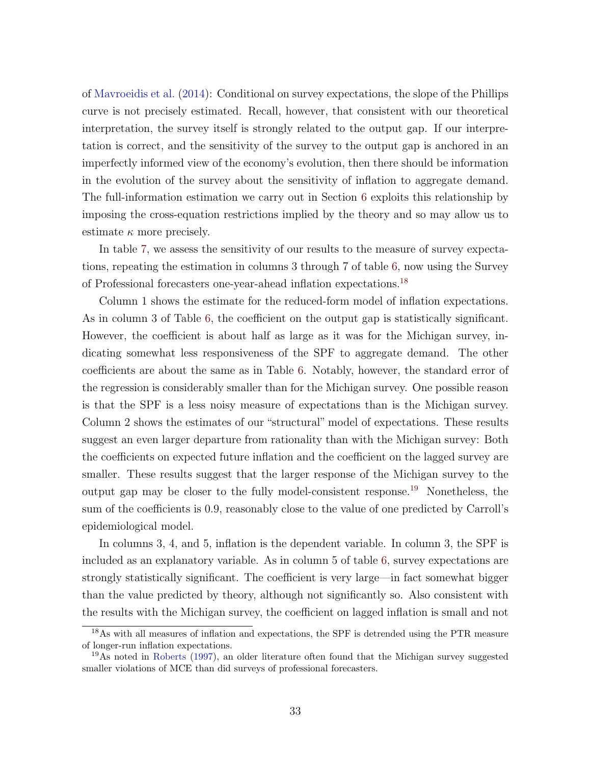of Mavroeidis et al. (2014): Conditional on survey expectations, the slope of the Phillips curve is not precisely estimated. Recall, however, that consistent with our theoretical interpretation, the survey itself is strongly related to the output gap. If our interpretation is correct, and the sensitivity of the survey to the output gap is anchored in an imperfectly informed view of the economy's evolution, then there should be information in the evolution of the survey about the sensitivity of inflation to aggregate demand. The full-information estimation we carry out in Section 6 exploits this relationship by imposing the cross-equation restrictions implied by the theory and so may allow us to estimate $\kappa$ more precisely.

In table 7, we assess the sensitivity of our results to the measure of survey expectations, repeating the estimation in columns 3 through 7 of table 6, now using the Survey of Professional forecasters one-year-ahead inflation expectations.[18]

Column 1 shows the estimate for the reduced-form model of inflation expectations. As in column 3 of Table 6, the coefficient on the output gap is statistically significant. However, the coefficient is about half as large as it was for the Michigan survey, indicating somewhat less responsiveness of the SPF to aggregate demand. The other coefficients are about the same as in Table 6. Notably, however, the standard error of the regression is considerably smaller than for the Michigan survey. One possible reason is that the SPF is a less noisy measure of expectations than is the Michigan survey. Column 2 shows the estimates of our "structural" model of expectations. These results suggest an even larger departure from rationality than with the Michigan survey: Both the coefficients on expected future inflation and the coefficient on the lagged survey are smaller. These results suggest that the larger response of the Michigan survey to the output gap may be closer to the fully model-consistent response.[19] Nonetheless, the sum of the coefficients is 0.9, reasonably close to the value of one predicted by Carroll's epidemiological model.

In columns 3, 4, and 5, inflation is the dependent variable. In column 3, the SPF is included as an explanatory variable. As in column 5 of table 6, survey expectations are strongly statistically significant. The coefficient is very large—in fact somewhat bigger than the value predicted by theory, although not significantly so. Also consistent with the results with the Michigan survey, the coefficient on lagged inflation is small and not

[18] As with all measures of inflation and expectations, the SPF is detrended using the PTR measure of longer-run inflation expectations.

[19] As noted in Roberts (1997), an older literature often found that the Michigan survey suggested smaller violations of MCE than did surveys of professional forecasters.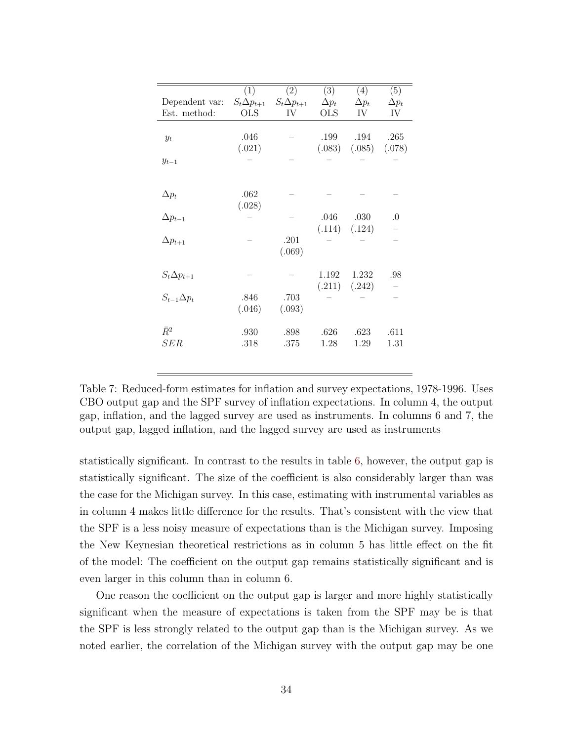| | (1) | (2) | (3) | (4) | (5) |
|---|---|---|---|---|---|
| Dependent var: | $S_t\Delta p_{t+1}$ | $S_t\Delta p_{t+1}$ | $\Delta p_t$ | $\Delta p_t$ | $\Delta p_t$ |
| Est. method: | OLS | IV | OLS | IV | IV |
| $y_t$ | .046 | – | .199 | .194 | .265 |
| | (.021) | | (.083) | (.085) | (.078) |
| $y_{t-1}$ | – | – | – | – | – |
| $\Delta p_t$ | .062 | – | – | – | – |
| | (.028) | | | | |
| $\Delta p_{t-1}$ | – | – | .046 | .030 | .0 |
| | | | (.114) | (.124) | – |
| $\Delta p_{t+1}$ | – | .201 | – | – | – |
| | | (.069) | | | |
| $S_t\Delta p_{t+1}$ | – | – | 1.192 | 1.232 | .98 |
| | | | (.211) | (.242) | – |
| $S_{t-1}\Delta p_t$ | .846 | .703 | – | – | – |
| | (.046) | (.093) | | | |
| $\bar{R}^2$ | .930 | .898 | .626 | .623 | .611 |
| $SER$ | .318 | .375 | 1.28 | 1.29 | 1.31 |

Table 7: Reduced-form estimates for inflation and survey expectations, 1978-1996. Uses CBO output gap and the SPF survey of inflation expectations. In column 4, the output gap, inflation, and the lagged survey are used as instruments. In columns 6 and 7, the output gap, lagged inflation, and the lagged survey are used as instruments

statistically significant. In contrast to the results in table 6, however, the output gap is statistically significant. The size of the coefficient is also considerably larger than was the case for the Michigan survey. In this case, estimating with instrumental variables as in column 4 makes little difference for the results. That's consistent with the view that the SPF is a less noisy measure of expectations than is the Michigan survey. Imposing the New Keynesian theoretical restrictions as in column 5 has little effect on the fit of the model: The coefficient on the output gap remains statistically significant and is even larger in this column than in column 6.

One reason the coefficient on the output gap is larger and more highly statistically significant when the measure of expectations is taken from the SPF may be is that the SPF is less strongly related to the output gap than is the Michigan survey. As we noted earlier, the correlation of the Michigan survey with the output gap may be one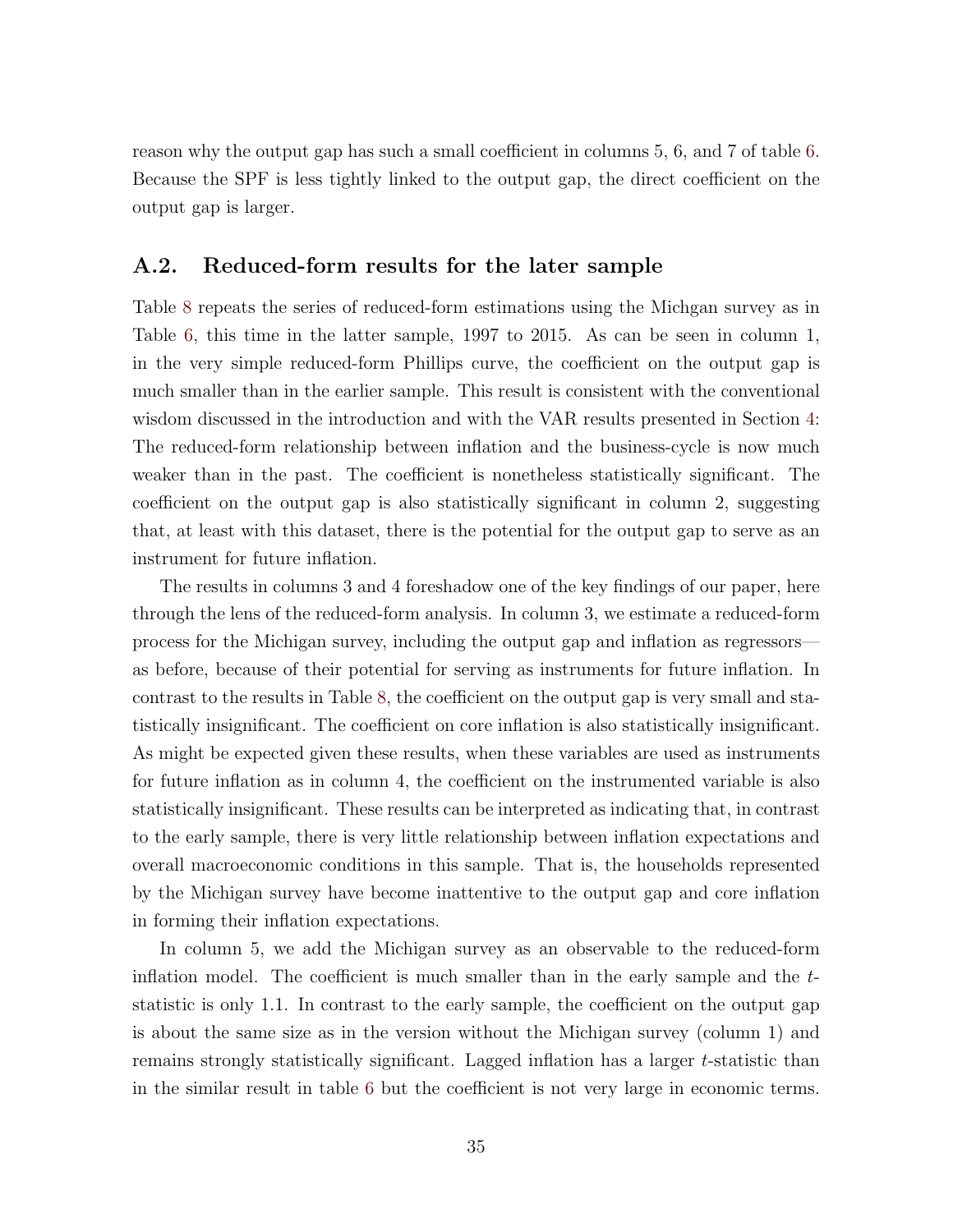reason why the output gap has such a small coefficient in columns 5, 6, and 7 of table 6. Because the SPF is less tightly linked to the output gap, the direct coefficient on the output gap is larger.

## A.2. Reduced-form results for the later sample

Table 8 repeats the series of reduced-form estimations using the Michgan survey as in Table 6, this time in the latter sample, 1997 to 2015. As can be seen in column 1, in the very simple reduced-form Phillips curve, the coefficient on the output gap is much smaller than in the earlier sample. This result is consistent with the conventional wisdom discussed in the introduction and with the VAR results presented in Section 4: The reduced-form relationship between inflation and the business-cycle is now much weaker than in the past. The coefficient is nonetheless statistically significant. The coefficient on the output gap is also statistically significant in column 2, suggesting that, at least with this dataset, there is the potential for the output gap to serve as an instrument for future inflation.

The results in columns 3 and 4 foreshadow one of the key findings of our paper, here through the lens of the reduced-form analysis. In column 3, we estimate a reduced-form process for the Michigan survey, including the output gap and inflation as regressors—as before, because of their potential for serving as instruments for future inflation. In contrast to the results in Table 8, the coefficient on the output gap is very small and statistically insignificant. The coefficient on core inflation is also statistically insignificant. As might be expected given these results, when these variables are used as instruments for future inflation as in column 4, the coefficient on the instrumented variable is also statistically insignificant. These results can be interpreted as indicating that, in contrast to the early sample, there is very little relationship between inflation expectations and overall macroeconomic conditions in this sample. That is, the households represented by the Michigan survey have become inattentive to the output gap and core inflation in forming their inflation expectations.

In column 5, we add the Michigan survey as an observable to the reduced-form inflation model. The coefficient is much smaller than in the early sample and the *t*-statistic is only 1.1. In contrast to the early sample, the coefficient on the output gap is about the same size as in the version without the Michigan survey (column 1) and remains strongly statistically significant. Lagged inflation has a larger *t*-statistic than in the similar result in table 6 but the coefficient is not very large in economic terms.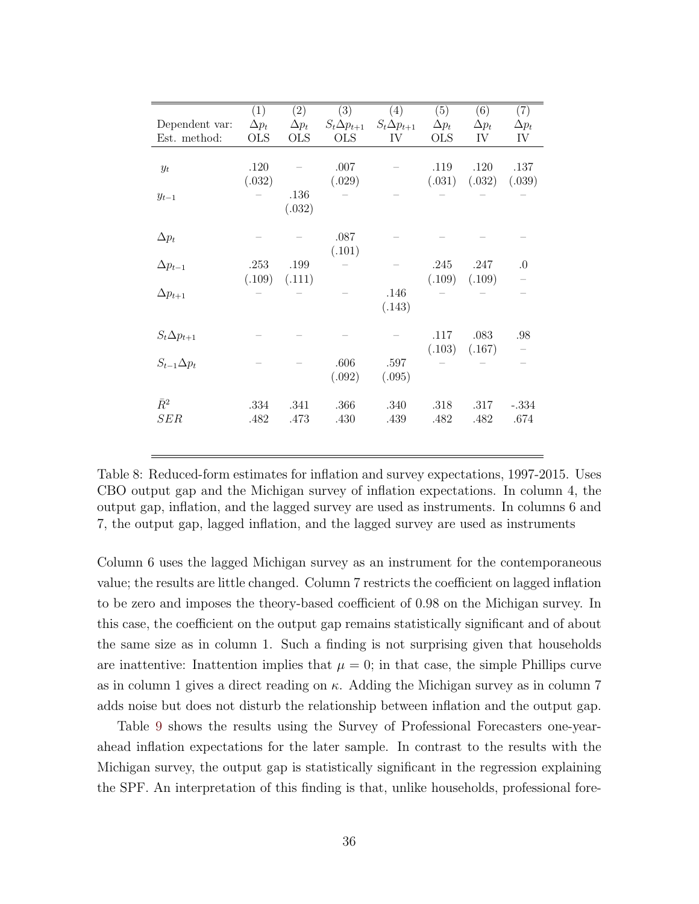| | (1) | (2) | (3) | (4) | (5) | (6) | (7) |
|---|---|---|---|---|---|---|---|
| Dependent var: | $\Delta p_t$ | $\Delta p_t$ | $S_t \Delta p_{t+1}$ | $S_t \Delta p_{t+1}$ | $\Delta p_t$ | $\Delta p_t$ | $\Delta p_t$ |
| Est. method: | OLS | OLS | OLS | IV | OLS | IV | IV |
| $y_t$ | .120 | – | .007 | – | .119 | .120 | .137 |
| | (.032) | | (.029) | | (.031) | (.032) | (.039) |
| $y_{t-1}$ | – | .136 | – | – | – | – | – |
| | | (.032) | | | | | |
| $\Delta p_t$ | – | – | .087 | – | – | – | – |
| | | | (.101) | | | | |
| $\Delta p_{t-1}$ | .253 | .199 | – | – | .245 | .247 | .0 |
| | (.109) | (.111) | | | (.109) | (.109) | – |
| $\Delta p_{t+1}$ | – | – | – | .146 | – | – | – |
| | | | | (.143) | | | |
| $S_t \Delta p_{t+1}$ | – | – | – | – | .117 | .083 | .98 |
| | | | | | (.103) | (.167) | – |
| $S_{t-1} \Delta p_t$ | – | – | .606 | .597 | – | – | – |
| | | | (.092) | (.095) | | | |
| $\bar{R}^2$ | .334 | .341 | .366 | .340 | .318 | .317 | -.334 |
| $SER$ | .482 | .473 | .430 | .439 | .482 | .482 | .674 |

Table 8: Reduced-form estimates for inflation and survey expectations, 1997-2015. Uses CBO output gap and the Michigan survey of inflation expectations. In column 4, the output gap, inflation, and the lagged survey are used as instruments. In columns 6 and 7, the output gap, lagged inflation, and the lagged survey are used as instruments

Column 6 uses the lagged Michigan survey as an instrument for the contemporaneous value; the results are little changed. Column 7 restricts the coefficient on lagged inflation to be zero and imposes the theory-based coefficient of 0.98 on the Michigan survey. In this case, the coefficient on the output gap remains statistically significant and of about the same size as in column 1. Such a finding is not surprising given that households are inattentive: Inattention implies that $\mu = 0$; in that case, the simple Phillips curve as in column 1 gives a direct reading on $\kappa$. Adding the Michigan survey as in column 7 adds noise but does not disturb the relationship between inflation and the output gap.

Table 9 shows the results using the Survey of Professional Forecasters one-year-ahead inflation expectations for the later sample. In contrast to the results with the Michigan survey, the output gap is statistically significant in the regression explaining the SPF. An interpretation of this finding is that, unlike households, professional fore-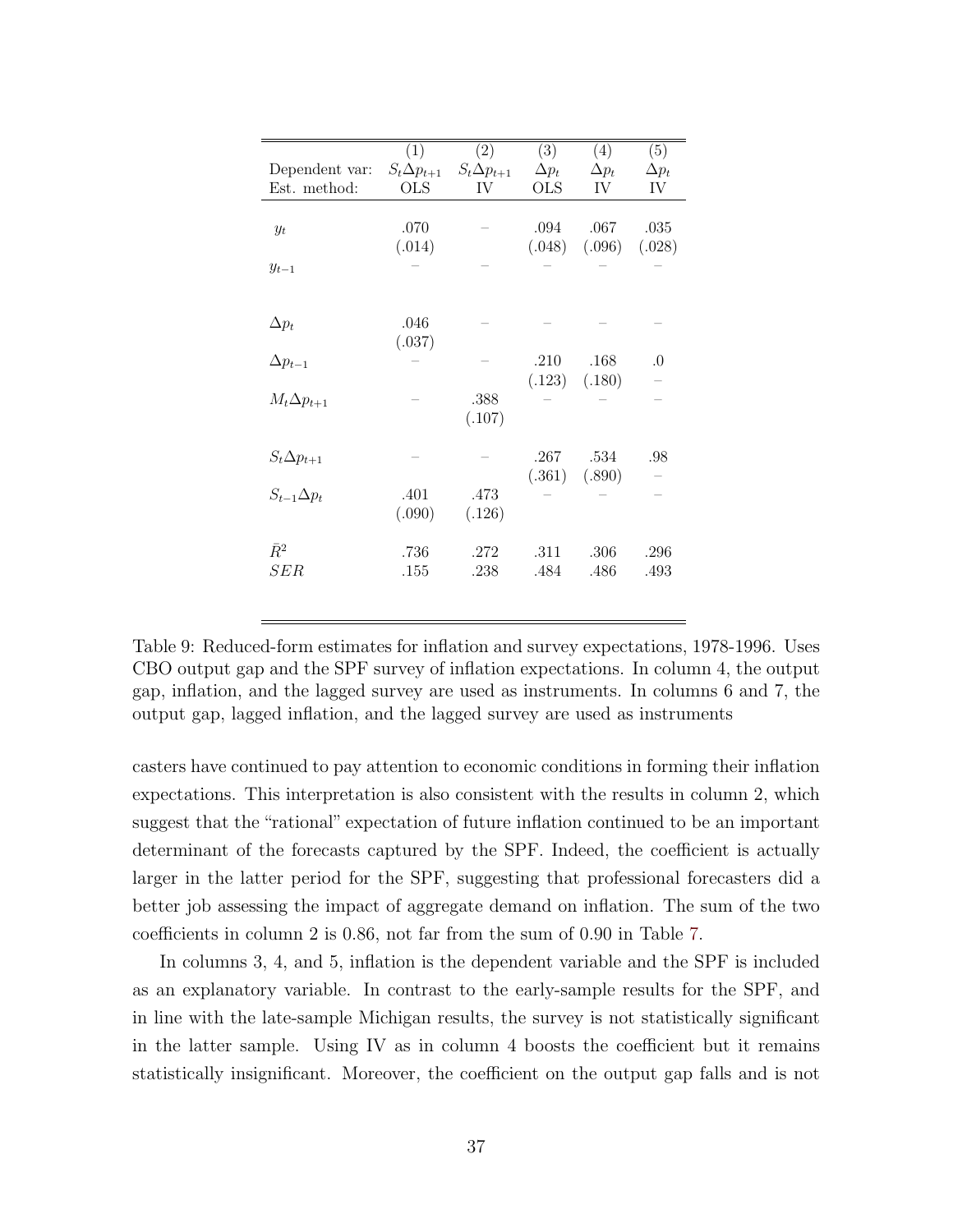| | (1) | (2) | (3) | (4) | (5) |
|---|---|---|---|---|---|
| Dependent var: | $S_t\Delta p_{t+1}$ | $S_t\Delta p_{t+1}$ | $\Delta p_t$ | $\Delta p_t$ | $\Delta p_t$ |
| Est. method: | OLS | IV | OLS | IV | IV |
| $y_t$ | .070 | – | .094 | .067 | .035 |
| | (.014) | | (.048) | (.096) | (.028) |
| $y_{t-1}$ | – | – | – | – | – |
| $\Delta p_t$ | .046 | – | – | – | – |
| | (.037) | | | | |
| $\Delta p_{t-1}$ | – | – | .210 | .168 | .0 |
| | | | (.123) | (.180) | – |
| $M_t\Delta p_{t+1}$ | – | .388 | – | – | – |
| | | (.107) | | | |
| $S_t\Delta p_{t+1}$ | – | – | .267 | .534 | .98 |
| | | | (.361) | (.890) | – |
| $S_{t-1}\Delta p_t$ | .401 | .473 | – | – | – |
| | (.090) | (.126) | | | |
| $\bar{R}^2$ | .736 | .272 | .311 | .306 | .296 |
| $SER$ | .155 | .238 | .484 | .486 | .493 |

Table 9: Reduced-form estimates for inflation and survey expectations, 1978-1996. Uses CBO output gap and the SPF survey of inflation expectations. In column 4, the output gap, inflation, and the lagged survey are used as instruments. In columns 6 and 7, the output gap, lagged inflation, and the lagged survey are used as instruments

casters have continued to pay attention to economic conditions in forming their inflation expectations. This interpretation is also consistent with the results in column 2, which suggest that the "rational" expectation of future inflation continued to be an important determinant of the forecasts captured by the SPF. Indeed, the coefficient is actually larger in the latter period for the SPF, suggesting that professional forecasters did a better job assessing the impact of aggregate demand on inflation. The sum of the two coefficients in column 2 is 0.86, not far from the sum of 0.90 in Table 7.

In columns 3, 4, and 5, inflation is the dependent variable and the SPF is included as an explanatory variable. In contrast to the early-sample results for the SPF, and in line with the late-sample Michigan results, the survey is not statistically significant in the latter sample. Using IV as in column 4 boosts the coefficient but it remains statistically insignificant. Moreover, the coefficient on the output gap falls and is not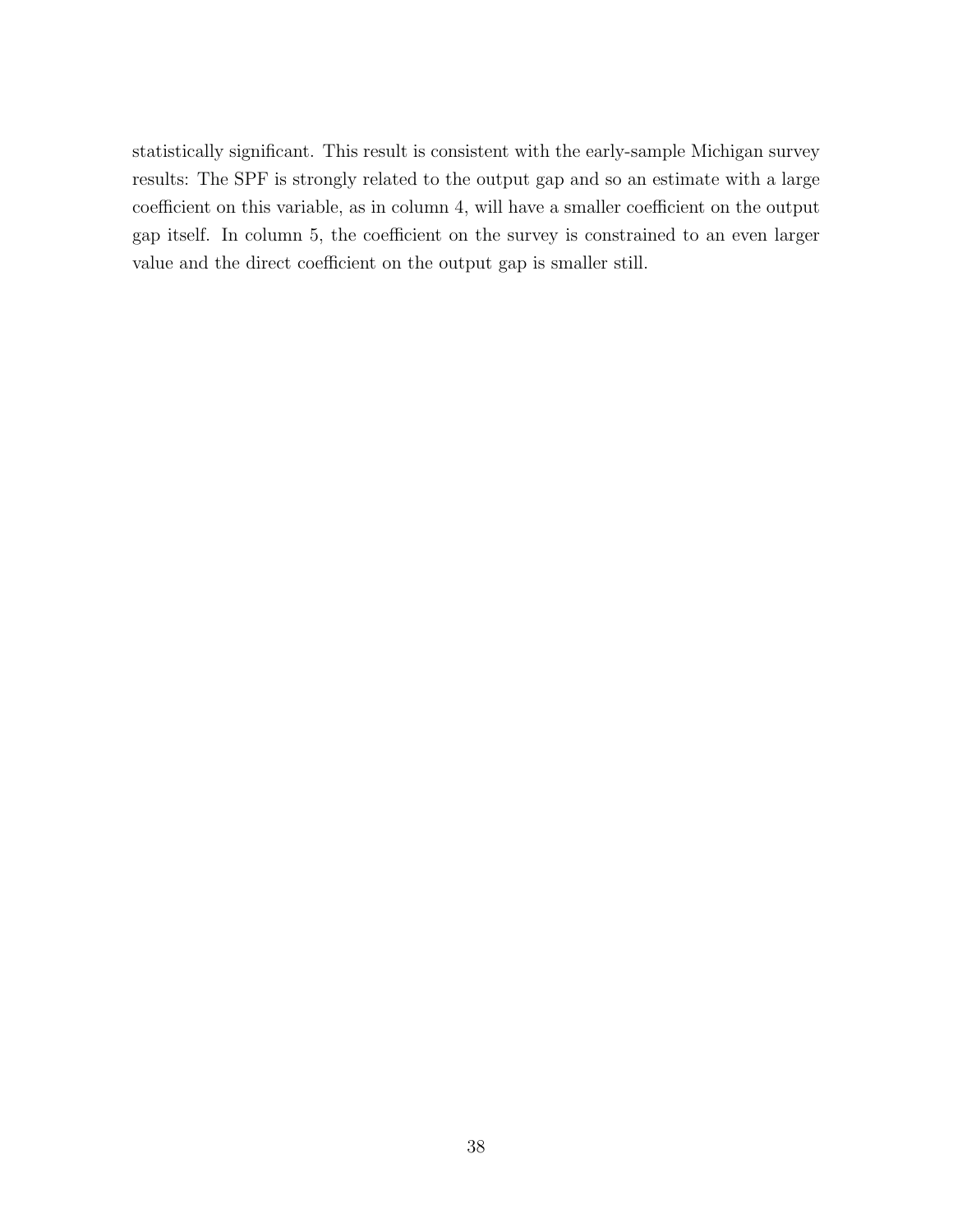statistically significant. This result is consistent with the early-sample Michigan survey results: The SPF is strongly related to the output gap and so an estimate with a large coefficient on this variable, as in column 4, will have a smaller coefficient on the output gap itself. In column 5, the coefficient on the survey is constrained to an even larger value and the direct coefficient on the output gap is smaller still.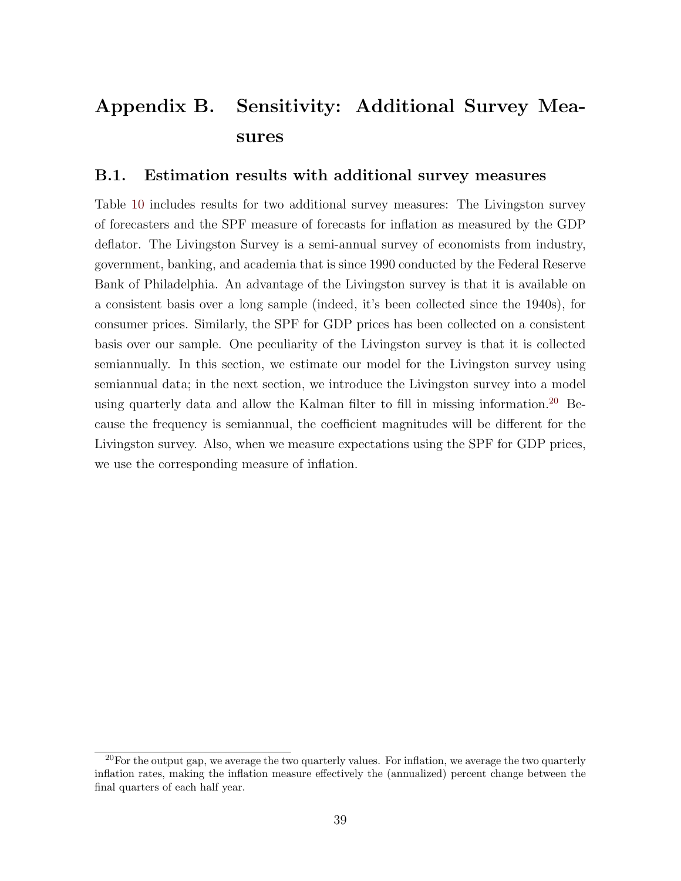# Appendix B. Sensitivity: Additional Survey Measures

## B.1. Estimation results with additional survey measures

Table 10 includes results for two additional survey measures: The Livingston survey of forecasters and the SPF measure of forecasts for inflation as measured by the GDP deflator. The Livingston Survey is a semi-annual survey of economists from industry, government, banking, and academia that is since 1990 conducted by the Federal Reserve Bank of Philadelphia. An advantage of the Livingston survey is that it is available on a consistent basis over a long sample (indeed, it's been collected since the 1940s), for consumer prices. Similarly, the SPF for GDP prices has been collected on a consistent basis over our sample. One peculiarity of the Livingston survey is that it is collected semiannually. In this section, we estimate our model for the Livingston survey using semiannual data; in the next section, we introduce the Livingston survey into a model using quarterly data and allow the Kalman filter to fill in missing information.[20] Because the frequency is semiannual, the coefficient magnitudes will be different for the Livingston survey. Also, when we measure expectations using the SPF for GDP prices, we use the corresponding measure of inflation.

[20] For the output gap, we average the two quarterly values. For inflation, we average the two quarterly inflation rates, making the inflation measure effectively the (annualized) percent change between the final quarters of each half year.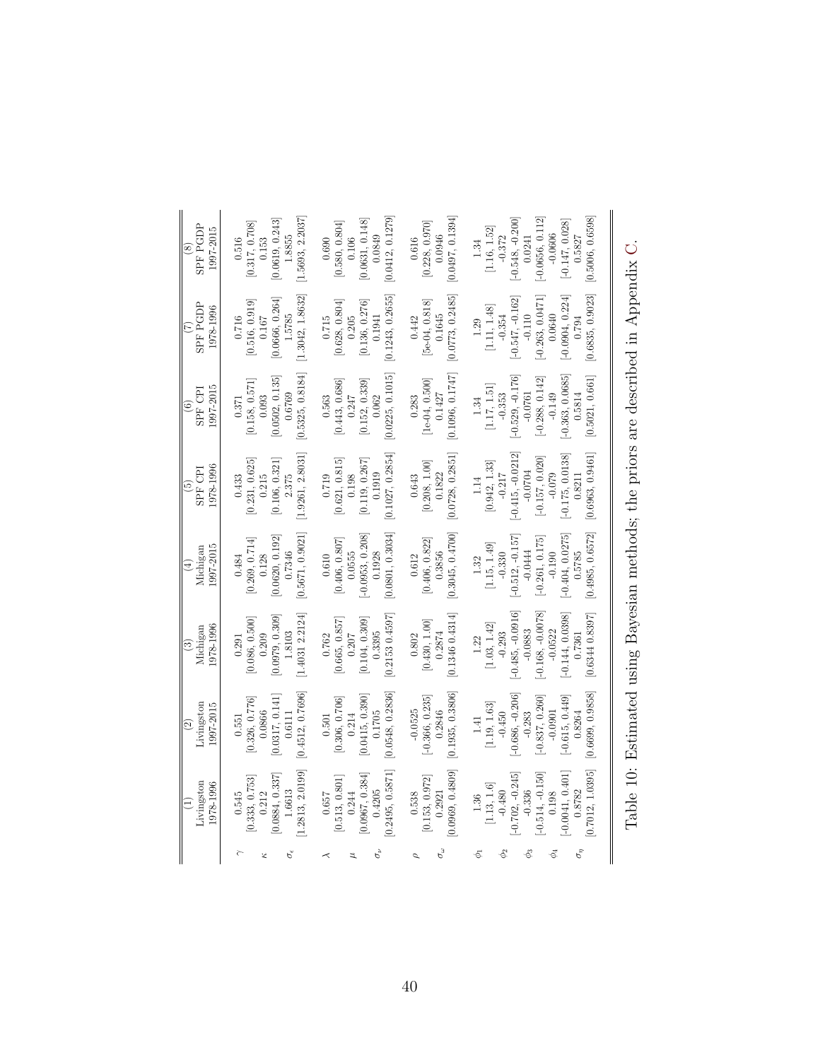|  | (1) Livingston 1978-1996 | (2) Livingston 1997-2015 | (3) Michigan 1978-1996 | (4) Michigan 1997-2015 | (5) SPF CPI 1978-1996 | (6) SPF CPI 1997-2015 | (7) SPF PGDP 1978-1996 | (8) SPF PGDP 1997-2015 |
|---|---|---|---|---|---|---|---|---|
| $\gamma$ | 0.545 | 0.551 | 0.291 | 0.484 | 0.433 | 0.371 | 0.716 | 0.516 |
|  | [0.333, 0.753] | [0.326, 0.776] | [0.086, 0.500] | [0.269, 0.714] | [0.231, 0.625] | [0.158, 0.571] | [0.516, 0.919] | [0.317, 0.708] |
| $\kappa$ | 0.212 | 0.0866 | 0.209 | 0.128 | 0.215 | 0.093 | 0.167 | 0.153 |
|  | [0.0884, 0.337] | [0.0317, 0.141] | [0.0979, 0.309] | [0.0620, 0.192] | [0.106, 0.321] | [0.0502, 0.135] | [0.0666, 0.264] | [0.0619, 0.243] |
| $\sigma_\epsilon$ | 1.6613 | 0.6111 | 1.8103 | 0.7346 | 2.375 | 0.6769 | 1.5785 | 1.8855 |
|  | [1.2813, 2.0199] | [0.4512, 0.7696] | [1.4031 2.2124] | [0.5671, 0.9021] | [1.9261, 2.8031] | [0.5325, 0.8184] | [1.3042, 1.8632] | [1.5693, 2.2037] |
| $\lambda$ | 0.657 | 0.501 | 0.762 | 0.610 | 0.719 | 0.563 | 0.715 | 0.690 |
|  | [0.513, 0.801] | [0.306, 0.706] | [0.665, 0.857] | [0.406, 0.807] | [0.621, 0.815] | [0.443, 0.686] | [0.628, 0.804] | [0.580, 0.804] |
| $\mu$ | 0.244 | 0.214 | 0.207 | 0.0555 | 0.198 | 0.247 | 0.205 | 0.106 |
|  | [0.0967, 0.384] | [0.0415, 0.390] | [0.104, 0.309] | [-0.0953, 0.208] | [0.119, 0.267] | [0.152, 0.339] | [0.136, 0.276] | [0.0631, 0.148] |
| $\sigma_\nu$ | 0.4205 | 0.1705 | 0.3395 | 0.1928 | 0.1919 | 0.062 | 0.1941 | 0.0849 |
|  | [0.2495, 0.5871] | [0.0548, 0.2836] | [0.2153 0.4597] | [0.0801, 0.3034] | [0.1027, 0.2854] | [0.0225, 0.1015] | [0.1243, 0.2655] | [0.0412, 0.1279] |
| $\rho$ | 0.538 | -0.0525 | 0.802 | 0.612 | 0.643 | 0.283 | 0.442 | 0.616 |
|  | [0.153, 0.972] | [-0.366, 0.235] | [0.430, 1.00] | [0.406, 0.822] | [0.208, 1.00] | [1e-04, 0.500] | [5e-04, 0.818] | [0.228, 0.970] |
| $\sigma_\omega$ | 0.2921 | 0.2846 | 0.2874 | 0.3856 | 0.1822 | 0.1427 | 0.1645 | 0.0946 |
|  | [0.0969, 0.4809] | [0.1935, 0.3806] | [0.1346 0.4314] | [0.3045, 0.4700] | [0.0728, 0.2851] | [0.1096, 0.1747] | [0.0773, 0.2485] | [0.0497, 0.1394] |
| $\phi_1$ | 1.36 | 1.41 | 1.22 | 1.32 | 1.14 | 1.34 | 1.29 | 1.34 |
|  | [1.13, 1.6] | [1.19, 1.63] | [1.03, 1.42] | [1.15, 1.49] | [0.942, 1.33] | [1.17, 1.51] | [1.11, 1.48] | [1.16, 1.52] |
| $\phi_2$ | -0.480 | -0.450 | -0.293 | -0.330 | -0.217 | -0.353 | -0.354 | -0.372 |
|  | [-0.702, -0.245] | [-0.686, -0.206] | [-0.485, -0.0916] | [-0.512, -0.157] | [-0.415, -0.0212] | [-0.529, -0.176] | [-0.547, -0.162] | [-0.548, -0.200] |
| $\phi_3$ | -0.336 | -0.283 | -0.0883 | -0.0444 | -0.0704 | -0.0761 | -0.110 | 0.0241 |
|  | [-0.514, -0.150] | [-0.837, 0.260] | [-0.168, -0.0078] | [-0.261, 0.175] | [-0.157, 0.020] | [-0.288, 0.142] | [-0.263, 0.0471] | [-0.0656, 0.112] |
| $\phi_4$ | 0.198 | -0.0901 | -0.0522 | -0.190 | -0.079 | -0.149 | 0.0640 | -0.0606 |
|  | [-0.0041, 0.401] | [-0.615, 0.449] | [-0.144, 0.0398] | [-0.404, 0.0275] | [-0.175, 0.0138] | [-0.363, 0.0685] | [-0.0904, 0.224] | [-0.147, 0.028] |
| $\sigma_\eta$ | 0.8782 | 0.8264 | 0.7361 | 0.5785 | 0.8211 | 0.5814 | 0.794 | 0.5827 |
|  | [0.7012, 1.0395] | [0.6699, 0.9858] | [0.6344 0.8397] | [0.4985, 0.6572] | [0.6963, 0.9461] | [0.5021, 0.661] | [0.6835, 0.9023] | [0.5006, 0.6598] |

Table 10: Estimated using Bayesian methods; the priors are described in Appendix C.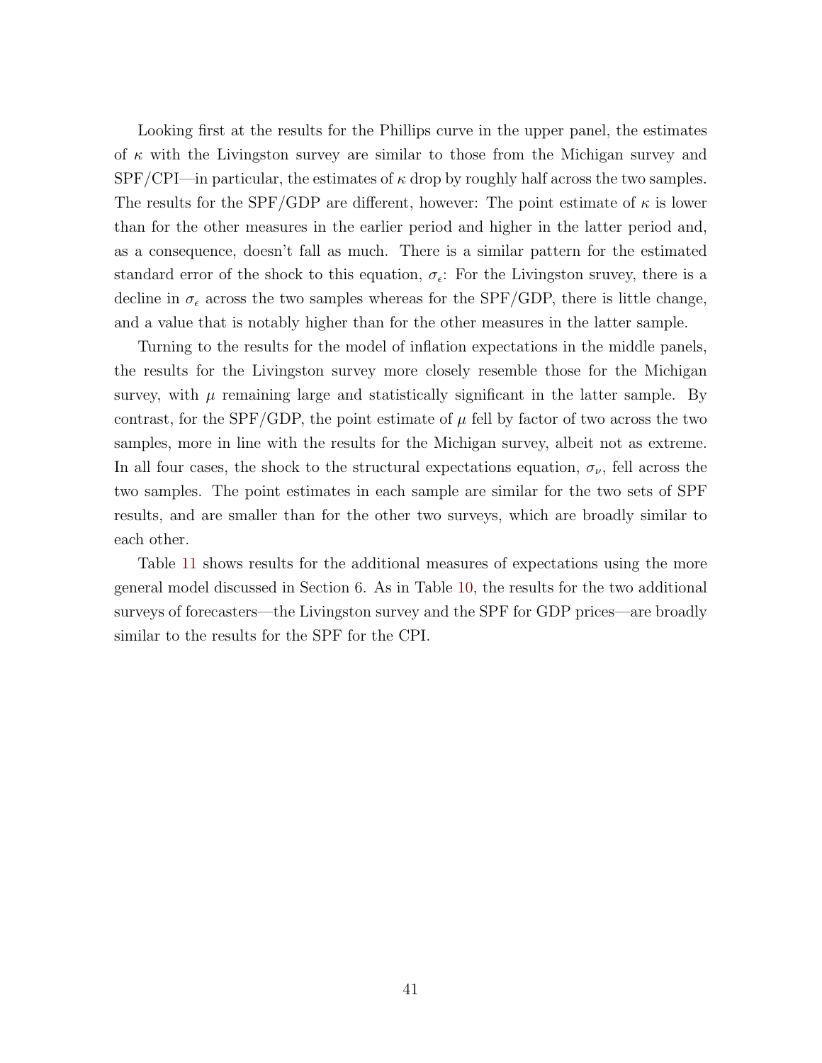Looking first at the results for the Phillips curve in the upper panel, the estimates of $\kappa$ with the Livingston survey are similar to those from the Michigan survey and SPF/CPI—in particular, the estimates of $\kappa$ drop by roughly half across the two samples. The results for the SPF/GDP are different, however: The point estimate of $\kappa$ is lower than for the other measures in the earlier period and higher in the latter period and, as a consequence, doesn't fall as much. There is a similar pattern for the estimated standard error of the shock to this equation, $\sigma_\epsilon$: For the Livingston sruvey, there is a decline in $\sigma_\epsilon$ across the two samples whereas for the SPF/GDP, there is little change, and a value that is notably higher than for the other measures in the latter sample.

Turning to the results for the model of inflation expectations in the middle panels, the results for the Livingston survey more closely resemble those for the Michigan survey, with $\mu$ remaining large and statistically significant in the latter sample. By contrast, for the SPF/GDP, the point estimate of $\mu$ fell by factor of two across the two samples, more in line with the results for the Michigan survey, albeit not as extreme. In all four cases, the shock to the structural expectations equation, $\sigma_\nu$, fell across the two samples. The point estimates in each sample are similar for the two sets of SPF results, and are smaller than for the other two surveys, which are broadly similar to each other.

Table 11 shows results for the additional measures of expectations using the more general model discussed in Section 6. As in Table 10, the results for the two additional surveys of forecasters—the Livingston survey and the SPF for GDP prices—are broadly similar to the results for the SPF for the CPI.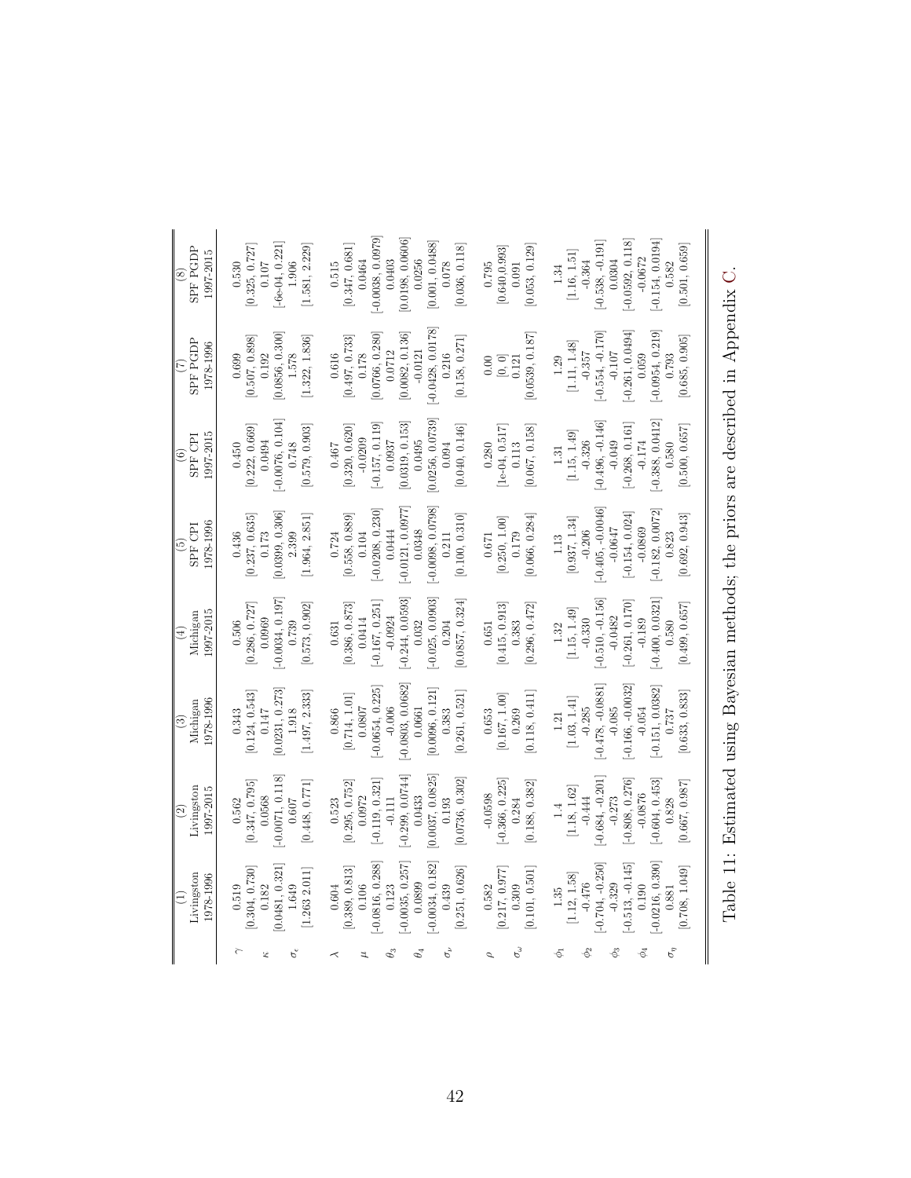|  | (1) Livingston 1978-1996 | (2) Livingston 1997-2015 | (3) Michigan 1978-1996 | (4) Michigan 1997-2015 | (5) SPF CPI 1978-1996 | (6) SPF CPI 1997-2015 | (7) SPF PGDP 1978-1996 | (8) SPF PGDP 1997-2015 |
|---|---|---|---|---|---|---|---|---|
| $\gamma$ | 0.519 | 0.562 | 0.343 | 0.506 | 0.436 | 0.450 | 0.699 | 0.530 |
|  | [0.304, 0.730] | [0.347, 0.795] | [0.124, 0.543] | [0.286, 0.727] | [0.237, 0.635] | [0.222, 0.669] | [0.507, 0.898] | [0.325, 0.727] |
| $\kappa$ | 0.182 | 0.0568 | 0.147 | 0.0969 | 0.173 | 0.0494 | 0.192 | 0.107 |
|  | [0.0481, 0.321] | [-0.0071, 0.118] | [0.0231, 0.273] | [-0.0034, 0.197] | [0.0399, 0.306] | [-0.0076, 0.104] | [0.0856, 0.300] | [-6e-04, 0.221] |
| $\sigma_\epsilon$ | 1.649 | 0.607 | 1.918 | 0.739 | 2.399 | 0.748 | 1.578 | 1.906 |
|  | [1.263 2.011] | [0.448, 0.771] | [1.497, 2.333] | [0.573, 0.902] | [1.964, 2.851] | [0.579, 0.903] | [1.322, 1.836] | [1.581, 2.229] |
| $\lambda$ | 0.604 | 0.523 | 0.866 | 0.631 | 0.724 | 0.467 | 0.616 | 0.515 |
|  | [0.389, 0.813] | [0.295, 0.752] | [0.714, 1.01] | [0.386, 0.873] | [0.558, 0.889] | [0.320, 0.620] | [0.497, 0.733] | [0.347, 0.681] |
| $\mu$ | 0.106 | 0.0972 | 0.0807 | 0.0414 | 0.104 | -0.0209 | 0.178 | 0.0464 |
|  | [-0.0816, 0.288] | [-0.119, 0.321] | [-0.0654, 0.225] | [-0.167, 0.251] | [-0.0208, 0.230] | [-0.157, 0.119] | [0.0766, 0.280] | [-0.0038, 0.0979] |
| $\theta_3$ | 0.123 | -0.111 | -0.006 | -0.0924 | 0.0444 | 0.0937 | 0.0712 | 0.0403 |
|  | [-0.0035, 0.257] | [-0.299, 0.0744] | [-0.0803, 0.0682] | [-0.244, 0.0593] | [-0.0121, 0.0977] | [0.0319, 0.153] | [0.0082, 0.136] | [0.0198, 0.0606] |
| $\theta_4$ | 0.0899 | 0.0433 | 0.0661 | 0.032 | 0.0348 | 0.0495 | -0.0121 | 0.0256 |
|  | [-0.0034, 0.182] | [0.0037, 0.0825] | [0.0096, 0.121] | [-0.025, 0.0903] | [-0.0098, 0.0798] | [0.0256, 0.0739] | [-0.0428, 0.0178] | [0.001, 0.0488] |
| $\sigma_\nu$ | 0.439 | 0.193 | 0.383 | 0.204 | 0.211 | 0.094 | 0.216 | 0.078 |
|  | [0.251, 0.626] | [0.0736, 0.302] | [0.261, 0.521] | [0.0857, 0.324] | [0.100, 0.310] | [0.040, 0.146] | [0.158, 0.271] | [0.036, 0.118] |
| $\rho$ | 0.582 | -0.0598 | 0.653 | 0.651 | 0.671 | 0.280 | 0.00 | 0.795 |
|  | [0.217, 0.977] | [-0.366, 0.225] | [0.167, 1.00] | [0.415, 0.913] | [0.250, 1.00] | [1e-04, 0.517] | [0, 0] | [0.640.0.993] |
| $\sigma_\omega$ | 0.309 | 0.284 | 0.269 | 0.383 | 0.179 | 0.113 | 0.121 | 0.091 |
|  | [0.101, 0.501] | [0.188, 0.382] | [0.118, 0.411] | [0.296, 0.472] | [0.066, 0.284] | [0.067, 0.158] | [0.0539, 0.187] | [0.053, 0.129] |
| $\phi_1$ | 1.35 | 1.4 | 1.21 | 1.32 | 1.13 | 1.31 | 1.29 | 1.34 |
|  | [1.12, 1.58] | [1.18, 1.62] | [1.03, 1.41] | [1.15, 1.49] | [0.937, 1.34] | [1.15, 1.49] | [1.11, 1.48] | [1.16, 1.51] |
| $\phi_2$ | -0.476 | -0.444 | -0.285 | -0.330 | -0.206 | -0.326 | -0.357 | -0.364 |
|  | [-0.704, -0.250] | [-0.684, -0.201] | [-0.478, -0.0881] | [-0.510, -0.156] | [-0.405, -0.0046] | [-0.496, -0.146] | [-0.554, -0.170] | [-0.538, -0.191] |
| $\phi_3$ | -0.329 | -0.273 | -0.085 | -0.0482 | -0.0647 | -0.049 | -0.107 | 0.0304 |
|  | [-0.513, -0.145] | [-0.808, 0.276] | [-0.166, -0.0032] | [-0.261, 0.170] | [-0.154, 0.024] | [-0.268, 0.161] | [-0.261, 0.0494] | [-0.0592, 0.118] |
| $\phi_4$ | 0.190 | -0.0876 | -0.054 | -0.189 | -0.0869 | -0.174 | 0.059 | -0.0672 |
|  | [-0.0216, 0.390] | [-0.604, 0.453] | [-0.151, 0.0382] | [-0.400, 0.0321] | [-0.182, 0.0072] | [-0.388, 0.0412] | [-0.0954, 0.219] | [-0.154, 0.0194] |
| $\sigma_\eta$ | 0.881 | 0.828 | 0.737 | 0.580 | 0.823 | 0.580 | 0.793 | 0.582 |
|  | [0.708, 1.049] | [0.667, 0.987] | [0.633, 0.833] | [0.499, 0.657] | [0.692, 0.943] | [0.500, 0.657] | [0.685, 0.905] | [0.501, 0.659] |

Table 11: Estimated using Bayesian methods; the priors are described in Appendix C.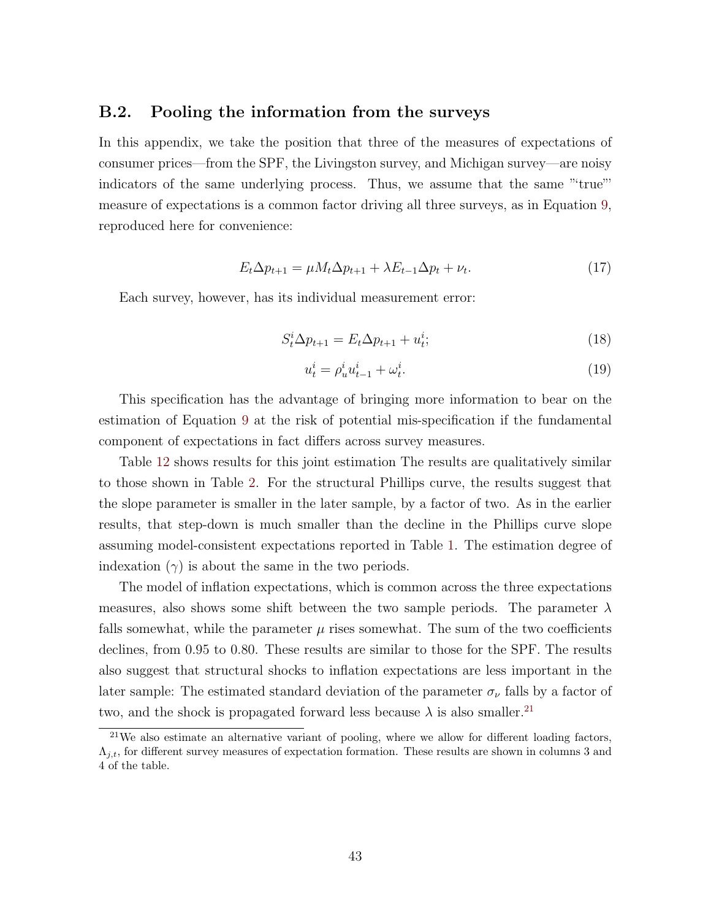## B.2. Pooling the information from the surveys

In this appendix, we take the position that three of the measures of expectations of consumer prices—from the SPF, the Livingston survey, and Michigan survey—are noisy indicators of the same underlying process. Thus, we assume that the same "'true"' measure of expectations is a common factor driving all three surveys, as in Equation 9, reproduced here for convenience:

$$E_t \Delta p_{t+1} = \mu M_t \Delta p_{t+1} + \lambda E_{t-1} \Delta p_t + \nu_t. \tag{17}$$

Each survey, however, has its individual measurement error:

$$S_t^i \Delta p_{t+1} = E_t \Delta p_{t+1} + u_t^i; \tag{18}$$

$$u_t^i = \rho_u^i u_{t-1}^i + \omega_t^i. \tag{19}$$

This specification has the advantage of bringing more information to bear on the estimation of Equation 9 at the risk of potential mis-specification if the fundamental component of expectations in fact differs across survey measures.

Table 12 shows results for this joint estimation The results are qualitatively similar to those shown in Table 2. For the structural Phillips curve, the results suggest that the slope parameter is smaller in the later sample, by a factor of two. As in the earlier results, that step-down is much smaller than the decline in the Phillips curve slope assuming model-consistent expectations reported in Table 1. The estimation degree of indexation ($\gamma$) is about the same in the two periods.

The model of inflation expectations, which is common across the three expectations measures, also shows some shift between the two sample periods. The parameter $\lambda$ falls somewhat, while the parameter $\mu$ rises somewhat. The sum of the two coefficients declines, from 0.95 to 0.80. These results are similar to those for the SPF. The results also suggest that structural shocks to inflation expectations are less important in the later sample: The estimated standard deviation of the parameter $\sigma_\nu$ falls by a factor of two, and the shock is propagated forward less because $\lambda$ is also smaller.[21]

[21] We also estimate an alternative variant of pooling, where we allow for different loading factors, $\Lambda_{j,t}$, for different survey measures of expectation formation. These results are shown in columns 3 and 4 of the table.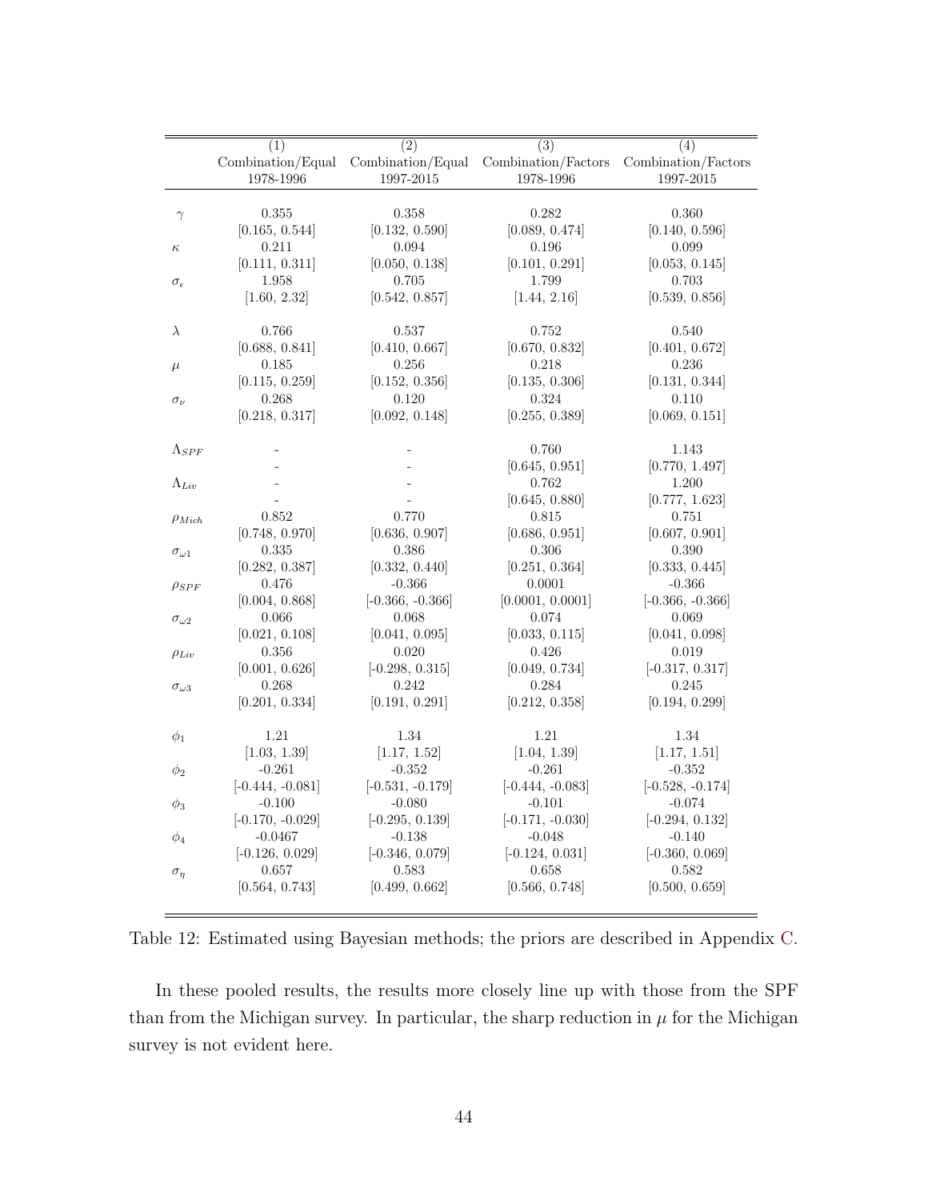| | (1) Combination/Equal 1978-1996 | (2) Combination/Equal 1997-2015 | (3) Combination/Factors 1978-1996 | (4) Combination/Factors 1997-2015 |
|---|---|---|---|---|
| $\gamma$ | 0.355 | 0.358 | 0.282 | 0.360 |
| | [0.165, 0.544] | [0.132, 0.590] | [0.089, 0.474] | [0.140, 0.596] |
| $\kappa$ | 0.211 | 0.094 | 0.196 | 0.099 |
| | [0.111, 0.311] | [0.050, 0.138] | [0.101, 0.291] | [0.053, 0.145] |
| $\sigma_\epsilon$ | 1.958 | 0.705 | 1.799 | 0.703 |
| | [1.60, 2.32] | [0.542, 0.857] | [1.44, 2.16] | [0.539, 0.856] |
| $\lambda$ | 0.766 | 0.537 | 0.752 | 0.540 |
| | [0.688, 0.841] | [0.410, 0.667] | [0.670, 0.832] | [0.401, 0.672] |
| $\mu$ | 0.185 | 0.256 | 0.218 | 0.236 |
| | [0.115, 0.259] | [0.152, 0.356] | [0.135, 0.306] | [0.131, 0.344] |
| $\sigma_\nu$ | 0.268 | 0.120 | 0.324 | 0.110 |
| | [0.218, 0.317] | [0.092, 0.148] | [0.255, 0.389] | [0.069, 0.151] |
| $\Lambda_{SPF}$ | - | - | 0.760 | 1.143 |
| | - | - | [0.645, 0.951] | [0.770, 1.497] |
| $\Lambda_{Liv}$ | - | - | 0.762 | 1.200 |
| | - | - | [0.645, 0.880] | [0.777, 1.623] |
| $\rho_{Mich}$ | 0.852 | 0.770 | 0.815 | 0.751 |
| | [0.748, 0.970] | [0.636, 0.907] | [0.686, 0.951] | [0.607, 0.901] |
| $\sigma_{\omega 1}$ | 0.335 | 0.386 | 0.306 | 0.390 |
| | [0.282, 0.387] | [0.332, 0.440] | [0.251, 0.364] | [0.333, 0.445] |
| $\rho_{SPF}$ | 0.476 | -0.366 | 0.0001 | -0.366 |
| | [0.004, 0.868] | [-0.366, -0.366] | [0.0001, 0.0001] | [-0.366, -0.366] |
| $\sigma_{\omega 2}$ | 0.066 | 0.068 | 0.074 | 0.069 |
| | [0.021, 0.108] | [0.041, 0.095] | [0.033, 0.115] | [0.041, 0.098] |
| $\rho_{Liv}$ | 0.356 | 0.020 | 0.426 | 0.019 |
| | [0.001, 0.626] | [-0.298, 0.315] | [0.049, 0.734] | [-0.317, 0.317] |
| $\sigma_{\omega 3}$ | 0.268 | 0.242 | 0.284 | 0.245 |
| | [0.201, 0.334] | [0.191, 0.291] | [0.212, 0.358] | [0.194, 0.299] |
| $\phi_1$ | 1.21 | 1.34 | 1.21 | 1.34 |
| | [1.03, 1.39] | [1.17, 1.52] | [1.04, 1.39] | [1.17, 1.51] |
| $\phi_2$ | -0.261 | -0.352 | -0.261 | -0.352 |
| | [-0.444, -0.081] | [-0.531, -0.179] | [-0.444, -0.083] | [-0.528, -0.174] |
| $\phi_3$ | -0.100 | -0.080 | -0.101 | -0.074 |
| | [-0.170, -0.029] | [-0.295, 0.139] | [-0.171, -0.030] | [-0.294, 0.132] |
| $\phi_4$ | -0.0467 | -0.138 | -0.048 | -0.140 |
| | [-0.126, 0.029] | [-0.346, 0.079] | [-0.124, 0.031] | [-0.360, 0.069] |
| $\sigma_\eta$ | 0.657 | 0.583 | 0.658 | 0.582 |
| | [0.564, 0.743] | [0.499, 0.662] | [0.566, 0.748] | [0.500, 0.659] |

Table 12: Estimated using Bayesian methods; the priors are described in Appendix C.

In these pooled results, the results more closely line up with those from the SPF than from the Michigan survey. In particular, the sharp reduction in $\mu$ for the Michigan survey is not evident here.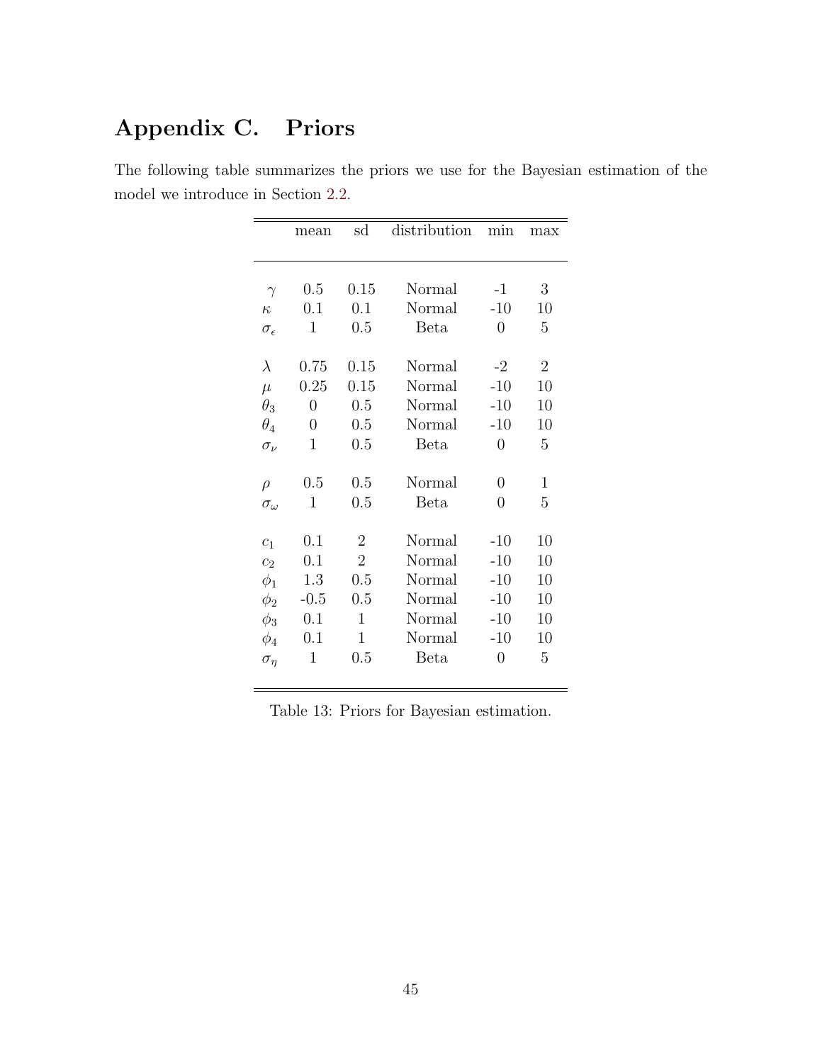# Appendix C. Priors

The following table summarizes the priors we use for the Bayesian estimation of the model we introduce in Section 2.2.

| | mean | sd | distribution | min | max |
|---|---|---|---|---|---|
| $\gamma$ | 0.5 | 0.15 | Normal | -1 | 3 |
| $\kappa$ | 0.1 | 0.1 | Normal | -10 | 10 |
| $\sigma_\epsilon$ | 1 | 0.5 | Beta | 0 | 5 |
| $\lambda$ | 0.75 | 0.15 | Normal | -2 | 2 |
| $\mu$ | 0.25 | 0.15 | Normal | -10 | 10 |
| $\theta_3$ | 0 | 0.5 | Normal | -10 | 10 |
| $\theta_4$ | 0 | 0.5 | Normal | -10 | 10 |
| $\sigma_\nu$ | 1 | 0.5 | Beta | 0 | 5 |
| $\rho$ | 0.5 | 0.5 | Normal | 0 | 1 |
| $\sigma_\omega$ | 1 | 0.5 | Beta | 0 | 5 |
| $c_1$ | 0.1 | 2 | Normal | -10 | 10 |
| $c_2$ | 0.1 | 2 | Normal | -10 | 10 |
| $\phi_1$ | 1.3 | 0.5 | Normal | -10 | 10 |
| $\phi_2$ | -0.5 | 0.5 | Normal | -10 | 10 |
| $\phi_3$ | 0.1 | 1 | Normal | -10 | 10 |
| $\phi_4$ | 0.1 | 1 | Normal | -10 | 10 |
| $\sigma_\eta$ | 1 | 0.5 | Beta | 0 | 5 |

Table 13: Priors for Bayesian estimation.